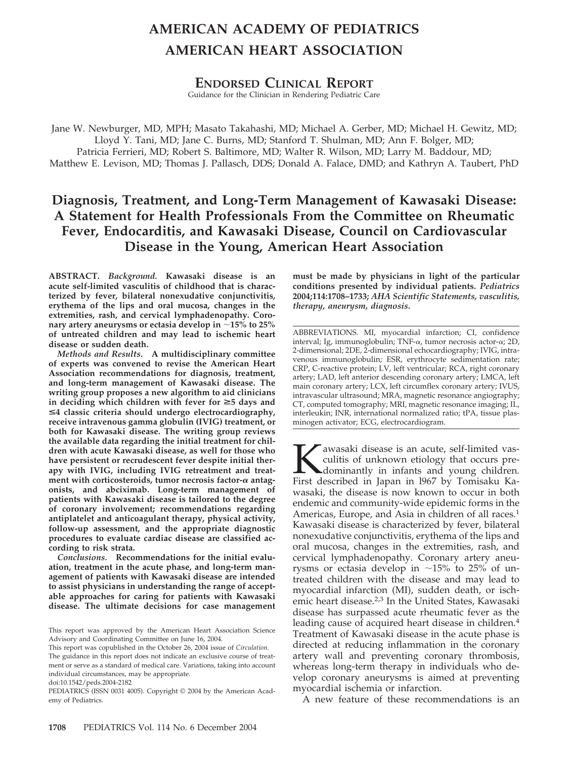# AMERICAN ACADEMY OF PEDIATRICS
# AMERICAN HEART ASSOCIATION

## ENDORSED CLINICAL REPORT

Guidance for the Clinician in Rendering Pediatric Care

Jane W. Newburger, MD, MPH; Masato Takahashi, MD; Michael A. Gerber, MD; Michael H. Gewitz, MD; Lloyd Y. Tani, MD; Jane C. Burns, MD; Stanford T. Shulman, MD; Ann F. Bolger, MD; Patricia Ferrieri, MD; Robert S. Baltimore, MD; Walter R. Wilson, MD; Larry M. Baddour, MD; Matthew E. Levison, MD; Thomas J. Pallasch, DDS; Donald A. Falace, DMD; and Kathryn A. Taubert, PhD

# Diagnosis, Treatment, and Long-Term Management of Kawasaki Disease: A Statement for Health Professionals From the Committee on Rheumatic Fever, Endocarditis, and Kawasaki Disease, Council on Cardiovascular Disease in the Young, American Heart Association

**ABSTRACT.** *Background.* **Kawasaki disease is an acute self-limited vasculitis of childhood that is characterized by fever, bilateral nonexudative conjunctivitis, erythema of the lips and oral mucosa, changes in the extremities, rash, and cervical lymphadenopathy. Coronary artery aneurysms or ectasia develop in ~15% to 25% of untreated children and may lead to ischemic heart disease or sudden death.**

*Methods and Results.* **A multidisciplinary committee of experts was convened to revise the American Heart Association recommendations for diagnosis, treatment, and long-term management of Kawasaki disease. The writing group proposes a new algorithm to aid clinicians in deciding which children with fever for ≥5 days and ≤4 classic criteria should undergo electrocardiography, receive intravenous gamma globulin (IVIG) treatment, or both for Kawasaki disease. The writing group reviews the available data regarding the initial treatment for children with acute Kawasaki disease, as well for those who have persistent or recrudescent fever despite initial therapy with IVIG, including IVIG retreatment and treatment with corticosteroids, tumor necrosis factor-α antagonists, and abciximab. Long-term management of patients with Kawasaki disease is tailored to the degree of coronary involvement; recommendations regarding antiplatelet and anticoagulant therapy, physical activity, follow-up assessment, and the appropriate diagnostic procedures to evaluate cardiac disease are classified according to risk strata.**

*Conclusions.* **Recommendations for the initial evaluation, treatment in the acute phase, and long-term management of patients with Kawasaki disease are intended to assist physicians in understanding the range of acceptable approaches for caring for patients with Kawasaki disease. The ultimate decisions for case management must be made by physicians in light of the particular conditions presented by individual patients.** ***Pediatrics*** **2004;114:1708–1733;** ***AHA Scientific Statements, vasculitis, therapy, aneurysm, diagnosis.***

ABBREVIATIONS. MI, myocardial infarction; CI, confidence interval; Ig, immunoglobulin; TNF-α, tumor necrosis actor-α; 2D, 2-dimensional; 2DE, 2-dimensional echocardiography; IVIG, intravenous immunoglobulin; ESR, erythrocyte sedimentation rate; CRP, C-reactive protein; LV, left ventricular; RCA, right coronary artery; LAD, left anterior descending coronary artery; LMCA, left main coronary artery; LCX, left circumflex coronary artery; IVUS, intravascular ultrasound; MRA, magnetic resonance angiography; CT, computed tomography; MRI, magnetic resonance imaging; IL, interleukin; INR, international normalized ratio; tPA, tissue plasminogen activator; ECG, electrocardiogram.

This report was approved by the American Heart Association Science Advisory and Coordinating Committee on June 16, 2004.

This report was copublished in the October 26, 2004 issue of *Circulation.*

The guidance in this report does not indicate an exclusive course of treatment or serve as a standard of medical care. Variations, taking into account individual circumstances, may be appropriate.

doi:10.1542/peds.2004-2182

PEDIATRICS (ISSN 0031 4005). Copyright © 2004 by the American Academy of Pediatrics.

Kawasaki disease is an acute, self-limited vasculitis of unknown etiology that occurs predominantly in infants and young children. First described in Japan in l967 by Tomisaku Kawasaki, the disease is now known to occur in both endemic and community-wide epidemic forms in the Americas, Europe, and Asia in children of all races.[1] Kawasaki disease is characterized by fever, bilateral nonexudative conjunctivitis, erythema of the lips and oral mucosa, changes in the extremities, rash, and cervical lymphadenopathy. Coronary artery aneurysms or ectasia develop in ~15% to 25% of untreated children with the disease and may lead to myocardial infarction (MI), sudden death, or ischemic heart disease.[2,3] In the United States, Kawasaki disease has surpassed acute rheumatic fever as the leading cause of acquired heart disease in children.[4] Treatment of Kawasaki disease in the acute phase is directed at reducing inflammation in the coronary artery wall and preventing coronary thrombosis, whereas long-term therapy in individuals who develop coronary aneurysms is aimed at preventing myocardial ischemia or infarction.

A new feature of these recommendations is an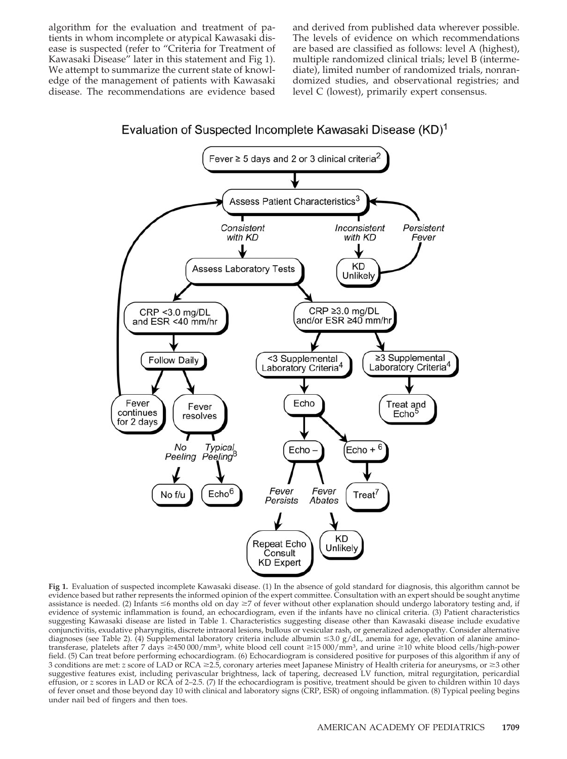algorithm for the evaluation and treatment of patients in whom incomplete or atypical Kawasaki disease is suspected (refer to "Criteria for Treatment of Kawasaki Disease" later in this statement and Fig 1). We attempt to summarize the current state of knowledge of the management of patients with Kawasaki disease. The recommendations are evidence based and derived from published data wherever possible. The levels of evidence on which recommendations are based are classified as follows: level A (highest), multiple randomized clinical trials; level B (intermediate), limited number of randomized trials, nonrandomized studies, and observational registries; and level C (lowest), primarily expert consensus.

## Evaluation of Suspected Incomplete Kawasaki Disease (KD)[1]

- Fever ≥ 5 days and 2 or 3 clinical criteria[2]
  - → Assess Patient Characteristics[3]
    - *Inconsistent with KD* → KD Unlikely → *Persistent Fever* → return to Assess Patient Characteristics
    - *Consistent with KD* → Assess Laboratory Tests
      - CRP <3.0 mg/DL and ESR <40 mm/hr → Follow Daily
        - Fever continues for 2 days → return to Assess Patient Characteristics
        - Fever resolves
          - *No Peeling* → No f/u
          - *Typical Peeling*[8] → Echo[6]
      - CRP ≥3.0 mg/DL and/or ESR ≥40 mm/hr
        - <3 Supplemental Laboratory Criteria[4] → Echo
          - Echo – 
            - *Fever Persists* → Repeat Echo, Consult KD Expert
            - *Fever Abates* → KD Unlikely
          - Echo +[6] → Treat[7]
        - ≥3 Supplemental Laboratory Criteria[4] → Treat and Echo[5]

**Fig 1.** Evaluation of suspected incomplete Kawasaki disease. (1) In the absence of gold standard for diagnosis, this algorithm cannot be evidence based but rather represents the informed opinion of the expert committee. Consultation with an expert should be sought anytime assistance is needed. (2) Infants ≤6 months old on day ≥7 of fever without other explanation should undergo laboratory testing and, if evidence of systemic inflammation is found, an echocardiogram, even if the infants have no clinical criteria. (3) Patient characteristics suggesting Kawasaki disease are listed in Table 1. Characteristics suggesting disease other than Kawasaki disease include exudative conjunctivitis, exudative pharyngitis, discrete intraoral lesions, bullous or vesicular rash, or generalized adenopathy. Consider alternative diagnoses (see Table 2). (4) Supplemental laboratory criteria include albumin ≤3.0 g/dL, anemia for age, elevation of alanine aminotransferase, platelets after 7 days ≥450 000/mm³, white blood cell count ≥15 000/mm³, and urine ≥10 white blood cells/high-power field. (5) Can treat before performing echocardiogram. (6) Echocardiogram is considered positive for purposes of this algorithm if any of 3 conditions are met: *z* score of LAD or RCA ≥2.5, coronary arteries meet Japanese Ministry of Health criteria for aneurysms, or ≥3 other suggestive features exist, including perivascular brightness, lack of tapering, decreased LV function, mitral regurgitation, pericardial effusion, or *z* scores in LAD or RCA of 2–2.5. (7) If the echocardiogram is positive, treatment should be given to children within 10 days of fever onset and those beyond day 10 with clinical and laboratory signs (CRP, ESR) of ongoing inflammation. (8) Typical peeling begins under nail bed of fingers and then toes.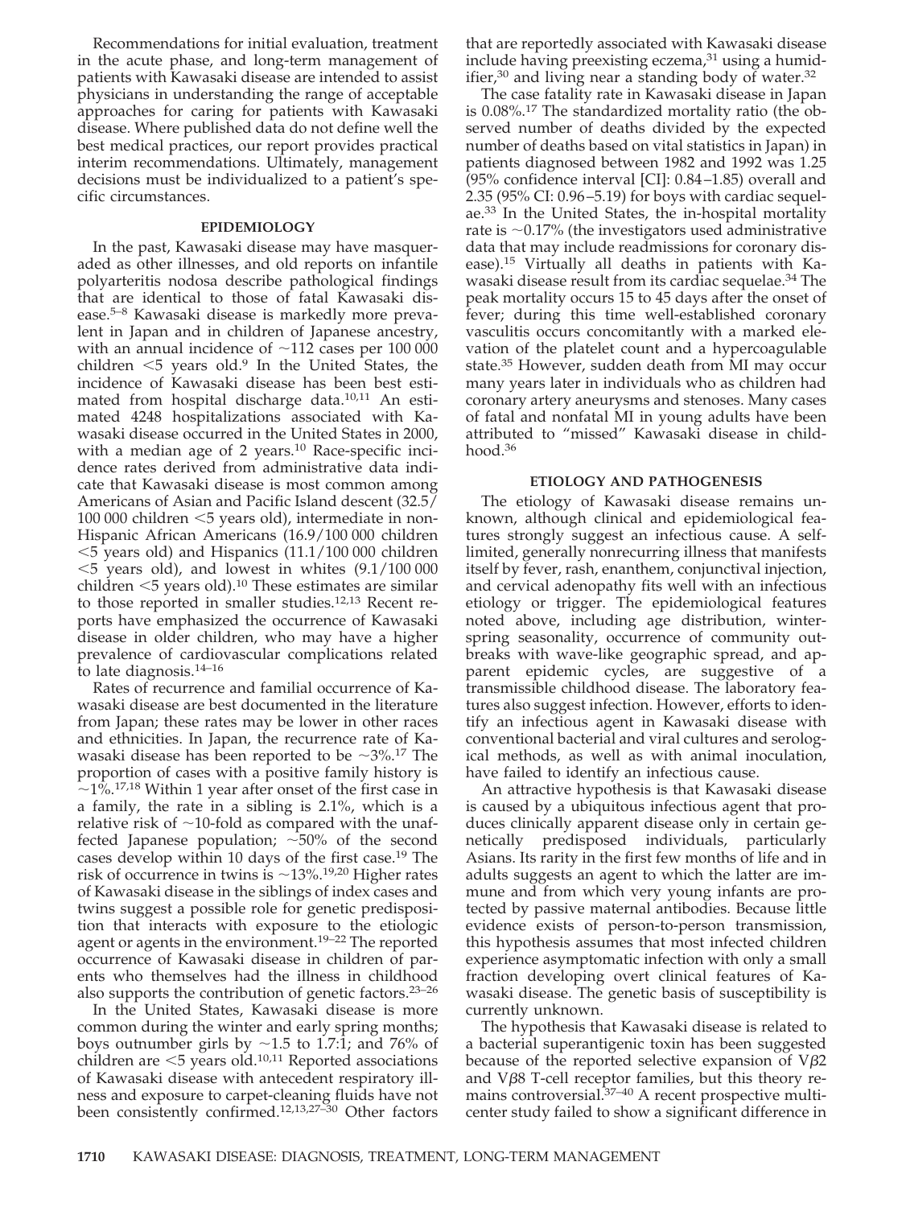Recommendations for initial evaluation, treatment in the acute phase, and long-term management of patients with Kawasaki disease are intended to assist physicians in understanding the range of acceptable approaches for caring for patients with Kawasaki disease. Where published data do not define well the best medical practices, our report provides practical interim recommendations. Ultimately, management decisions must be individualized to a patient's specific circumstances.

## EPIDEMIOLOGY

In the past, Kawasaki disease may have masqueraded as other illnesses, and old reports on infantile polyarteritis nodosa describe pathological findings that are identical to those of fatal Kawasaki disease.[5–8] Kawasaki disease is markedly more prevalent in Japan and in children of Japanese ancestry, with an annual incidence of ~112 cases per 100 000 children <5 years old.[9] In the United States, the incidence of Kawasaki disease has been best estimated from hospital discharge data.[10,11] An estimated 4248 hospitalizations associated with Kawasaki disease occurred in the United States in 2000, with a median age of 2 years.[10] Race-specific incidence rates derived from administrative data indicate that Kawasaki disease is most common among Americans of Asian and Pacific Island descent (32.5/100 000 children <5 years old), intermediate in non-Hispanic African Americans (16.9/100 000 children <5 years old) and Hispanics (11.1/100 000 children <5 years old), and lowest in whites (9.1/100 000 children <5 years old).[10] These estimates are similar to those reported in smaller studies.[12,13] Recent reports have emphasized the occurrence of Kawasaki disease in older children, who may have a higher prevalence of cardiovascular complications related to late diagnosis.[14–16]

Rates of recurrence and familial occurrence of Kawasaki disease are best documented in the literature from Japan; these rates may be lower in other races and ethnicities. In Japan, the recurrence rate of Kawasaki disease has been reported to be ~3%.[17] The proportion of cases with a positive family history is ~1%.[17,18] Within 1 year after onset of the first case in a family, the rate in a sibling is 2.1%, which is a relative risk of ~10-fold as compared with the unaffected Japanese population; ~50% of the second cases develop within 10 days of the first case.[19] The risk of occurrence in twins is ~13%.[19,20] Higher rates of Kawasaki disease in the siblings of index cases and twins suggest a possible role for genetic predisposition that interacts with exposure to the etiologic agent or agents in the environment.[19–22] The reported occurrence of Kawasaki disease in children of parents who themselves had the illness in childhood also supports the contribution of genetic factors.[23–26]

In the United States, Kawasaki disease is more common during the winter and early spring months; boys outnumber girls by ~1.5 to 1.7:1; and 76% of children are <5 years old.[10,11] Reported associations of Kawasaki disease with antecedent respiratory illness and exposure to carpet-cleaning fluids have not been consistently confirmed.[12,13,27–30] Other factors that are reportedly associated with Kawasaki disease include having preexisting eczema,[31] using a humidifier,[30] and living near a standing body of water.[32]

The case fatality rate in Kawasaki disease in Japan is 0.08%.[17] The standardized mortality ratio (the observed number of deaths divided by the expected number of deaths based on vital statistics in Japan) in patients diagnosed between 1982 and 1992 was 1.25 (95% confidence interval [CI]: 0.84–1.85) overall and 2.35 (95% CI: 0.96–5.19) for boys with cardiac sequelae.[33] In the United States, the in-hospital mortality rate is ~0.17% (the investigators used administrative data that may include readmissions for coronary disease).[15] Virtually all deaths in patients with Kawasaki disease result from its cardiac sequelae.[34] The peak mortality occurs 15 to 45 days after the onset of fever; during this time well-established coronary vasculitis occurs concomitantly with a marked elevation of the platelet count and a hypercoagulable state.[35] However, sudden death from MI may occur many years later in individuals who as children had coronary artery aneurysms and stenoses. Many cases of fatal and nonfatal MI in young adults have been attributed to "missed" Kawasaki disease in childhood.[36]

## ETIOLOGY AND PATHOGENESIS

The etiology of Kawasaki disease remains unknown, although clinical and epidemiological features strongly suggest an infectious cause. A self-limited, generally nonrecurring illness that manifests itself by fever, rash, enanthem, conjunctival injection, and cervical adenopathy fits well with an infectious etiology or trigger. The epidemiological features noted above, including age distribution, winter-spring seasonality, occurrence of community outbreaks with wave-like geographic spread, and apparent epidemic cycles, are suggestive of a transmissible childhood disease. The laboratory features also suggest infection. However, efforts to identify an infectious agent in Kawasaki disease with conventional bacterial and viral cultures and serological methods, as well as with animal inoculation, have failed to identify an infectious cause.

An attractive hypothesis is that Kawasaki disease is caused by a ubiquitous infectious agent that produces clinically apparent disease only in certain genetically predisposed individuals, particularly Asians. Its rarity in the first few months of life and in adults suggests an agent to which the latter are immune and from which very young infants are protected by passive maternal antibodies. Because little evidence exists of person-to-person transmission, this hypothesis assumes that most infected children experience asymptomatic infection with only a small fraction developing overt clinical features of Kawasaki disease. The genetic basis of susceptibility is currently unknown.

The hypothesis that Kawasaki disease is related to a bacterial superantigenic toxin has been suggested because of the reported selective expansion of V$\beta$2 and V$\beta$8 T-cell receptor families, but this theory remains controversial.[37–40] A recent prospective multicenter study failed to show a significant difference in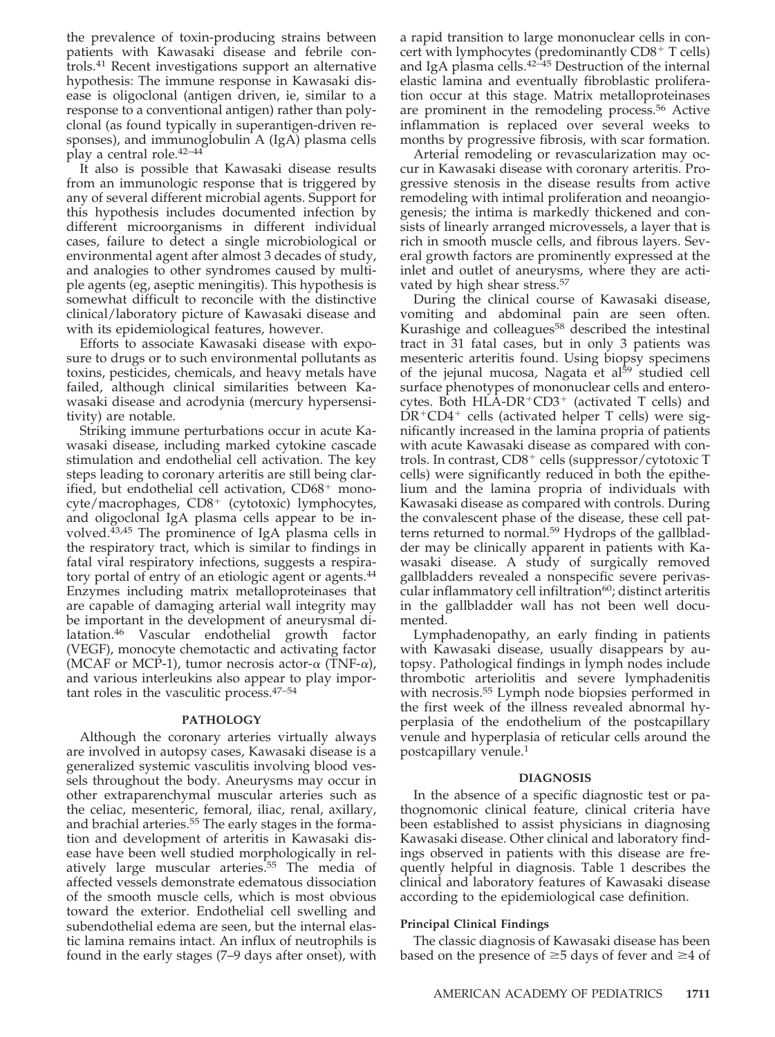the prevalence of toxin-producing strains between patients with Kawasaki disease and febrile controls.[41] Recent investigations support an alternative hypothesis: The immune response in Kawasaki disease is oligoclonal (antigen driven, ie, similar to a response to a conventional antigen) rather than polyclonal (as found typically in superantigen-driven responses), and immunoglobulin A (IgA) plasma cells play a central role.[42–44]

It also is possible that Kawasaki disease results from an immunologic response that is triggered by any of several different microbial agents. Support for this hypothesis includes documented infection by different microorganisms in different individual cases, failure to detect a single microbiological or environmental agent after almost 3 decades of study, and analogies to other syndromes caused by multiple agents (eg, aseptic meningitis). This hypothesis is somewhat difficult to reconcile with the distinctive clinical/laboratory picture of Kawasaki disease and with its epidemiological features, however.

Efforts to associate Kawasaki disease with exposure to drugs or to such environmental pollutants as toxins, pesticides, chemicals, and heavy metals have failed, although clinical similarities between Kawasaki disease and acrodynia (mercury hypersensitivity) are notable.

Striking immune perturbations occur in acute Kawasaki disease, including marked cytokine cascade stimulation and endothelial cell activation. The key steps leading to coronary arteritis are still being clarified, but endothelial cell activation, $CD68^+$ monocyte/macrophages, $CD8^+$ (cytotoxic) lymphocytes, and oligoclonal IgA plasma cells appear to be involved.[43,45] The prominence of IgA plasma cells in the respiratory tract, which is similar to findings in fatal viral respiratory infections, suggests a respiratory portal of entry of an etiologic agent or agents.[44] Enzymes including matrix metalloproteinases that are capable of damaging arterial wall integrity may be important in the development of aneurysmal dilatation.[46] Vascular endothelial growth factor (VEGF), monocyte chemotactic and activating factor (MCAF or MCP-1), tumor necrosis actor-$\alpha$ (TNF-$\alpha$), and various interleukins also appear to play important roles in the vasculitic process.[47–54]

## PATHOLOGY

Although the coronary arteries virtually always are involved in autopsy cases, Kawasaki disease is a generalized systemic vasculitis involving blood vessels throughout the body. Aneurysms may occur in other extraparenchymal muscular arteries such as the celiac, mesenteric, femoral, iliac, renal, axillary, and brachial arteries.[55] The early stages in the formation and development of arteritis in Kawasaki disease have been well studied morphologically in relatively large muscular arteries.[55] The media of affected vessels demonstrate edematous dissociation of the smooth muscle cells, which is most obvious toward the exterior. Endothelial cell swelling and subendothelial edema are seen, but the internal elastic lamina remains intact. An influx of neutrophils is found in the early stages (7–9 days after onset), with a rapid transition to large mononuclear cells in concert with lymphocytes (predominantly $CD8^+$ T cells) and IgA plasma cells.[42–45] Destruction of the internal elastic lamina and eventually fibroblastic proliferation occur at this stage. Matrix metalloproteinases are prominent in the remodeling process.[56] Active inflammation is replaced over several weeks to months by progressive fibrosis, with scar formation.

Arterial remodeling or revascularization may occur in Kawasaki disease with coronary arteritis. Progressive stenosis in the disease results from active remodeling with intimal proliferation and neoangiogenesis; the intima is markedly thickened and consists of linearly arranged microvessels, a layer that is rich in smooth muscle cells, and fibrous layers. Several growth factors are prominently expressed at the inlet and outlet of aneurysms, where they are activated by high shear stress.[57]

During the clinical course of Kawasaki disease, vomiting and abdominal pain are seen often. Kurashige and colleagues[58] described the intestinal tract in 31 fatal cases, but in only 3 patients was mesenteric arteritis found. Using biopsy specimens of the jejunal mucosa, Nagata et al[59] studied cell surface phenotypes of mononuclear cells and enterocytes. Both HLA-$DR^+CD3^+$ (activated T cells) and $DR^+CD4^+$ cells (activated helper T cells) were significantly increased in the lamina propria of patients with acute Kawasaki disease as compared with controls. In contrast, $CD8^+$ cells (suppressor/cytotoxic T cells) were significantly reduced in both the epithelium and the lamina propria of individuals with Kawasaki disease as compared with controls. During the convalescent phase of the disease, these cell patterns returned to normal.[59] Hydrops of the gallbladder may be clinically apparent in patients with Kawasaki disease. A study of surgically removed gallbladders revealed a nonspecific severe perivascular inflammatory cell infiltration[60]; distinct arteritis in the gallbladder wall has not been well documented.

Lymphadenopathy, an early finding in patients with Kawasaki disease, usually disappears by autopsy. Pathological findings in lymph nodes include thrombotic arteriolitis and severe lymphadenitis with necrosis.[55] Lymph node biopsies performed in the first week of the illness revealed abnormal hyperplasia of the endothelium of the postcapillary venule and hyperplasia of reticular cells around the postcapillary venule.[1]

## DIAGNOSIS

In the absence of a specific diagnostic test or pathognomonic clinical feature, clinical criteria have been established to assist physicians in diagnosing Kawasaki disease. Other clinical and laboratory findings observed in patients with this disease are frequently helpful in diagnosis. Table 1 describes the clinical and laboratory features of Kawasaki disease according to the epidemiological case definition.

### Principal Clinical Findings

The classic diagnosis of Kawasaki disease has been based on the presence of $\geq$5 days of fever and $\geq$4 of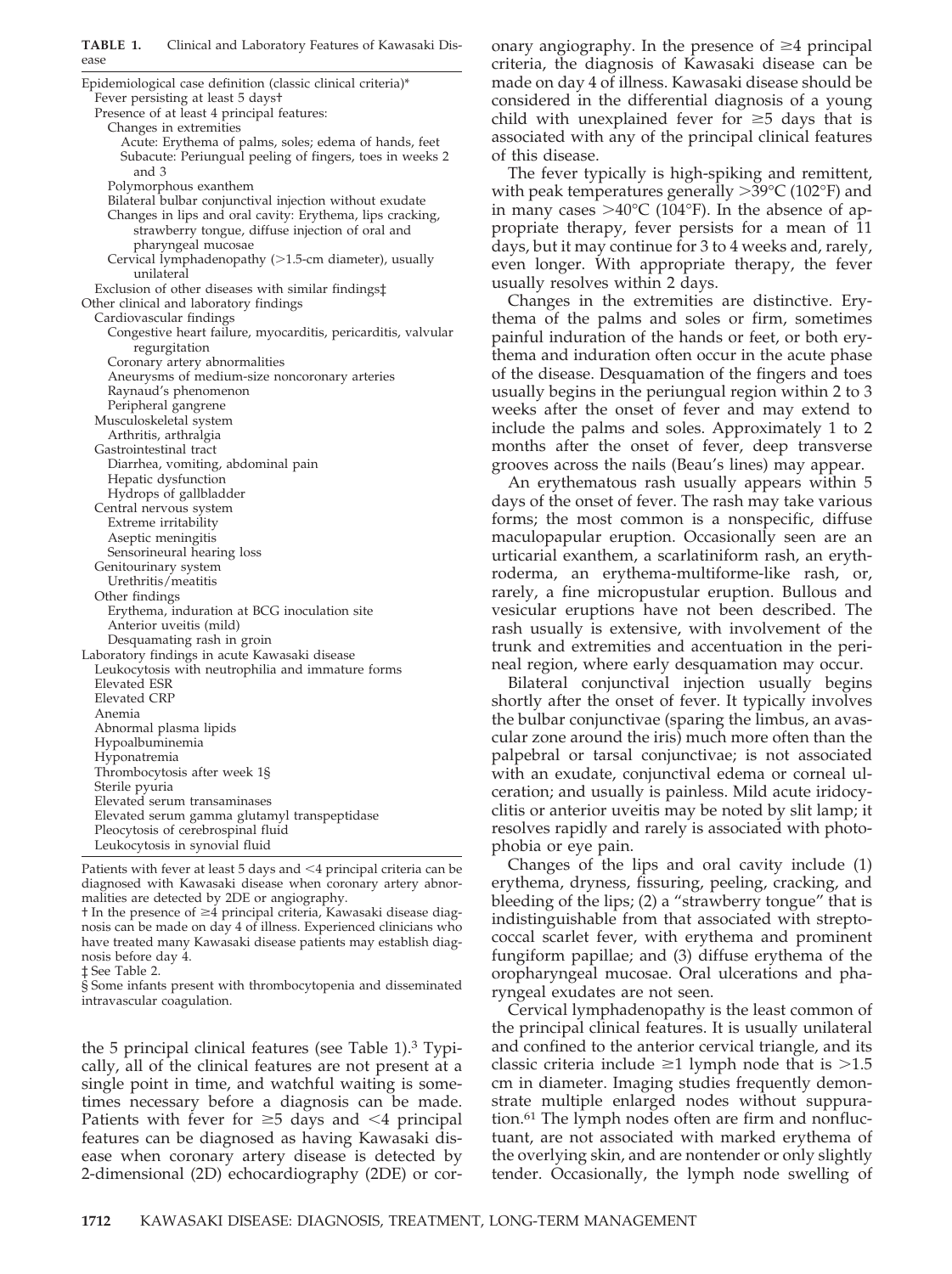**TABLE 1.** Clinical and Laboratory Features of Kawasaki Disease

| |
|---|
| Epidemiological case definition (classic clinical criteria)* |
| Fever persisting at least 5 days† |
| Presence of at least 4 principal features: |
| Changes in extremities |
| Acute: Erythema of palms, soles; edema of hands, feet |
| Subacute: Periungual peeling of fingers, toes in weeks 2 and 3 |
| Polymorphous exanthem |
| Bilateral bulbar conjunctival injection without exudate |
| Changes in lips and oral cavity: Erythema, lips cracking, strawberry tongue, diffuse injection of oral and pharyngeal mucosae |
| Cervical lymphadenopathy (>1.5-cm diameter), usually unilateral |
| Exclusion of other diseases with similar findings‡ |
| Other clinical and laboratory findings |
| Cardiovascular findings |
| Congestive heart failure, myocarditis, pericarditis, valvular regurgitation |
| Coronary artery abnormalities |
| Aneurysms of medium-size noncoronary arteries |
| Raynaud's phenomenon |
| Peripheral gangrene |
| Musculoskeletal system |
| Arthritis, arthralgia |
| Gastrointestinal tract |
| Diarrhea, vomiting, abdominal pain |
| Hepatic dysfunction |
| Hydrops of gallbladder |
| Central nervous system |
| Extreme irritability |
| Aseptic meningitis |
| Sensorineural hearing loss |
| Genitourinary system |
| Urethritis/meatitis |
| Other findings |
| Erythema, induration at BCG inoculation site |
| Anterior uveitis (mild) |
| Desquamating rash in groin |
| Laboratory findings in acute Kawasaki disease |
| Leukocytosis with neutrophilia and immature forms |
| Elevated ESR |
| Elevated CRP |
| Anemia |
| Abnormal plasma lipids |
| Hypoalbuminemia |
| Hyponatremia |
| Thrombocytosis after week 1§ |
| Sterile pyuria |
| Elevated serum transaminases |
| Elevated serum gamma glutamyl transpeptidase |
| Pleocytosis of cerebrospinal fluid |
| Leukocytosis in synovial fluid |

Patients with fever at least 5 days and <4 principal criteria can be diagnosed with Kawasaki disease when coronary artery abnormalities are detected by 2DE or angiography.

† In the presence of ≥4 principal criteria, Kawasaki disease diagnosis can be made on day 4 of illness. Experienced clinicians who have treated many Kawasaki disease patients may establish diagnosis before day 4.

‡ See Table 2.

§ Some infants present with thrombocytopenia and disseminated intravascular coagulation.

the 5 principal clinical features (see Table 1).[3] Typically, all of the clinical features are not present at a single point in time, and watchful waiting is sometimes necessary before a diagnosis can be made. Patients with fever for ≥5 days and <4 principal features can be diagnosed as having Kawasaki disease when coronary artery disease is detected by 2-dimensional (2D) echocardiography (2DE) or coronary angiography. In the presence of ≥4 principal criteria, the diagnosis of Kawasaki disease can be made on day 4 of illness. Kawasaki disease should be considered in the differential diagnosis of a young child with unexplained fever for ≥5 days that is associated with any of the principal clinical features of this disease.

The fever typically is high-spiking and remittent, with peak temperatures generally >39°C (102°F) and in many cases >40°C (104°F). In the absence of appropriate therapy, fever persists for a mean of 11 days, but it may continue for 3 to 4 weeks and, rarely, even longer. With appropriate therapy, the fever usually resolves within 2 days.

Changes in the extremities are distinctive. Erythema of the palms and soles or firm, sometimes painful induration of the hands or feet, or both erythema and induration often occur in the acute phase of the disease. Desquamation of the fingers and toes usually begins in the periungual region within 2 to 3 weeks after the onset of fever and may extend to include the palms and soles. Approximately 1 to 2 months after the onset of fever, deep transverse grooves across the nails (Beau's lines) may appear.

An erythematous rash usually appears within 5 days of the onset of fever. The rash may take various forms; the most common is a nonspecific, diffuse maculopapular eruption. Occasionally seen are an urticarial exanthem, a scarlatiniform rash, an erythroderma, an erythema-multiforme-like rash, or, rarely, a fine micropustular eruption. Bullous and vesicular eruptions have not been described. The rash usually is extensive, with involvement of the trunk and extremities and accentuation in the perineal region, where early desquamation may occur.

Bilateral conjunctival injection usually begins shortly after the onset of fever. It typically involves the bulbar conjunctivae (sparing the limbus, an avascular zone around the iris) much more often than the palpebral or tarsal conjunctivae; is not associated with an exudate, conjunctival edema or corneal ulceration; and usually is painless. Mild acute iridocyclitis or anterior uveitis may be noted by slit lamp; it resolves rapidly and rarely is associated with photophobia or eye pain.

Changes of the lips and oral cavity include (1) erythema, dryness, fissuring, peeling, cracking, and bleeding of the lips; (2) a "strawberry tongue" that is indistinguishable from that associated with streptococcal scarlet fever, with erythema and prominent fungiform papillae; and (3) diffuse erythema of the oropharyngeal mucosae. Oral ulcerations and pharyngeal exudates are not seen.

Cervical lymphadenopathy is the least common of the principal clinical features. It is usually unilateral and confined to the anterior cervical triangle, and its classic criteria include ≥1 lymph node that is >1.5 cm in diameter. Imaging studies frequently demonstrate multiple enlarged nodes without suppuration.[61] The lymph nodes often are firm and nonfluctuant, are not associated with marked erythema of the overlying skin, and are nontender or only slightly tender. Occasionally, the lymph node swelling of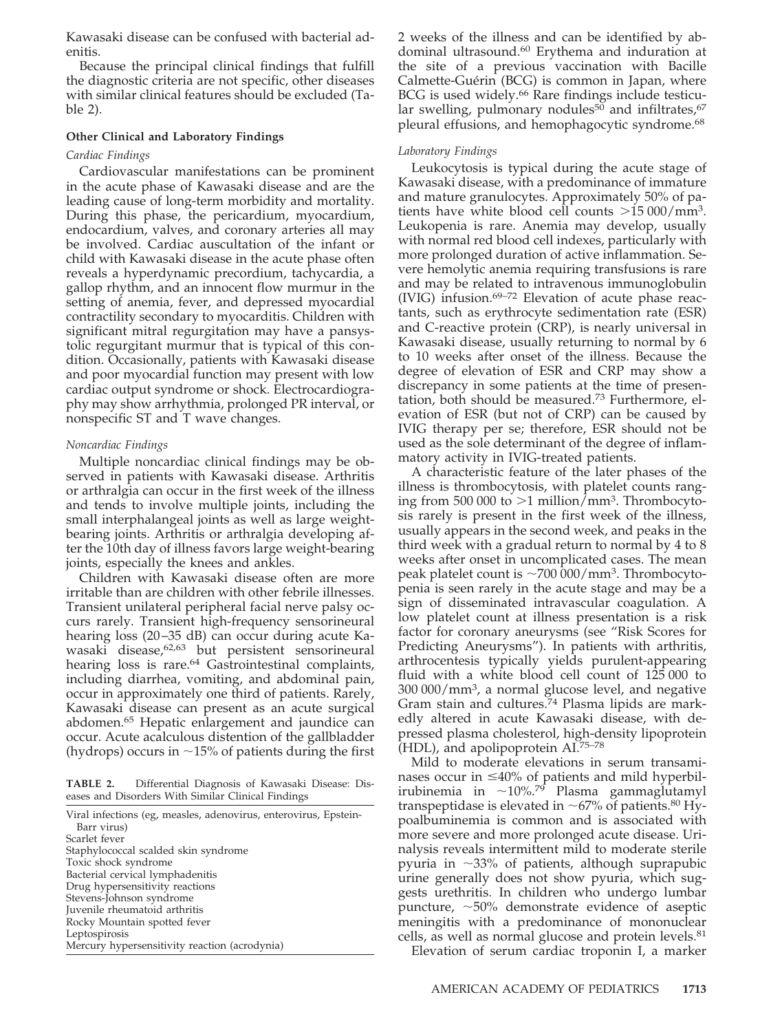Kawasaki disease can be confused with bacterial adenitis.

Because the principal clinical findings that fulfill the diagnostic criteria are not specific, other diseases with similar clinical features should be excluded (Table 2).

### Other Clinical and Laboratory Findings

#### *Cardiac Findings*

Cardiovascular manifestations can be prominent in the acute phase of Kawasaki disease and are the leading cause of long-term morbidity and mortality. During this phase, the pericardium, myocardium, endocardium, valves, and coronary arteries all may be involved. Cardiac auscultation of the infant or child with Kawasaki disease in the acute phase often reveals a hyperdynamic precordium, tachycardia, a gallop rhythm, and an innocent flow murmur in the setting of anemia, fever, and depressed myocardial contractility secondary to myocarditis. Children with significant mitral regurgitation may have a pansystolic regurgitant murmur that is typical of this condition. Occasionally, patients with Kawasaki disease and poor myocardial function may present with low cardiac output syndrome or shock. Electrocardiography may show arrhythmia, prolonged PR interval, or nonspecific ST and T wave changes.

#### *Noncardiac Findings*

Multiple noncardiac clinical findings may be observed in patients with Kawasaki disease. Arthritis or arthralgia can occur in the first week of the illness and tends to involve multiple joints, including the small interphalangeal joints as well as large weight-bearing joints. Arthritis or arthralgia developing after the 10th day of illness favors large weight-bearing joints, especially the knees and ankles.

Children with Kawasaki disease often are more irritable than are children with other febrile illnesses. Transient unilateral peripheral facial nerve palsy occurs rarely. Transient high-frequency sensorineural hearing loss (20–35 dB) can occur during acute Kawasaki disease,[62,63] but persistent sensorineural hearing loss is rare.[64] Gastrointestinal complaints, including diarrhea, vomiting, and abdominal pain, occur in approximately one third of patients. Rarely, Kawasaki disease can present as an acute surgical abdomen.[65] Hepatic enlargement and jaundice can occur. Acute acalculous distention of the gallbladder (hydrops) occurs in ~15% of patients during the first 2 weeks of the illness and can be identified by abdominal ultrasound.[60] Erythema and induration at the site of a previous vaccination with Bacille Calmette-Guérin (BCG) is common in Japan, where BCG is used widely.[66] Rare findings include testicular swelling, pulmonary nodules[50] and infiltrates,[67] pleural effusions, and hemophagocytic syndrome.[68]

**TABLE 2.** Differential Diagnosis of Kawasaki Disease: Diseases and Disorders With Similar Clinical Findings

| |
|---|
| Viral infections (eg, measles, adenovirus, enterovirus, Epstein-Barr virus) |
| Scarlet fever |
| Staphylococcal scalded skin syndrome |
| Toxic shock syndrome |
| Bacterial cervical lymphadenitis |
| Drug hypersensitivity reactions |
| Stevens-Johnson syndrome |
| Juvenile rheumatoid arthritis |
| Rocky Mountain spotted fever |
| Leptospirosis |
| Mercury hypersensitivity reaction (acrodynia) |

#### *Laboratory Findings*

Leukocytosis is typical during the acute stage of Kawasaki disease, with a predominance of immature and mature granulocytes. Approximately 50% of patients have white blood cell counts >15 000/mm$^3$. Leukopenia is rare. Anemia may develop, usually with normal red blood cell indexes, particularly with more prolonged duration of active inflammation. Severe hemolytic anemia requiring transfusions is rare and may be related to intravenous immunoglobulin (IVIG) infusion.[69–72] Elevation of acute phase reactants, such as erythrocyte sedimentation rate (ESR) and C-reactive protein (CRP), is nearly universal in Kawasaki disease, usually returning to normal by 6 to 10 weeks after onset of the illness. Because the degree of elevation of ESR and CRP may show a discrepancy in some patients at the time of presentation, both should be measured.[73] Furthermore, elevation of ESR (but not of CRP) can be caused by IVIG therapy per se; therefore, ESR should not be used as the sole determinant of the degree of inflammatory activity in IVIG-treated patients.

A characteristic feature of the later phases of the illness is thrombocytosis, with platelet counts ranging from 500 000 to >1 million/mm$^3$. Thrombocytosis rarely is present in the first week of the illness, usually appears in the second week, and peaks in the third week with a gradual return to normal by 4 to 8 weeks after onset in uncomplicated cases. The mean peak platelet count is ~700 000/mm$^3$. Thrombocytopenia is seen rarely in the acute stage and may be a sign of disseminated intravascular coagulation. A low platelet count at illness presentation is a risk factor for coronary aneurysms (see "Risk Scores for Predicting Aneurysms"). In patients with arthritis, arthrocentesis typically yields purulent-appearing fluid with a white blood cell count of 125 000 to 300 000/mm$^3$, a normal glucose level, and negative Gram stain and cultures.[74] Plasma lipids are markedly altered in acute Kawasaki disease, with depressed plasma cholesterol, high-density lipoprotein (HDL), and apolipoprotein AI.[75–78]

Mild to moderate elevations in serum transaminases occur in ≤40% of patients and mild hyperbilirubinemia in ~10%.[79] Plasma gammaglutamyl transpeptidase is elevated in ~67% of patients.[80] Hypoalbuminemia is common and is associated with more severe and more prolonged acute disease. Urinalysis reveals intermittent mild to moderate sterile pyuria in ~33% of patients, although suprapubic urine generally does not show pyuria, which suggests urethritis. In children who undergo lumbar puncture, ~50% demonstrate evidence of aseptic meningitis with a predominance of mononuclear cells, as well as normal glucose and protein levels.[81]

Elevation of serum cardiac troponin I, a marker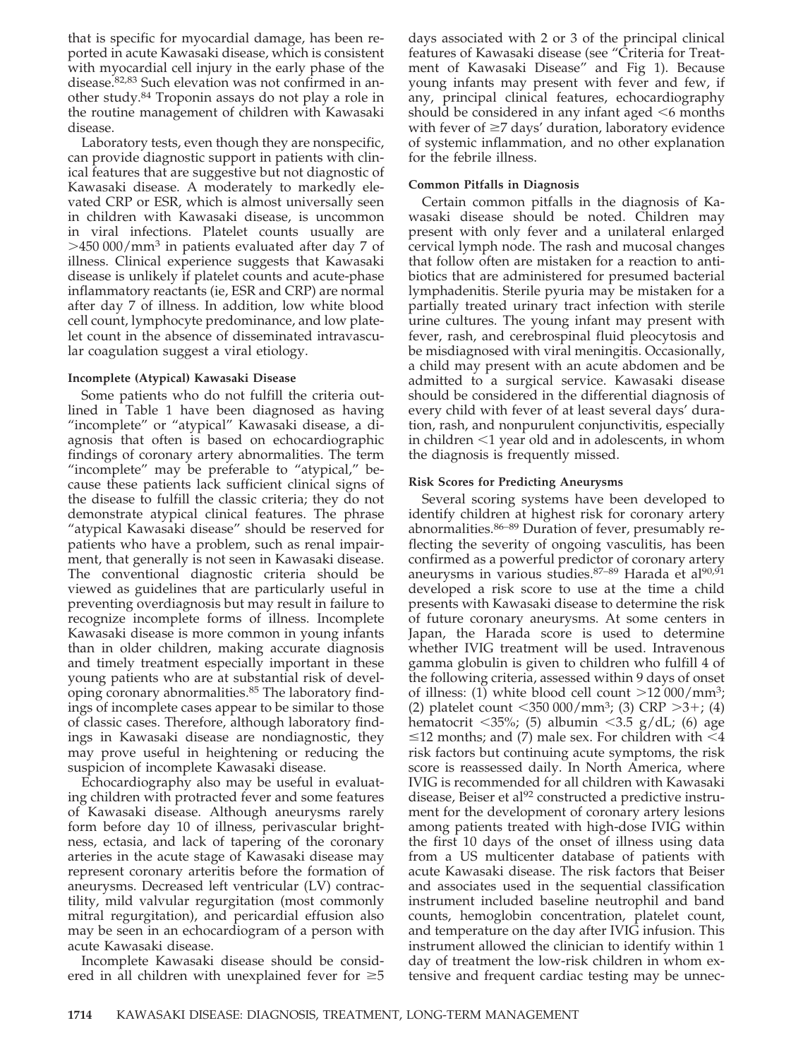that is specific for myocardial damage, has been reported in acute Kawasaki disease, which is consistent with myocardial cell injury in the early phase of the disease.[82,83] Such elevation was not confirmed in another study.[84] Troponin assays do not play a role in the routine management of children with Kawasaki disease.

Laboratory tests, even though they are nonspecific, can provide diagnostic support in patients with clinical features that are suggestive but not diagnostic of Kawasaki disease. A moderately to markedly elevated CRP or ESR, which is almost universally seen in children with Kawasaki disease, is uncommon in viral infections. Platelet counts usually are $>$450 000/mm$^3$ in patients evaluated after day 7 of illness. Clinical experience suggests that Kawasaki disease is unlikely if platelet counts and acute-phase inflammatory reactants (ie, ESR and CRP) are normal after day 7 of illness. In addition, low white blood cell count, lymphocyte predominance, and low platelet count in the absence of disseminated intravascular coagulation suggest a viral etiology.

**Incomplete (Atypical) Kawasaki Disease**

Some patients who do not fulfill the criteria outlined in Table 1 have been diagnosed as having "incomplete" or "atypical" Kawasaki disease, a diagnosis that often is based on echocardiographic findings of coronary artery abnormalities. The term "incomplete" may be preferable to "atypical," because these patients lack sufficient clinical signs of the disease to fulfill the classic criteria; they do not demonstrate atypical clinical features. The phrase "atypical Kawasaki disease" should be reserved for patients who have a problem, such as renal impairment, that generally is not seen in Kawasaki disease. The conventional diagnostic criteria should be viewed as guidelines that are particularly useful in preventing overdiagnosis but may result in failure to recognize incomplete forms of illness. Incomplete Kawasaki disease is more common in young infants than in older children, making accurate diagnosis and timely treatment especially important in these young patients who are at substantial risk of developing coronary abnormalities.[85] The laboratory findings of incomplete cases appear to be similar to those of classic cases. Therefore, although laboratory findings in Kawasaki disease are nondiagnostic, they may prove useful in heightening or reducing the suspicion of incomplete Kawasaki disease.

Echocardiography also may be useful in evaluating children with protracted fever and some features of Kawasaki disease. Although aneurysms rarely form before day 10 of illness, perivascular brightness, ectasia, and lack of tapering of the coronary arteries in the acute stage of Kawasaki disease may represent coronary arteritis before the formation of aneurysms. Decreased left ventricular (LV) contractility, mild valvular regurgitation (most commonly mitral regurgitation), and pericardial effusion also may be seen in an echocardiogram of a person with acute Kawasaki disease.

Incomplete Kawasaki disease should be considered in all children with unexplained fever for $\geq$5 days associated with 2 or 3 of the principal clinical features of Kawasaki disease (see "Criteria for Treatment of Kawasaki Disease" and Fig 1). Because young infants may present with fever and few, if any, principal clinical features, echocardiography should be considered in any infant aged $<$6 months with fever of $\geq$7 days' duration, laboratory evidence of systemic inflammation, and no other explanation for the febrile illness.

**Common Pitfalls in Diagnosis**

Certain common pitfalls in the diagnosis of Kawasaki disease should be noted. Children may present with only fever and a unilateral enlarged cervical lymph node. The rash and mucosal changes that follow often are mistaken for a reaction to antibiotics that are administered for presumed bacterial lymphadenitis. Sterile pyuria may be mistaken for a partially treated urinary tract infection with sterile urine cultures. The young infant may present with fever, rash, and cerebrospinal fluid pleocytosis and be misdiagnosed with viral meningitis. Occasionally, a child may present with an acute abdomen and be admitted to a surgical service. Kawasaki disease should be considered in the differential diagnosis of every child with fever of at least several days' duration, rash, and nonpurulent conjunctivitis, especially in children $<$1 year old and in adolescents, in whom the diagnosis is frequently missed.

**Risk Scores for Predicting Aneurysms**

Several scoring systems have been developed to identify children at highest risk for coronary artery abnormalities.[86–89] Duration of fever, presumably reflecting the severity of ongoing vasculitis, has been confirmed as a powerful predictor of coronary artery aneurysms in various studies.[87–89] Harada et al[90,91] developed a risk score to use at the time a child presents with Kawasaki disease to determine the risk of future coronary aneurysms. At some centers in Japan, the Harada score is used to determine whether IVIG treatment will be used. Intravenous gamma globulin is given to children who fulfill 4 of the following criteria, assessed within 9 days of onset of illness: (1) white blood cell count $>$12 000/mm$^3$; (2) platelet count $<$350 000/mm$^3$; (3) CRP $>$3+; (4) hematocrit $<$35%; (5) albumin $<$3.5 g/dL; (6) age $\leq$12 months; and (7) male sex. For children with $<$4 risk factors but continuing acute symptoms, the risk score is reassessed daily. In North America, where IVIG is recommended for all children with Kawasaki disease, Beiser et al[92] constructed a predictive instrument for the development of coronary artery lesions among patients treated with high-dose IVIG within the first 10 days of the onset of illness using data from a US multicenter database of patients with acute Kawasaki disease. The risk factors that Beiser and associates used in the sequential classification instrument included baseline neutrophil and band counts, hemoglobin concentration, platelet count, and temperature on the day after IVIG infusion. This instrument allowed the clinician to identify within 1 day of treatment the low-risk children in whom extensive and frequent cardiac testing may be unnec-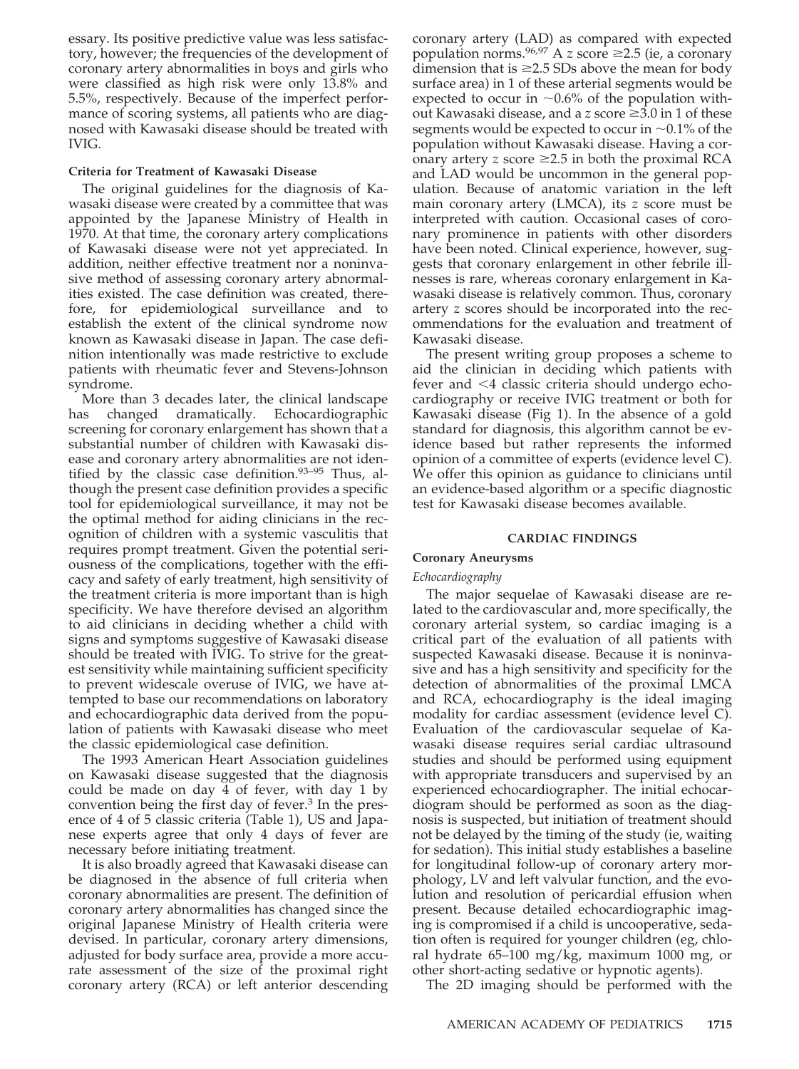essary. Its positive predictive value was less satisfactory, however; the frequencies of the development of coronary artery abnormalities in boys and girls who were classified as high risk were only 13.8% and 5.5%, respectively. Because of the imperfect performance of scoring systems, all patients who are diagnosed with Kawasaki disease should be treated with IVIG.

### Criteria for Treatment of Kawasaki Disease

The original guidelines for the diagnosis of Kawasaki disease were created by a committee that was appointed by the Japanese Ministry of Health in 1970. At that time, the coronary artery complications of Kawasaki disease were not yet appreciated. In addition, neither effective treatment nor a noninvasive method of assessing coronary artery abnormalities existed. The case definition was created, therefore, for epidemiological surveillance and to establish the extent of the clinical syndrome now known as Kawasaki disease in Japan. The case definition intentionally was made restrictive to exclude patients with rheumatic fever and Stevens-Johnson syndrome.

More than 3 decades later, the clinical landscape has changed dramatically. Echocardiographic screening for coronary enlargement has shown that a substantial number of children with Kawasaki disease and coronary artery abnormalities are not identified by the classic case definition.[93–95] Thus, although the present case definition provides a specific tool for epidemiological surveillance, it may not be the optimal method for aiding clinicians in the recognition of children with a systemic vasculitis that requires prompt treatment. Given the potential seriousness of the complications, together with the efficacy and safety of early treatment, high sensitivity of the treatment criteria is more important than is high specificity. We have therefore devised an algorithm to aid clinicians in deciding whether a child with signs and symptoms suggestive of Kawasaki disease should be treated with IVIG. To strive for the greatest sensitivity while maintaining sufficient specificity to prevent widescale overuse of IVIG, we have attempted to base our recommendations on laboratory and echocardiographic data derived from the population of patients with Kawasaki disease who meet the classic epidemiological case definition.

The 1993 American Heart Association guidelines on Kawasaki disease suggested that the diagnosis could be made on day 4 of fever, with day 1 by convention being the first day of fever.[3] In the presence of 4 of 5 classic criteria (Table 1), US and Japanese experts agree that only 4 days of fever are necessary before initiating treatment.

It is also broadly agreed that Kawasaki disease can be diagnosed in the absence of full criteria when coronary abnormalities are present. The definition of coronary artery abnormalities has changed since the original Japanese Ministry of Health criteria were devised. In particular, coronary artery dimensions, adjusted for body surface area, provide a more accurate assessment of the size of the proximal right coronary artery (RCA) or left anterior descending coronary artery (LAD) as compared with expected population norms.[96,97] A $z$ score $\geq$2.5 (ie, a coronary dimension that is $\geq$2.5 SDs above the mean for body surface area) in 1 of these arterial segments would be expected to occur in ~0.6% of the population without Kawasaki disease, and a $z$ score $\geq$3.0 in 1 of these segments would be expected to occur in ~0.1% of the population without Kawasaki disease. Having a coronary artery $z$ score $\geq$2.5 in both the proximal RCA and LAD would be uncommon in the general population. Because of anatomic variation in the left main coronary artery (LMCA), its $z$ score must be interpreted with caution. Occasional cases of coronary prominence in patients with other disorders have been noted. Clinical experience, however, suggests that coronary enlargement in other febrile illnesses is rare, whereas coronary enlargement in Kawasaki disease is relatively common. Thus, coronary artery $z$ scores should be incorporated into the recommendations for the evaluation and treatment of Kawasaki disease.

The present writing group proposes a scheme to aid the clinician in deciding which patients with fever and <4 classic criteria should undergo echocardiography or receive IVIG treatment or both for Kawasaki disease (Fig 1). In the absence of a gold standard for diagnosis, this algorithm cannot be evidence based but rather represents the informed opinion of a committee of experts (evidence level C). We offer this opinion as guidance to clinicians until an evidence-based algorithm or a specific diagnostic test for Kawasaki disease becomes available.

## CARDIAC FINDINGS

### Coronary Aneurysms

#### *Echocardiography*

The major sequelae of Kawasaki disease are related to the cardiovascular and, more specifically, the coronary arterial system, so cardiac imaging is a critical part of the evaluation of all patients with suspected Kawasaki disease. Because it is noninvasive and has a high sensitivity and specificity for the detection of abnormalities of the proximal LMCA and RCA, echocardiography is the ideal imaging modality for cardiac assessment (evidence level C). Evaluation of the cardiovascular sequelae of Kawasaki disease requires serial cardiac ultrasound studies and should be performed using equipment with appropriate transducers and supervised by an experienced echocardiographer. The initial echocardiogram should be performed as soon as the diagnosis is suspected, but initiation of treatment should not be delayed by the timing of the study (ie, waiting for sedation). This initial study establishes a baseline for longitudinal follow-up of coronary artery morphology, LV and left valvular function, and the evolution and resolution of pericardial effusion when present. Because detailed echocardiographic imaging is compromised if a child is uncooperative, sedation often is required for younger children (eg, chloral hydrate 65–100 mg/kg, maximum 1000 mg, or other short-acting sedative or hypnotic agents).

The 2D imaging should be performed with the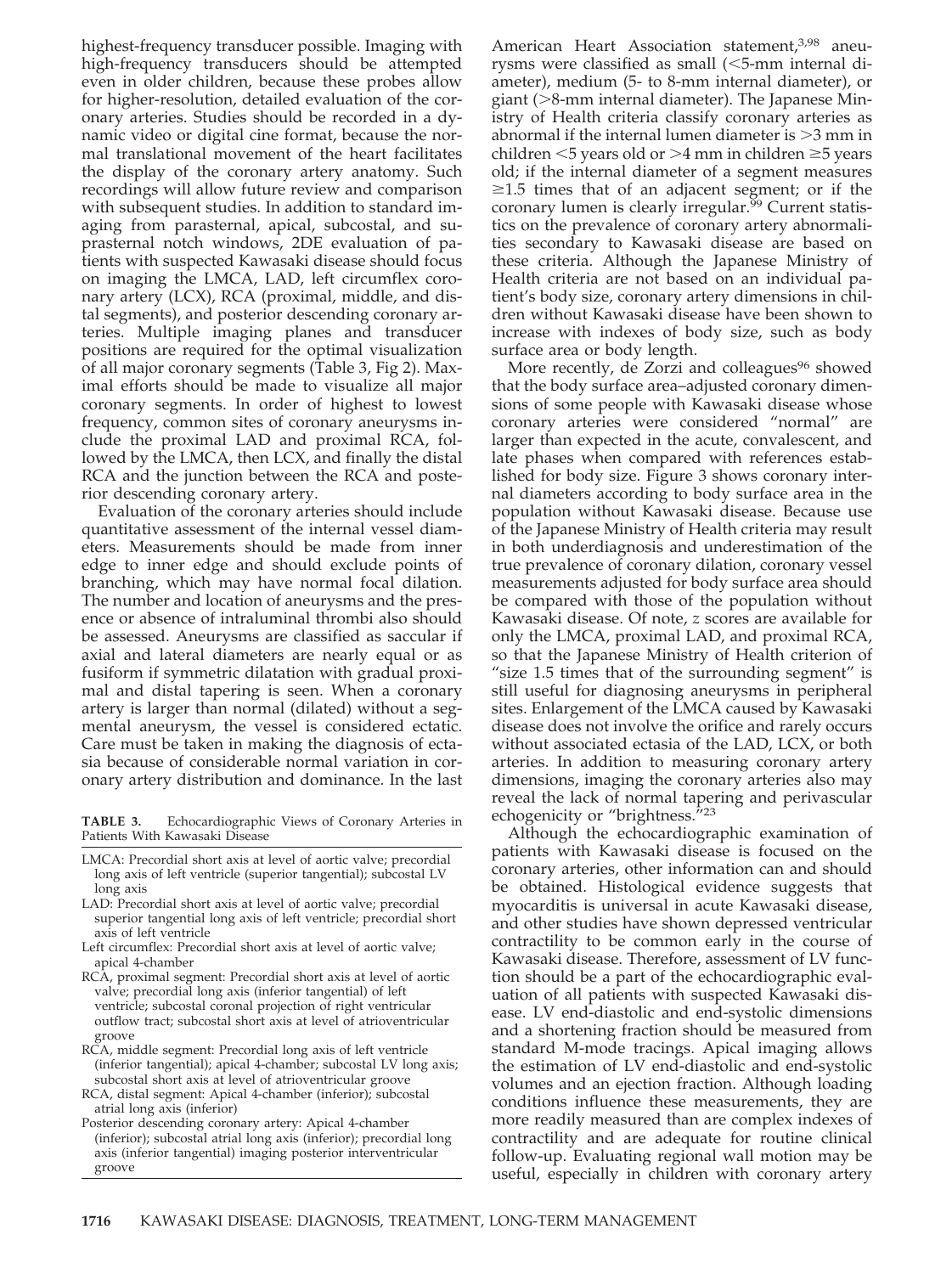highest-frequency transducer possible. Imaging with high-frequency transducers should be attempted even in older children, because these probes allow for higher-resolution, detailed evaluation of the coronary arteries. Studies should be recorded in a dynamic video or digital cine format, because the normal translational movement of the heart facilitates the display of the coronary artery anatomy. Such recordings will allow future review and comparison with subsequent studies. In addition to standard imaging from parasternal, apical, subcostal, and suprasternal notch windows, 2DE evaluation of patients with suspected Kawasaki disease should focus on imaging the LMCA, LAD, left circumflex coronary artery (LCX), RCA (proximal, middle, and distal segments), and posterior descending coronary arteries. Multiple imaging planes and transducer positions are required for the optimal visualization of all major coronary segments (Table 3, Fig 2). Maximal efforts should be made to visualize all major coronary segments. In order of highest to lowest frequency, common sites of coronary aneurysms include the proximal LAD and proximal RCA, followed by the LMCA, then LCX, and finally the distal RCA and the junction between the RCA and posterior descending coronary artery.

Evaluation of the coronary arteries should include quantitative assessment of the internal vessel diameters. Measurements should be made from inner edge to inner edge and should exclude points of branching, which may have normal focal dilation. The number and location of aneurysms and the presence or absence of intraluminal thrombi also should be assessed. Aneurysms are classified as saccular if axial and lateral diameters are nearly equal or as fusiform if symmetric dilatation with gradual proximal and distal tapering is seen. When a coronary artery is larger than normal (dilated) without a segmental aneurysm, the vessel is considered ectatic. Care must be taken in making the diagnosis of ectasia because of considerable normal variation in coronary artery distribution and dominance. In the last

**TABLE 3.** Echocardiographic Views of Coronary Arteries in Patients With Kawasaki Disease

- LMCA: Precordial short axis at level of aortic valve; precordial long axis of left ventricle (superior tangential); subcostal LV long axis
- LAD: Precordial short axis at level of aortic valve; precordial superior tangential long axis of left ventricle; precordial short axis of left ventricle
- Left circumflex: Precordial short axis at level of aortic valve; apical 4-chamber
- RCA, proximal segment: Precordial short axis at level of aortic valve; precordial long axis (inferior tangential) of left ventricle; subcostal coronal projection of right ventricular outflow tract; subcostal short axis at level of atrioventricular groove
- RCA, middle segment: Precordial long axis of left ventricle (inferior tangential); apical 4-chamber; subcostal LV long axis; subcostal short axis at level of atrioventricular groove
- RCA, distal segment: Apical 4-chamber (inferior); subcostal atrial long axis (inferior)
- Posterior descending coronary artery: Apical 4-chamber (inferior); subcostal atrial long axis (inferior); precordial long axis (inferior tangential) imaging posterior interventricular groove

American Heart Association statement,[3,98] aneurysms were classified as small (<5-mm internal diameter), medium (5- to 8-mm internal diameter), or giant (>8-mm internal diameter). The Japanese Ministry of Health criteria classify coronary arteries as abnormal if the internal lumen diameter is >3 mm in children <5 years old or >4 mm in children ≥5 years old; if the internal diameter of a segment measures ≥1.5 times that of an adjacent segment; or if the coronary lumen is clearly irregular.[99] Current statistics on the prevalence of coronary artery abnormalities secondary to Kawasaki disease are based on these criteria. Although the Japanese Ministry of Health criteria are not based on an individual patient's body size, coronary artery dimensions in children without Kawasaki disease have been shown to increase with indexes of body size, such as body surface area or body length.

More recently, de Zorzi and colleagues[96] showed that the body surface area–adjusted coronary dimensions of some people with Kawasaki disease whose coronary arteries were considered "normal" are larger than expected in the acute, convalescent, and late phases when compared with references established for body size. Figure 3 shows coronary internal diameters according to body surface area in the population without Kawasaki disease. Because use of the Japanese Ministry of Health criteria may result in both underdiagnosis and underestimation of the true prevalence of coronary dilation, coronary vessel measurements adjusted for body surface area should be compared with those of the population without Kawasaki disease. Of note, *z* scores are available for only the LMCA, proximal LAD, and proximal RCA, so that the Japanese Ministry of Health criterion of "size 1.5 times that of the surrounding segment" is still useful for diagnosing aneurysms in peripheral sites. Enlargement of the LMCA caused by Kawasaki disease does not involve the orifice and rarely occurs without associated ectasia of the LAD, LCX, or both arteries. In addition to measuring coronary artery dimensions, imaging the coronary arteries also may reveal the lack of normal tapering and perivascular echogenicity or "brightness."[23]

Although the echocardiographic examination of patients with Kawasaki disease is focused on the coronary arteries, other information can and should be obtained. Histological evidence suggests that myocarditis is universal in acute Kawasaki disease, and other studies have shown depressed ventricular contractility to be common early in the course of Kawasaki disease. Therefore, assessment of LV function should be a part of the echocardiographic evaluation of all patients with suspected Kawasaki disease. LV end-diastolic and end-systolic dimensions and a shortening fraction should be measured from standard M-mode tracings. Apical imaging allows the estimation of LV end-diastolic and end-systolic volumes and an ejection fraction. Although loading conditions influence these measurements, they are more readily measured than are complex indexes of contractility and are adequate for routine clinical follow-up. Evaluating regional wall motion may be useful, especially in children with coronary artery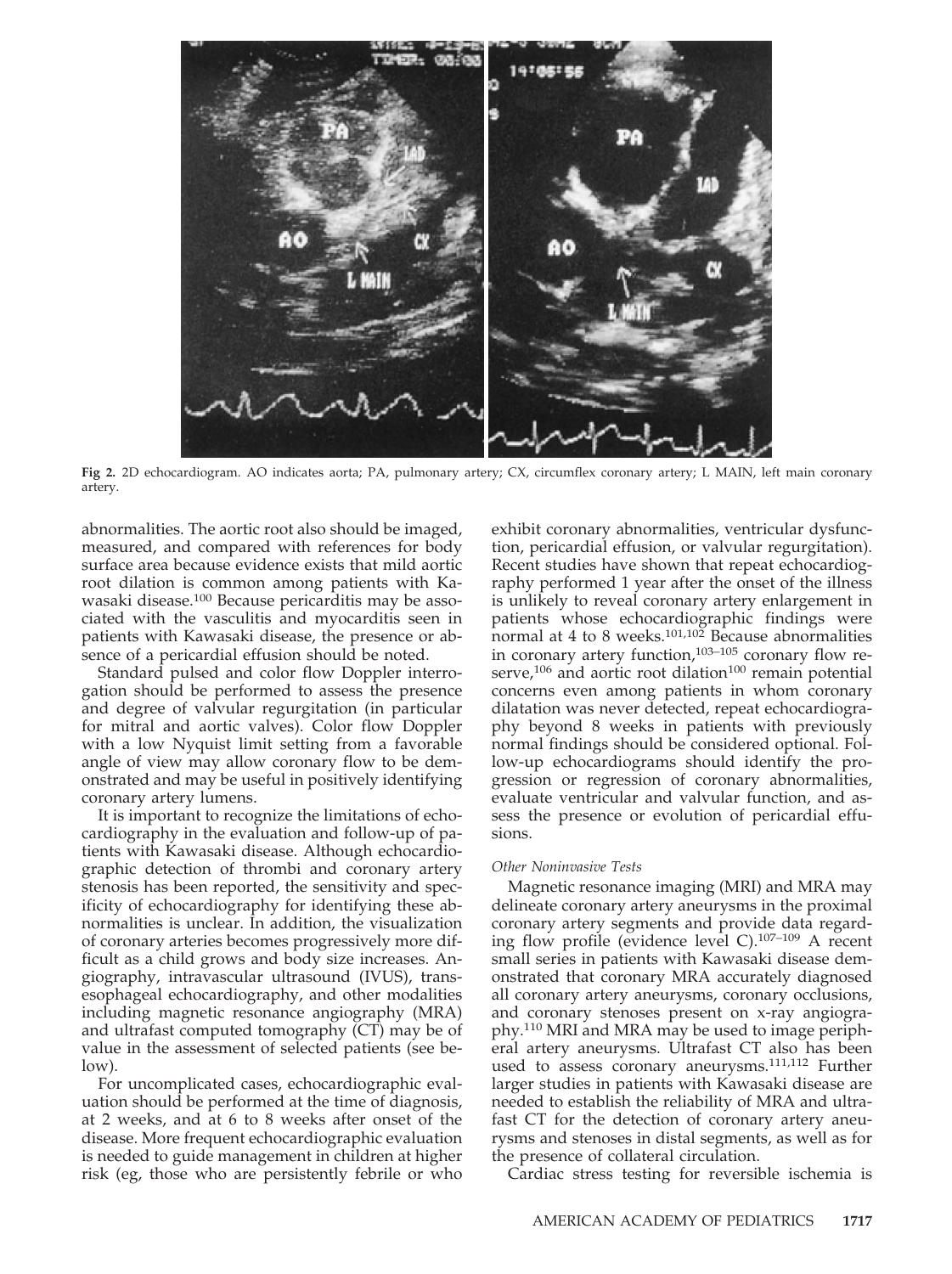**Fig 2.** 2D echocardiogram. AO indicates aorta; PA, pulmonary artery; CX, circumflex coronary artery; L MAIN, left main coronary artery.

abnormalities. The aortic root also should be imaged, measured, and compared with references for body surface area because evidence exists that mild aortic root dilation is common among patients with Kawasaki disease.[100] Because pericarditis may be associated with the vasculitis and myocarditis seen in patients with Kawasaki disease, the presence or absence of a pericardial effusion should be noted.

Standard pulsed and color flow Doppler interrogation should be performed to assess the presence and degree of valvular regurgitation (in particular for mitral and aortic valves). Color flow Doppler with a low Nyquist limit setting from a favorable angle of view may allow coronary flow to be demonstrated and may be useful in positively identifying coronary artery lumens.

It is important to recognize the limitations of echocardiography in the evaluation and follow-up of patients with Kawasaki disease. Although echocardiographic detection of thrombi and coronary artery stenosis has been reported, the sensitivity and specificity of echocardiography for identifying these abnormalities is unclear. In addition, the visualization of coronary arteries becomes progressively more difficult as a child grows and body size increases. Angiography, intravascular ultrasound (IVUS), transesophageal echocardiography, and other modalities including magnetic resonance angiography (MRA) and ultrafast computed tomography (CT) may be of value in the assessment of selected patients (see below).

For uncomplicated cases, echocardiographic evaluation should be performed at the time of diagnosis, at 2 weeks, and at 6 to 8 weeks after onset of the disease. More frequent echocardiographic evaluation is needed to guide management in children at higher risk (eg, those who are persistently febrile or who exhibit coronary abnormalities, ventricular dysfunction, pericardial effusion, or valvular regurgitation). Recent studies have shown that repeat echocardiography performed 1 year after the onset of the illness is unlikely to reveal coronary artery enlargement in patients whose echocardiographic findings were normal at 4 to 8 weeks.[101,102] Because abnormalities in coronary artery function,[103–105] coronary flow reserve,[106] and aortic root dilation[100] remain potential concerns even among patients in whom coronary dilatation was never detected, repeat echocardiography beyond 8 weeks in patients with previously normal findings should be considered optional. Follow-up echocardiograms should identify the progression or regression of coronary abnormalities, evaluate ventricular and valvular function, and assess the presence or evolution of pericardial effusions.

*Other Noninvasive Tests*

Magnetic resonance imaging (MRI) and MRA may delineate coronary artery aneurysms in the proximal coronary artery segments and provide data regarding flow profile (evidence level C).[107–109] A recent small series in patients with Kawasaki disease demonstrated that coronary MRA accurately diagnosed all coronary artery aneurysms, coronary occlusions, and coronary stenoses present on x-ray angiography.[110] MRI and MRA may be used to image peripheral artery aneurysms. Ultrafast CT also has been used to assess coronary aneurysms.[111,112] Further larger studies in patients with Kawasaki disease are needed to establish the reliability of MRA and ultrafast CT for the detection of coronary artery aneurysms and stenoses in distal segments, as well as for the presence of collateral circulation.

Cardiac stress testing for reversible ischemia is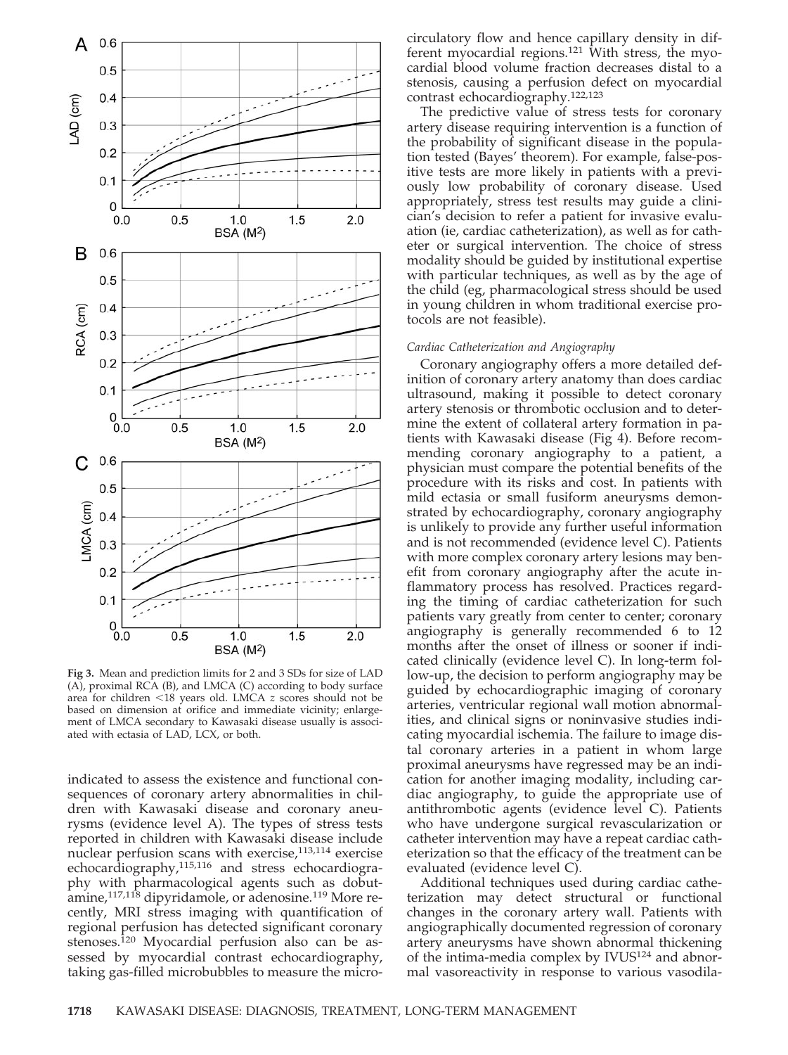Fig 3. Mean and prediction limits for 2 and 3 SDs for size of LAD (A), proximal RCA (B), and LMCA (C) according to body surface area for children <18 years old. LMCA *z* scores should not be based on dimension at orifice and immediate vicinity; enlargement of LMCA secondary to Kawasaki disease usually is associated with ectasia of LAD, LCX, or both.

indicated to assess the existence and functional consequences of coronary artery abnormalities in children with Kawasaki disease and coronary aneurysms (evidence level A). The types of stress tests reported in children with Kawasaki disease include nuclear perfusion scans with exercise,[113,114] exercise echocardiography,[115,116] and stress echocardiography with pharmacological agents such as dobutamine,[117,118] dipyridamole, or adenosine.[119] More recently, MRI stress imaging with quantification of regional perfusion has detected significant coronary stenoses.[120] Myocardial perfusion also can be assessed by myocardial contrast echocardiography, taking gas-filled microbubbles to measure the microcirculatory flow and hence capillary density in different myocardial regions.[121] With stress, the myocardial blood volume fraction decreases distal to a stenosis, causing a perfusion defect on myocardial contrast echocardiography.[122,123]

The predictive value of stress tests for coronary artery disease requiring intervention is a function of the probability of significant disease in the population tested (Bayes' theorem). For example, false-positive tests are more likely in patients with a previously low probability of coronary disease. Used appropriately, stress test results may guide a clinician's decision to refer a patient for invasive evaluation (ie, cardiac catheterization), as well as for catheter or surgical intervention. The choice of stress modality should be guided by institutional expertise with particular techniques, as well as by the age of the child (eg, pharmacological stress should be used in young children in whom traditional exercise protocols are not feasible).

*Cardiac Catheterization and Angiography*

Coronary angiography offers a more detailed definition of coronary artery anatomy than does cardiac ultrasound, making it possible to detect coronary artery stenosis or thrombotic occlusion and to determine the extent of collateral artery formation in patients with Kawasaki disease (Fig 4). Before recommending coronary angiography to a patient, a physician must compare the potential benefits of the procedure with its risks and cost. In patients with mild ectasia or small fusiform aneurysms demonstrated by echocardiography, coronary angiography is unlikely to provide any further useful information and is not recommended (evidence level C). Patients with more complex coronary artery lesions may benefit from coronary angiography after the acute inflammatory process has resolved. Practices regarding the timing of cardiac catheterization for such patients vary greatly from center to center; coronary angiography is generally recommended 6 to 12 months after the onset of illness or sooner if indicated clinically (evidence level C). In long-term follow-up, the decision to perform angiography may be guided by echocardiographic imaging of coronary arteries, ventricular regional wall motion abnormalities, and clinical signs or noninvasive studies indicating myocardial ischemia. The failure to image distal coronary arteries in a patient in whom large proximal aneurysms have regressed may be an indication for another imaging modality, including cardiac angiography, to guide the appropriate use of antithrombotic agents (evidence level C). Patients who have undergone surgical revascularization or catheter intervention may have a repeat cardiac catheterization so that the efficacy of the treatment can be evaluated (evidence level C).

Additional techniques used during cardiac catheterization may detect structural or functional changes in the coronary artery wall. Patients with angiographically documented regression of coronary artery aneurysms have shown abnormal thickening of the intima-media complex by IVUS[124] and abnormal vasoreactivity in response to various vasodila-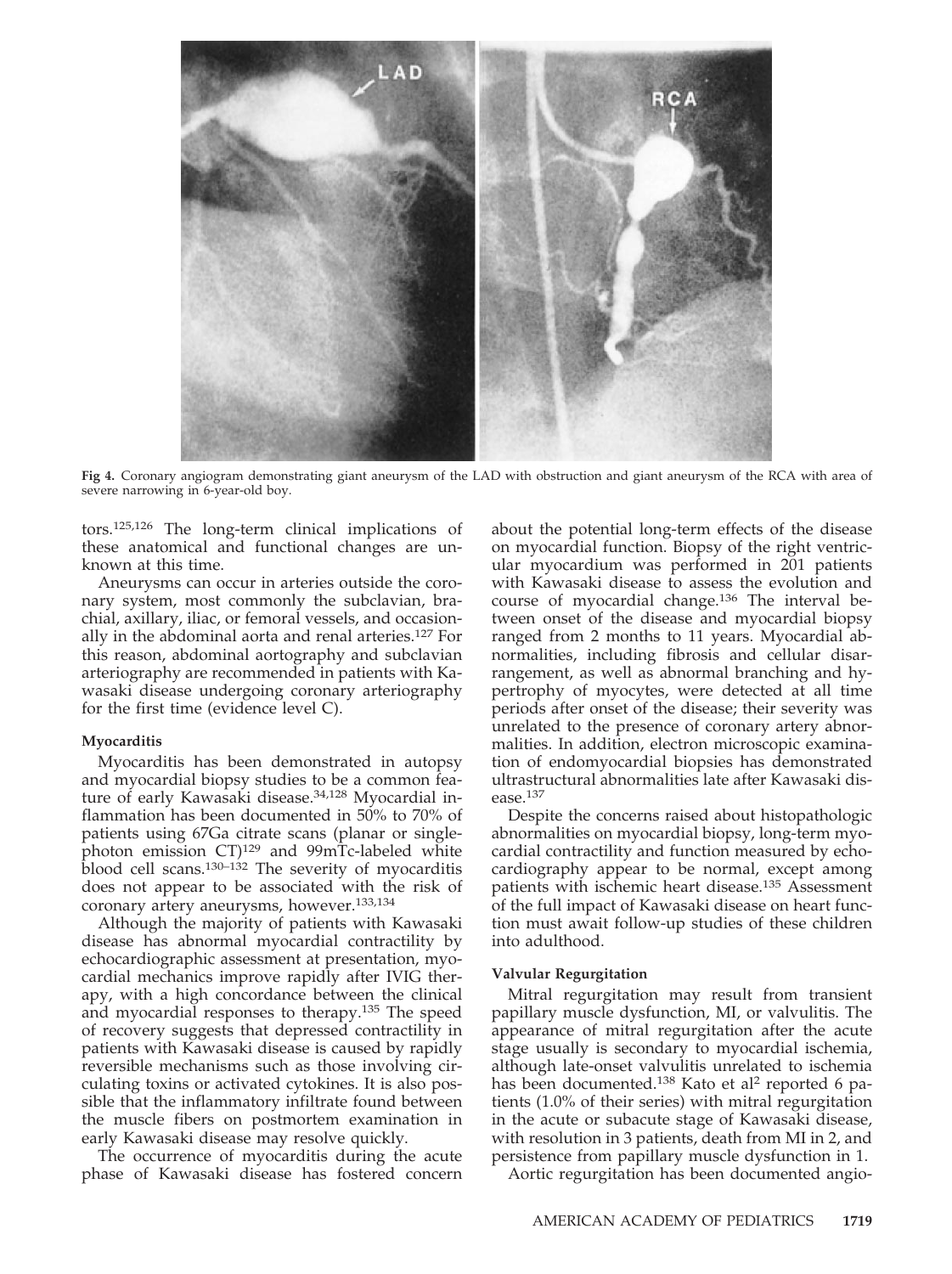**Fig 4.** Coronary angiogram demonstrating giant aneurysm of the LAD with obstruction and giant aneurysm of the RCA with area of severe narrowing in 6-year-old boy.

tors.[125,126] The long-term clinical implications of these anatomical and functional changes are unknown at this time.

Aneurysms can occur in arteries outside the coronary system, most commonly the subclavian, brachial, axillary, iliac, or femoral vessels, and occasionally in the abdominal aorta and renal arteries.[127] For this reason, abdominal aortography and subclavian arteriography are recommended in patients with Kawasaki disease undergoing coronary arteriography for the first time (evidence level C).

**Myocarditis**

Myocarditis has been demonstrated in autopsy and myocardial biopsy studies to be a common feature of early Kawasaki disease.[34,128] Myocardial inflammation has been documented in 50% to 70% of patients using 67Ga citrate scans (planar or single-photon emission CT)[129] and 99mTc-labeled white blood cell scans.[130–132] The severity of myocarditis does not appear to be associated with the risk of coronary artery aneurysms, however.[133,134]

Although the majority of patients with Kawasaki disease has abnormal myocardial contractility by echocardiographic assessment at presentation, myocardial mechanics improve rapidly after IVIG therapy, with a high concordance between the clinical and myocardial responses to therapy.[135] The speed of recovery suggests that depressed contractility in patients with Kawasaki disease is caused by rapidly reversible mechanisms such as those involving circulating toxins or activated cytokines. It is also possible that the inflammatory infiltrate found between the muscle fibers on postmortem examination in early Kawasaki disease may resolve quickly.

The occurrence of myocarditis during the acute phase of Kawasaki disease has fostered concern about the potential long-term effects of the disease on myocardial function. Biopsy of the right ventricular myocardium was performed in 201 patients with Kawasaki disease to assess the evolution and course of myocardial change.[136] The interval between onset of the disease and myocardial biopsy ranged from 2 months to 11 years. Myocardial abnormalities, including fibrosis and cellular disarrangement, as well as abnormal branching and hypertrophy of myocytes, were detected at all time periods after onset of the disease; their severity was unrelated to the presence of coronary artery abnormalities. In addition, electron microscopic examination of endomyocardial biopsies has demonstrated ultrastructural abnormalities late after Kawasaki disease.[137]

Despite the concerns raised about histopathologic abnormalities on myocardial biopsy, long-term myocardial contractility and function measured by echocardiography appear to be normal, except among patients with ischemic heart disease.[135] Assessment of the full impact of Kawasaki disease on heart function must await follow-up studies of these children into adulthood.

**Valvular Regurgitation**

Mitral regurgitation may result from transient papillary muscle dysfunction, MI, or valvulitis. The appearance of mitral regurgitation after the acute stage usually is secondary to myocardial ischemia, although late-onset valvulitis unrelated to ischemia has been documented.[138] Kato et al[2] reported 6 patients (1.0% of their series) with mitral regurgitation in the acute or subacute stage of Kawasaki disease, with resolution in 3 patients, death from MI in 2, and persistence from papillary muscle dysfunction in 1.

Aortic regurgitation has been documented angio-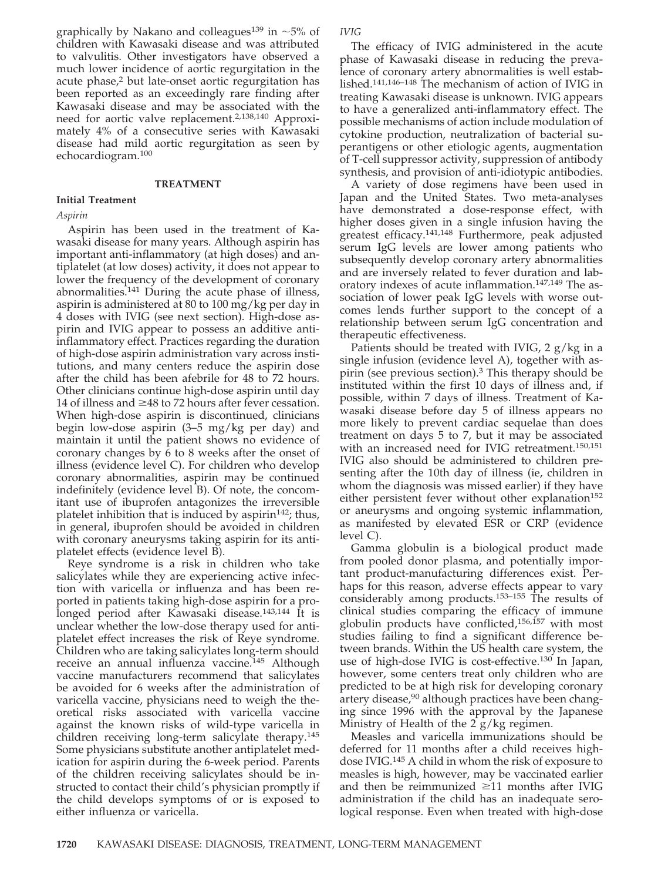graphically by Nakano and colleagues[139] in ~5% of children with Kawasaki disease and was attributed to valvulitis. Other investigators have observed a much lower incidence of aortic regurgitation in the acute phase,[2] but late-onset aortic regurgitation has been reported as an exceedingly rare finding after Kawasaki disease and may be associated with the need for aortic valve replacement.[2,138,140] Approximately 4% of a consecutive series with Kawasaki disease had mild aortic regurgitation as seen by echocardiogram.[100]

## TREATMENT

### Initial Treatment

#### *Aspirin*

Aspirin has been used in the treatment of Kawasaki disease for many years. Although aspirin has important anti-inflammatory (at high doses) and antiplatelet (at low doses) activity, it does not appear to lower the frequency of the development of coronary abnormalities.[141] During the acute phase of illness, aspirin is administered at 80 to 100 mg/kg per day in 4 doses with IVIG (see next section). High-dose aspirin and IVIG appear to possess an additive anti-inflammatory effect. Practices regarding the duration of high-dose aspirin administration vary across institutions, and many centers reduce the aspirin dose after the child has been afebrile for 48 to 72 hours. Other clinicians continue high-dose aspirin until day 14 of illness and ≥48 to 72 hours after fever cessation. When high-dose aspirin is discontinued, clinicians begin low-dose aspirin (3–5 mg/kg per day) and maintain it until the patient shows no evidence of coronary changes by 6 to 8 weeks after the onset of illness (evidence level C). For children who develop coronary abnormalities, aspirin may be continued indefinitely (evidence level B). Of note, the concomitant use of ibuprofen antagonizes the irreversible platelet inhibition that is induced by aspirin[142]; thus, in general, ibuprofen should be avoided in children with coronary aneurysms taking aspirin for its antiplatelet effects (evidence level B).

Reye syndrome is a risk in children who take salicylates while they are experiencing active infection with varicella or influenza and has been reported in patients taking high-dose aspirin for a prolonged period after Kawasaki disease.[143,144] It is unclear whether the low-dose therapy used for antiplatelet effect increases the risk of Reye syndrome. Children who are taking salicylates long-term should receive an annual influenza vaccine.[145] Although vaccine manufacturers recommend that salicylates be avoided for 6 weeks after the administration of varicella vaccine, physicians need to weigh the theoretical risks associated with varicella vaccine against the known risks of wild-type varicella in children receiving long-term salicylate therapy.[145] Some physicians substitute another antiplatelet medication for aspirin during the 6-week period. Parents of the children receiving salicylates should be instructed to contact their child's physician promptly if the child develops symptoms of or is exposed to either influenza or varicella.

#### *IVIG*

The efficacy of IVIG administered in the acute phase of Kawasaki disease in reducing the prevalence of coronary artery abnormalities is well established.[141,146–148] The mechanism of action of IVIG in treating Kawasaki disease is unknown. IVIG appears to have a generalized anti-inflammatory effect. The possible mechanisms of action include modulation of cytokine production, neutralization of bacterial superantigens or other etiologic agents, augmentation of T-cell suppressor activity, suppression of antibody synthesis, and provision of anti-idiotypic antibodies.

A variety of dose regimens have been used in Japan and the United States. Two meta-analyses have demonstrated a dose-response effect, with higher doses given in a single infusion having the greatest efficacy.[141,148] Furthermore, peak adjusted serum IgG levels are lower among patients who subsequently develop coronary artery abnormalities and are inversely related to fever duration and laboratory indexes of acute inflammation.[147,149] The association of lower peak IgG levels with worse outcomes lends further support to the concept of a relationship between serum IgG concentration and therapeutic effectiveness.

Patients should be treated with IVIG, 2 g/kg in a single infusion (evidence level A), together with aspirin (see previous section).[3] This therapy should be instituted within the first 10 days of illness and, if possible, within 7 days of illness. Treatment of Kawasaki disease before day 5 of illness appears no more likely to prevent cardiac sequelae than does treatment on days 5 to 7, but it may be associated with an increased need for IVIG retreatment.[150,151] IVIG also should be administered to children presenting after the 10th day of illness (ie, children in whom the diagnosis was missed earlier) if they have either persistent fever without other explanation[152] or aneurysms and ongoing systemic inflammation, as manifested by elevated ESR or CRP (evidence level C).

Gamma globulin is a biological product made from pooled donor plasma, and potentially important product-manufacturing differences exist. Perhaps for this reason, adverse effects appear to vary considerably among products.[153–155] The results of clinical studies comparing the efficacy of immune globulin products have conflicted,[156,157] with most studies failing to find a significant difference between brands. Within the US health care system, the use of high-dose IVIG is cost-effective.[130] In Japan, however, some centers treat only children who are predicted to be at high risk for developing coronary artery disease,[90] although practices have been changing since 1996 with the approval by the Japanese Ministry of Health of the 2 g/kg regimen.

Measles and varicella immunizations should be deferred for 11 months after a child receives high-dose IVIG.[145] A child in whom the risk of exposure to measles is high, however, may be vaccinated earlier and then be reimmunized ≥11 months after IVIG administration if the child has an inadequate serological response. Even when treated with high-dose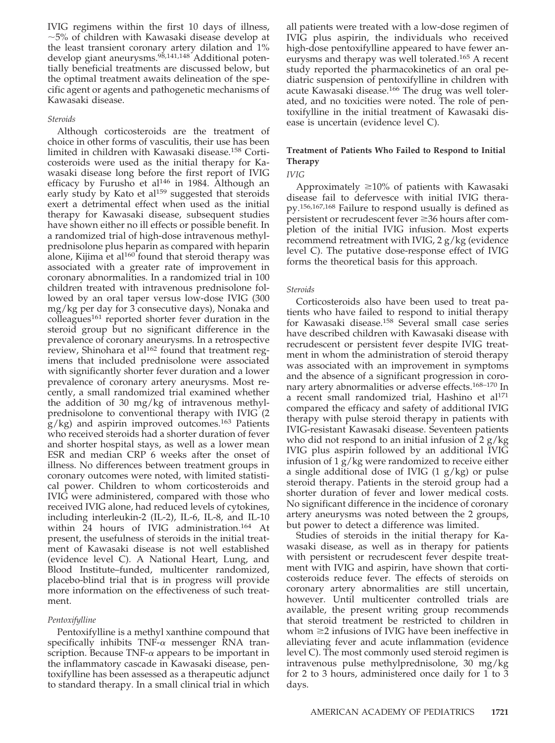IVIG regimens within the first 10 days of illness, ~5% of children with Kawasaki disease develop at the least transient coronary artery dilation and 1% develop giant aneurysms.[98,141,148] Additional potentially beneficial treatments are discussed below, but the optimal treatment awaits delineation of the specific agent or agents and pathogenetic mechanisms of Kawasaki disease.

*Steroids*

Although corticosteroids are the treatment of choice in other forms of vasculitis, their use has been limited in children with Kawasaki disease.[158] Corticosteroids were used as the initial therapy for Kawasaki disease long before the first report of IVIG efficacy by Furusho et al[146] in 1984. Although an early study by Kato et al[159] suggested that steroids exert a detrimental effect when used as the initial therapy for Kawasaki disease, subsequent studies have shown either no ill effects or possible benefit. In a randomized trial of high-dose intravenous methylprednisolone plus heparin as compared with heparin alone, Kijima et al[160] found that steroid therapy was associated with a greater rate of improvement in coronary abnormalities. In a randomized trial in 100 children treated with intravenous prednisolone followed by an oral taper versus low-dose IVIG (300 mg/kg per day for 3 consecutive days), Nonaka and colleagues[161] reported shorter fever duration in the steroid group but no significant difference in the prevalence of coronary aneurysms. In a retrospective review, Shinohara et al[162] found that treatment regimens that included prednisolone were associated with significantly shorter fever duration and a lower prevalence of coronary artery aneurysms. Most recently, a small randomized trial examined whether the addition of 30 mg/kg of intravenous methylprednisolone to conventional therapy with IVIG (2 g/kg) and aspirin improved outcomes.[163] Patients who received steroids had a shorter duration of fever and shorter hospital stays, as well as a lower mean ESR and median CRP 6 weeks after the onset of illness. No differences between treatment groups in coronary outcomes were noted, with limited statistical power. Children to whom corticosteroids and IVIG were administered, compared with those who received IVIG alone, had reduced levels of cytokines, including interleukin-2 (IL-2), IL-6, IL-8, and IL-10 within 24 hours of IVIG administration.[164] At present, the usefulness of steroids in the initial treatment of Kawasaki disease is not well established (evidence level C). A National Heart, Lung, and Blood Institute–funded, multicenter randomized, placebo-blind trial that is in progress will provide more information on the effectiveness of such treatment.

*Pentoxifylline*

Pentoxifylline is a methyl xanthine compound that specifically inhibits TNF-α messenger RNA transcription. Because TNF-α appears to be important in the inflammatory cascade in Kawasaki disease, pentoxifylline has been assessed as a therapeutic adjunct to standard therapy. In a small clinical trial in which all patients were treated with a low-dose regimen of IVIG plus aspirin, the individuals who received high-dose pentoxifylline appeared to have fewer aneurysms and therapy was well tolerated.[165] A recent study reported the pharmacokinetics of an oral pediatric suspension of pentoxifylline in children with acute Kawasaki disease.[166] The drug was well tolerated, and no toxicities were noted. The role of pentoxifylline in the initial treatment of Kawasaki disease is uncertain (evidence level C).

### Treatment of Patients Who Failed to Respond to Initial Therapy

*IVIG*

Approximately ≥10% of patients with Kawasaki disease fail to defervesce with initial IVIG therapy.[156,167,168] Failure to respond usually is defined as persistent or recrudescent fever ≥36 hours after completion of the initial IVIG infusion. Most experts recommend retreatment with IVIG, 2 g/kg (evidence level C). The putative dose-response effect of IVIG forms the theoretical basis for this approach.

*Steroids*

Corticosteroids also have been used to treat patients who have failed to respond to initial therapy for Kawasaki disease.[158] Several small case series have described children with Kawasaki disease with recrudescent or persistent fever despite IVIG treatment in whom the administration of steroid therapy was associated with an improvement in symptoms and the absence of a significant progression in coronary artery abnormalities or adverse effects.[168–170] In a recent small randomized trial, Hashino et al[171] compared the efficacy and safety of additional IVIG therapy with pulse steroid therapy in patients with IVIG-resistant Kawasaki disease. Seventeen patients who did not respond to an initial infusion of 2 g/kg IVIG plus aspirin followed by an additional IVIG infusion of 1 g/kg were randomized to receive either a single additional dose of IVIG (1 g/kg) or pulse steroid therapy. Patients in the steroid group had a shorter duration of fever and lower medical costs. No significant difference in the incidence of coronary artery aneurysms was noted between the 2 groups, but power to detect a difference was limited.

Studies of steroids in the initial therapy for Kawasaki disease, as well as in therapy for patients with persistent or recrudescent fever despite treatment with IVIG and aspirin, have shown that corticosteroids reduce fever. The effects of steroids on coronary artery abnormalities are still uncertain, however. Until multicenter controlled trials are available, the present writing group recommends that steroid treatment be restricted to children in whom ≥2 infusions of IVIG have been ineffective in alleviating fever and acute inflammation (evidence level C). The most commonly used steroid regimen is intravenous pulse methylprednisolone, 30 mg/kg for 2 to 3 hours, administered once daily for 1 to 3 days.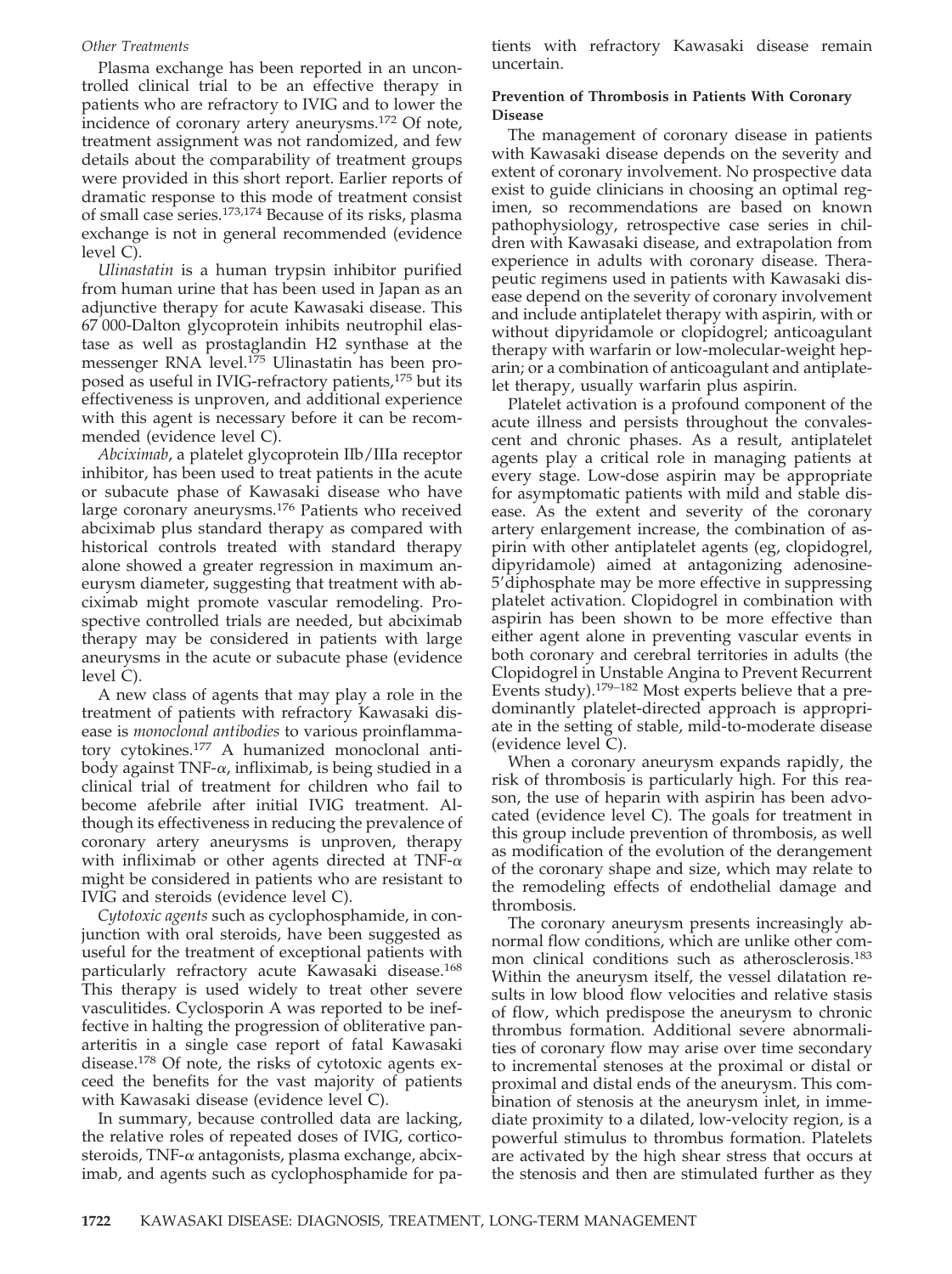*Other Treatments*

Plasma exchange has been reported in an uncontrolled clinical trial to be an effective therapy in patients who are refractory to IVIG and to lower the incidence of coronary artery aneurysms.[172] Of note, treatment assignment was not randomized, and few details about the comparability of treatment groups were provided in this short report. Earlier reports of dramatic response to this mode of treatment consist of small case series.[173,174] Because of its risks, plasma exchange is not in general recommended (evidence level C).

*Ulinastatin* is a human trypsin inhibitor purified from human urine that has been used in Japan as an adjunctive therapy for acute Kawasaki disease. This 67 000-Dalton glycoprotein inhibits neutrophil elastase as well as prostaglandin H2 synthase at the messenger RNA level.[175] Ulinastatin has been proposed as useful in IVIG-refractory patients,[175] but its effectiveness is unproven, and additional experience with this agent is necessary before it can be recommended (evidence level C).

*Abciximab*, a platelet glycoprotein IIb/IIIa receptor inhibitor, has been used to treat patients in the acute or subacute phase of Kawasaki disease who have large coronary aneurysms.[176] Patients who received abciximab plus standard therapy as compared with historical controls treated with standard therapy alone showed a greater regression in maximum aneurysm diameter, suggesting that treatment with abciximab might promote vascular remodeling. Prospective controlled trials are needed, but abciximab therapy may be considered in patients with large aneurysms in the acute or subacute phase (evidence level C).

A new class of agents that may play a role in the treatment of patients with refractory Kawasaki disease is *monoclonal antibodies* to various proinflammatory cytokines.[177] A humanized monoclonal antibody against TNF-$\alpha$, infliximab, is being studied in a clinical trial of treatment for children who fail to become afebrile after initial IVIG treatment. Although its effectiveness in reducing the prevalence of coronary artery aneurysms is unproven, therapy with infliximab or other agents directed at TNF-$\alpha$ might be considered in patients who are resistant to IVIG and steroids (evidence level C).

*Cytotoxic agents* such as cyclophosphamide, in conjunction with oral steroids, have been suggested as useful for the treatment of exceptional patients with particularly refractory acute Kawasaki disease.[168] This therapy is used widely to treat other severe vasculitides. Cyclosporin A was reported to be ineffective in halting the progression of obliterative panarteritis in a single case report of fatal Kawasaki disease.[178] Of note, the risks of cytotoxic agents exceed the benefits for the vast majority of patients with Kawasaki disease (evidence level C).

In summary, because controlled data are lacking, the relative roles of repeated doses of IVIG, corticosteroids, TNF-$\alpha$ antagonists, plasma exchange, abciximab, and agents such as cyclophosphamide for patients with refractory Kawasaki disease remain uncertain.

**Prevention of Thrombosis in Patients With Coronary Disease**

The management of coronary disease in patients with Kawasaki disease depends on the severity and extent of coronary involvement. No prospective data exist to guide clinicians in choosing an optimal regimen, so recommendations are based on known pathophysiology, retrospective case series in children with Kawasaki disease, and extrapolation from experience in adults with coronary disease. Therapeutic regimens used in patients with Kawasaki disease depend on the severity of coronary involvement and include antiplatelet therapy with aspirin, with or without dipyridamole or clopidogrel; anticoagulant therapy with warfarin or low-molecular-weight heparin; or a combination of anticoagulant and antiplatelet therapy, usually warfarin plus aspirin.

Platelet activation is a profound component of the acute illness and persists throughout the convalescent and chronic phases. As a result, antiplatelet agents play a critical role in managing patients at every stage. Low-dose aspirin may be appropriate for asymptomatic patients with mild and stable disease. As the extent and severity of the coronary artery enlargement increase, the combination of aspirin with other antiplatelet agents (eg, clopidogrel, dipyridamole) aimed at antagonizing adenosine-5′diphosphate may be more effective in suppressing platelet activation. Clopidogrel in combination with aspirin has been shown to be more effective than either agent alone in preventing vascular events in both coronary and cerebral territories in adults (the Clopidogrel in Unstable Angina to Prevent Recurrent Events study).[179–182] Most experts believe that a predominantly platelet-directed approach is appropriate in the setting of stable, mild-to-moderate disease (evidence level C).

When a coronary aneurysm expands rapidly, the risk of thrombosis is particularly high. For this reason, the use of heparin with aspirin has been advocated (evidence level C). The goals for treatment in this group include prevention of thrombosis, as well as modification of the evolution of the derangement of the coronary shape and size, which may relate to the remodeling effects of endothelial damage and thrombosis.

The coronary aneurysm presents increasingly abnormal flow conditions, which are unlike other common clinical conditions such as atherosclerosis.[183] Within the aneurysm itself, the vessel dilatation results in low blood flow velocities and relative stasis of flow, which predispose the aneurysm to chronic thrombus formation. Additional severe abnormalities of coronary flow may arise over time secondary to incremental stenoses at the proximal or distal or proximal and distal ends of the aneurysm. This combination of stenosis at the aneurysm inlet, in immediate proximity to a dilated, low-velocity region, is a powerful stimulus to thrombus formation. Platelets are activated by the high shear stress that occurs at the stenosis and then are stimulated further as they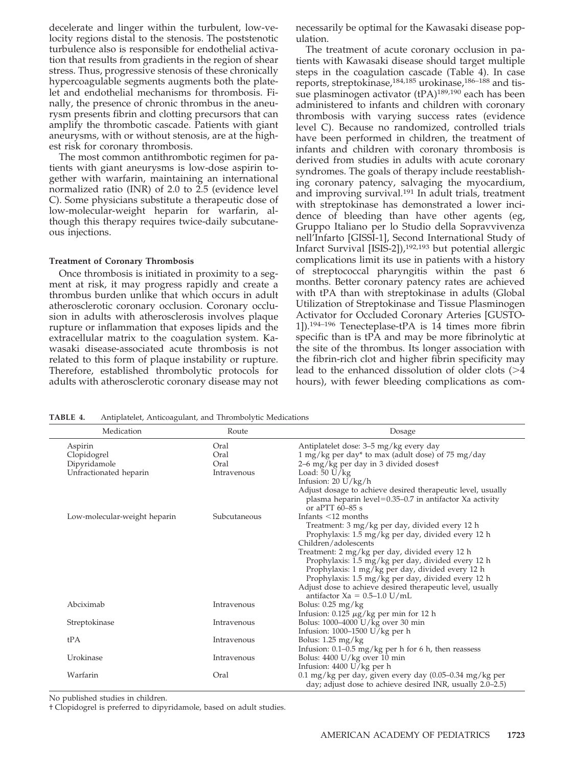decelerate and linger within the turbulent, low-velocity regions distal to the stenosis. The poststenotic turbulence also is responsible for endothelial activation that results from gradients in the region of shear stress. Thus, progressive stenosis of these chronically hypercoagulable segments augments both the platelet and endothelial mechanisms for thrombosis. Finally, the presence of chronic thrombus in the aneurysm presents fibrin and clotting precursors that can amplify the thrombotic cascade. Patients with giant aneurysms, with or without stenosis, are at the highest risk for coronary thrombosis.

The most common antithrombotic regimen for patients with giant aneurysms is low-dose aspirin together with warfarin, maintaining an international normalized ratio (INR) of 2.0 to 2.5 (evidence level C). Some physicians substitute a therapeutic dose of low-molecular-weight heparin for warfarin, although this therapy requires twice-daily subcutaneous injections.

**Treatment of Coronary Thrombosis**

Once thrombosis is initiated in proximity to a segment at risk, it may progress rapidly and create a thrombus burden unlike that which occurs in adult atherosclerotic coronary occlusion. Coronary occlusion in adults with atherosclerosis involves plaque rupture or inflammation that exposes lipids and the extracellular matrix to the coagulation system. Kawasaki disease-associated acute thrombosis is not related to this form of plaque instability or rupture. Therefore, established thrombolytic protocols for adults with atherosclerotic coronary disease may not necessarily be optimal for the Kawasaki disease population.

The treatment of acute coronary occlusion in patients with Kawasaki disease should target multiple steps in the coagulation cascade (Table 4). In case reports, streptokinase,[184,185] urokinase,[186–188] and tissue plasminogen activator (tPA)[189,190] each has been administered to infants and children with coronary thrombosis with varying success rates (evidence level C). Because no randomized, controlled trials have been performed in children, the treatment of infants and children with coronary thrombosis is derived from studies in adults with acute coronary syndromes. The goals of therapy include reestablishing coronary patency, salvaging the myocardium, and improving survival.[191] In adult trials, treatment with streptokinase has demonstrated a lower incidence of bleeding than have other agents (eg, Gruppo Italiano per lo Studio della Sopravvivenza nell'Infarto [GISSI-1], Second International Study of Infarct Survival [ISIS-2]),[192,193] but potential allergic complications limit its use in patients with a history of streptococcal pharyngitis within the past 6 months. Better coronary patency rates are achieved with tPA than with streptokinase in adults (Global Utilization of Streptokinase and Tissue Plasminogen Activator for Occluded Coronary Arteries [GUSTO-1]).[194–196] Tenecteplase-tPA is 14 times more fibrin specific than is tPA and may be more fibrinolytic at the site of the thrombus. Its longer association with the fibrin-rich clot and higher fibrin specificity may lead to the enhanced dissolution of older clots (>4 hours), with fewer bleeding complications as com-

**TABLE 4.** Antiplatelet, Anticoagulant, and Thrombolytic Medications

| Medication | Route | Dosage |
|---|---|---|
| Aspirin | Oral | Antiplatelet dose: 3–5 mg/kg every day |
| Clopidogrel | Oral | 1 mg/kg per day* to max (adult dose) of 75 mg/day |
| Dipyridamole | Oral | 2–6 mg/kg per day in 3 divided doses† |
| Unfractionated heparin | Intravenous | Load: 50 U/kg<br>Infusion: 20 U/kg/h<br>Adjust dosage to achieve desired therapeutic level, usually plasma heparin level=0.35–0.7 in antifactor Xa activity or aPTT 60–85 s |
| Low-molecular-weight heparin | Subcutaneous | Infants <12 months<br>Treatment: 3 mg/kg per day, divided every 12 h<br>Prophylaxis: 1.5 mg/kg per day, divided every 12 h<br>Children/adolescents<br>Treatment: 2 mg/kg per day, divided every 12 h<br>Prophylaxis: 1.5 mg/kg per day, divided every 12 h<br>Prophylaxis: 1 mg/kg per day, divided every 12 h<br>Prophylaxis: 1.5 mg/kg per day, divided every 12 h<br>Adjust dose to achieve desired therapeutic level, usually antifactor Xa = 0.5–1.0 U/mL |
| Abciximab | Intravenous | Bolus: 0.25 mg/kg<br>Infusion: 0.125 μg/kg per min for 12 h |
| Streptokinase | Intravenous | Bolus: 1000–4000 U/kg over 30 min<br>Infusion: 1000–1500 U/kg per h |
| tPA | Intravenous | Bolus: 1.25 mg/kg<br>Infusion: 0.1–0.5 mg/kg per h for 6 h, then reassess |
| Urokinase | Intravenous | Bolus: 4400 U/kg over 10 min<br>Infusion: 4400 U/kg per h |
| Warfarin | Oral | 0.1 mg/kg per day, given every day (0.05–0.34 mg/kg per day; adjust dose to achieve desired INR, usually 2.0–2.5) |

No published studies in children.

† Clopidogrel is preferred to dipyridamole, based on adult studies.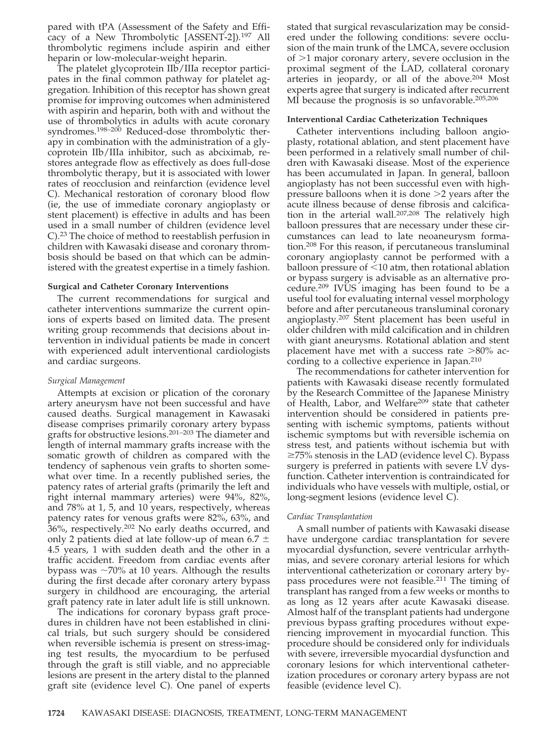pared with tPA (Assessment of the Safety and Efficacy of a New Thrombolytic [ASSENT-2]).[197] All thrombolytic regimens include aspirin and either heparin or low-molecular-weight heparin.

The platelet glycoprotein IIb/IIIa receptor participates in the final common pathway for platelet aggregation. Inhibition of this receptor has shown great promise for improving outcomes when administered with aspirin and heparin, both with and without the use of thrombolytics in adults with acute coronary syndromes.[198–200] Reduced-dose thrombolytic therapy in combination with the administration of a glycoprotein IIb/IIIa inhibitor, such as abciximab, restores antegrade flow as effectively as does full-dose thrombolytic therapy, but it is associated with lower rates of reocclusion and reinfarction (evidence level C). Mechanical restoration of coronary blood flow (ie, the use of immediate coronary angioplasty or stent placement) is effective in adults and has been used in a small number of children (evidence level C).[23] The choice of method to reestablish perfusion in children with Kawasaki disease and coronary thrombosis should be based on that which can be administered with the greatest expertise in a timely fashion.

#### Surgical and Catheter Coronary Interventions

The current recommendations for surgical and catheter interventions summarize the current opinions of experts based on limited data. The present writing group recommends that decisions about intervention in individual patients be made in concert with experienced adult interventional cardiologists and cardiac surgeons.

##### *Surgical Management*

Attempts at excision or plication of the coronary artery aneurysm have not been successful and have caused deaths. Surgical management in Kawasaki disease comprises primarily coronary artery bypass grafts for obstructive lesions.[201–203] The diameter and length of internal mammary grafts increase with the somatic growth of children as compared with the tendency of saphenous vein grafts to shorten somewhat over time. In a recently published series, the patency rates of arterial grafts (primarily the left and right internal mammary arteries) were 94%, 82%, and 78% at 1, 5, and 10 years, respectively, whereas patency rates for venous grafts were 82%, 63%, and 36%, respectively.[202] No early deaths occurred, and only 2 patients died at late follow-up of mean $6.7 \pm 4.5$ years, 1 with sudden death and the other in a traffic accident. Freedom from cardiac events after bypass was ~70% at 10 years. Although the results during the first decade after coronary artery bypass surgery in childhood are encouraging, the arterial graft patency rate in later adult life is still unknown.

The indications for coronary bypass graft procedures in children have not been established in clinical trials, but such surgery should be considered when reversible ischemia is present on stress-imaging test results, the myocardium to be perfused through the graft is still viable, and no appreciable lesions are present in the artery distal to the planned graft site (evidence level C). One panel of experts stated that surgical revascularization may be considered under the following conditions: severe occlusion of the main trunk of the LMCA, severe occlusion of >1 major coronary artery, severe occlusion in the proximal segment of the LAD, collateral coronary arteries in jeopardy, or all of the above.[204] Most experts agree that surgery is indicated after recurrent MI because the prognosis is so unfavorable.[205,206]

#### Interventional Cardiac Catheterization Techniques

Catheter interventions including balloon angioplasty, rotational ablation, and stent placement have been performed in a relatively small number of children with Kawasaki disease. Most of the experience has been accumulated in Japan. In general, balloon angioplasty has not been successful even with high-pressure balloons when it is done >2 years after the acute illness because of dense fibrosis and calcification in the arterial wall.[207,208] The relatively high balloon pressures that are necessary under these circumstances can lead to late neoaneurysm formation.[208] For this reason, if percutaneous transluminal coronary angioplasty cannot be performed with a balloon pressure of <10 atm, then rotational ablation or bypass surgery is advisable as an alternative procedure.[209] IVUS imaging has been found to be a useful tool for evaluating internal vessel morphology before and after percutaneous transluminal coronary angioplasty.[207] Stent placement has been useful in older children with mild calcification and in children with giant aneurysms. Rotational ablation and stent placement have met with a success rate >80% according to a collective experience in Japan.[210]

The recommendations for catheter intervention for patients with Kawasaki disease recently formulated by the Research Committee of the Japanese Ministry of Health, Labor, and Welfare[209] state that catheter intervention should be considered in patients presenting with ischemic symptoms, patients without ischemic symptoms but with reversible ischemia on stress test, and patients without ischemia but with ≥75% stenosis in the LAD (evidence level C). Bypass surgery is preferred in patients with severe LV dysfunction. Catheter intervention is contraindicated for individuals who have vessels with multiple, ostial, or long-segment lesions (evidence level C).

##### *Cardiac Transplantation*

A small number of patients with Kawasaki disease have undergone cardiac transplantation for severe myocardial dysfunction, severe ventricular arrhythmias, and severe coronary arterial lesions for which interventional catheterization or coronary artery bypass procedures were not feasible.[211] The timing of transplant has ranged from a few weeks or months to as long as 12 years after acute Kawasaki disease. Almost half of the transplant patients had undergone previous bypass grafting procedures without experiencing improvement in myocardial function. This procedure should be considered only for individuals with severe, irreversible myocardial dysfunction and coronary lesions for which interventional catheterization procedures or coronary artery bypass are not feasible (evidence level C).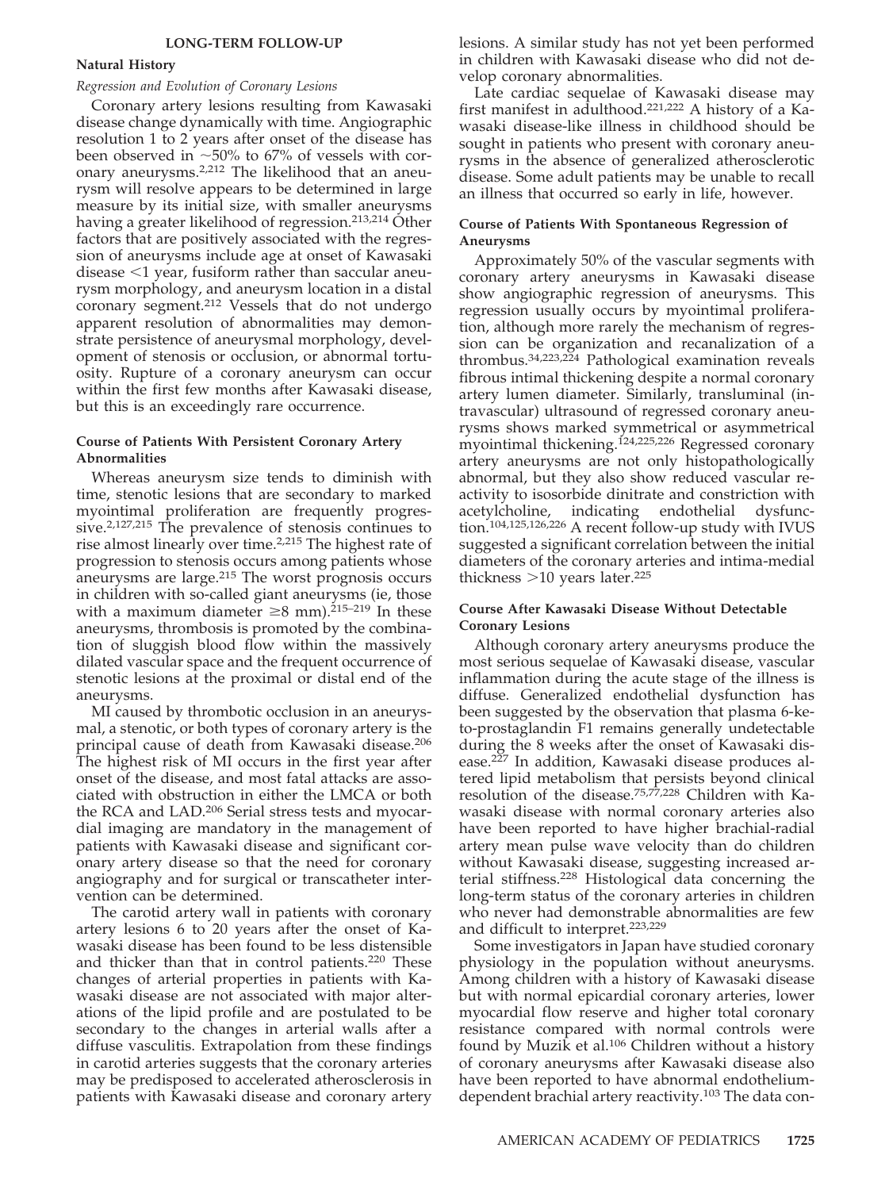## LONG-TERM FOLLOW-UP

### Natural History

#### *Regression and Evolution of Coronary Lesions*

Coronary artery lesions resulting from Kawasaki disease change dynamically with time. Angiographic resolution 1 to 2 years after onset of the disease has been observed in ~50% to 67% of vessels with coronary aneurysms.[2,212] The likelihood that an aneurysm will resolve appears to be determined in large measure by its initial size, with smaller aneurysms having a greater likelihood of regression.[213,214] Other factors that are positively associated with the regression of aneurysms include age at onset of Kawasaki disease <1 year, fusiform rather than saccular aneurysm morphology, and aneurysm location in a distal coronary segment.[212] Vessels that do not undergo apparent resolution of abnormalities may demonstrate persistence of aneurysmal morphology, development of stenosis or occlusion, or abnormal tortuosity. Rupture of a coronary aneurysm can occur within the first few months after Kawasaki disease, but this is an exceedingly rare occurrence.

#### Course of Patients With Persistent Coronary Artery Abnormalities

Whereas aneurysm size tends to diminish with time, stenotic lesions that are secondary to marked myointimal proliferation are frequently progressive.[2,127,215] The prevalence of stenosis continues to rise almost linearly over time.[2,215] The highest rate of progression to stenosis occurs among patients whose aneurysms are large.[215] The worst prognosis occurs in children with so-called giant aneurysms (ie, those with a maximum diameter ≥8 mm).[215–219] In these aneurysms, thrombosis is promoted by the combination of sluggish blood flow within the massively dilated vascular space and the frequent occurrence of stenotic lesions at the proximal or distal end of the aneurysms.

MI caused by thrombotic occlusion in an aneurysmal, a stenotic, or both types of coronary artery is the principal cause of death from Kawasaki disease.[206] The highest risk of MI occurs in the first year after onset of the disease, and most fatal attacks are associated with obstruction in either the LMCA or both the RCA and LAD.[206] Serial stress tests and myocardial imaging are mandatory in the management of patients with Kawasaki disease and significant coronary artery disease so that the need for coronary angiography and for surgical or transcatheter intervention can be determined.

The carotid artery wall in patients with coronary artery lesions 6 to 20 years after the onset of Kawasaki disease has been found to be less distensible and thicker than that in control patients.[220] These changes of arterial properties in patients with Kawasaki disease are not associated with major alterations of the lipid profile and are postulated to be secondary to the changes in arterial walls after a diffuse vasculitis. Extrapolation from these findings in carotid arteries suggests that the coronary arteries may be predisposed to accelerated atherosclerosis in patients with Kawasaki disease and coronary artery lesions. A similar study has not yet been performed in children with Kawasaki disease who did not develop coronary abnormalities.

Late cardiac sequelae of Kawasaki disease may first manifest in adulthood.[221,222] A history of a Kawasaki disease-like illness in childhood should be sought in patients who present with coronary aneurysms in the absence of generalized atherosclerotic disease. Some adult patients may be unable to recall an illness that occurred so early in life, however.

#### Course of Patients With Spontaneous Regression of Aneurysms

Approximately 50% of the vascular segments with coronary artery aneurysms in Kawasaki disease show angiographic regression of aneurysms. This regression usually occurs by myointimal proliferation, although more rarely the mechanism of regression can be organization and recanalization of a thrombus.[34,223,224] Pathological examination reveals fibrous intimal thickening despite a normal coronary artery lumen diameter. Similarly, transluminal (intravascular) ultrasound of regressed coronary aneurysms shows marked symmetrical or asymmetrical myointimal thickening.[124,225,226] Regressed coronary artery aneurysms are not only histopathologically abnormal, but they also show reduced vascular reactivity to isosorbide dinitrate and constriction with acetylcholine, indicating endothelial dysfunction.[104,125,126,226] A recent follow-up study with IVUS suggested a significant correlation between the initial diameters of the coronary arteries and intima-medial thickness >10 years later.[225]

#### Course After Kawasaki Disease Without Detectable Coronary Lesions

Although coronary artery aneurysms produce the most serious sequelae of Kawasaki disease, vascular inflammation during the acute stage of the illness is diffuse. Generalized endothelial dysfunction has been suggested by the observation that plasma 6-keto-prostaglandin F1 remains generally undetectable during the 8 weeks after the onset of Kawasaki disease.[227] In addition, Kawasaki disease produces altered lipid metabolism that persists beyond clinical resolution of the disease.[75,77,228] Children with Kawasaki disease with normal coronary arteries also have been reported to have higher brachial-radial artery mean pulse wave velocity than do children without Kawasaki disease, suggesting increased arterial stiffness.[228] Histological data concerning the long-term status of the coronary arteries in children who never had demonstrable abnormalities are few and difficult to interpret.[223,229]

Some investigators in Japan have studied coronary physiology in the population without aneurysms. Among children with a history of Kawasaki disease but with normal epicardial coronary arteries, lower myocardial flow reserve and higher total coronary resistance compared with normal controls were found by Muzik et al.[106] Children without a history of coronary aneurysms after Kawasaki disease also have been reported to have abnormal endothelium-dependent brachial artery reactivity.[103] The data con-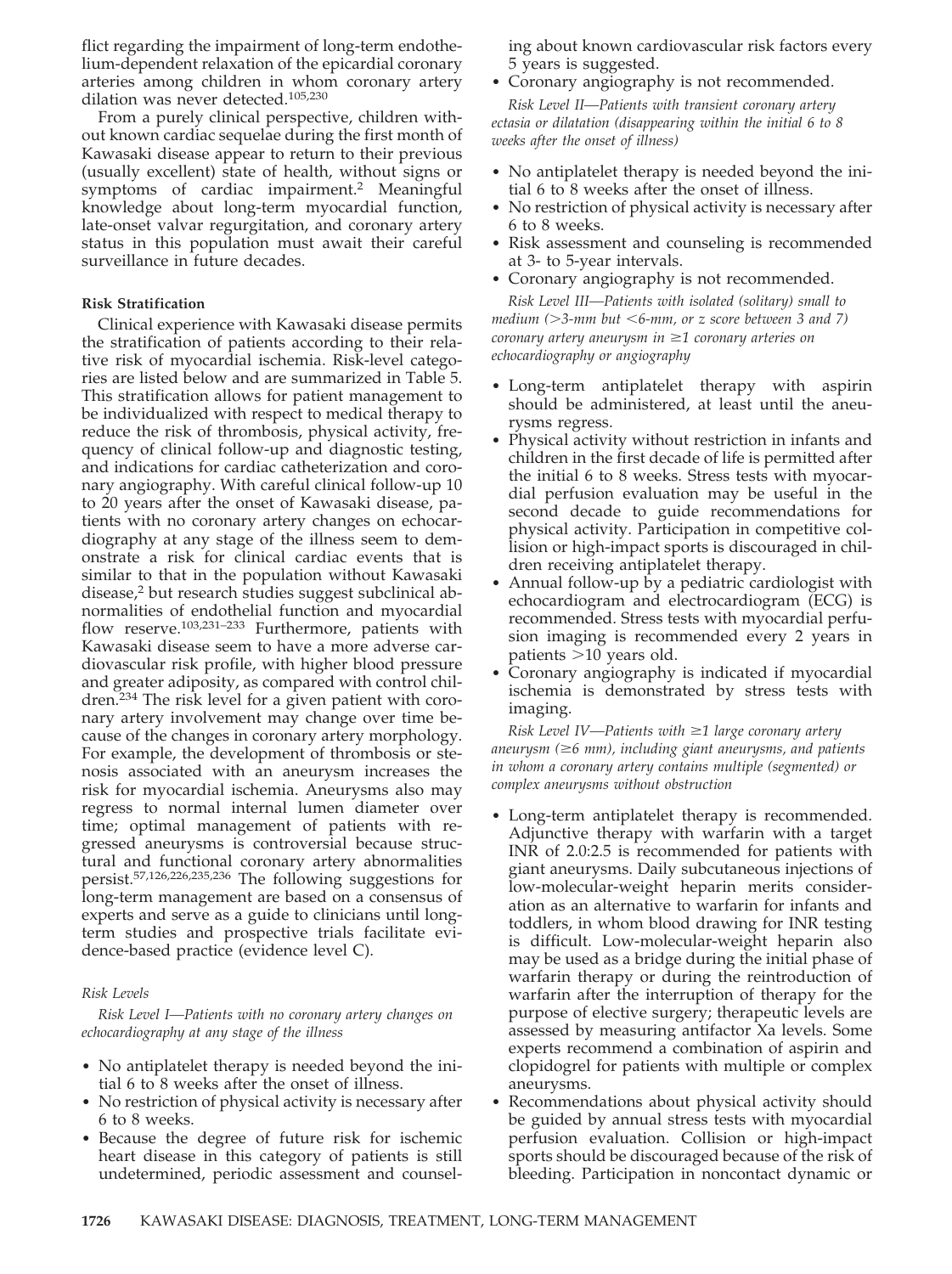flict regarding the impairment of long-term endothelium-dependent relaxation of the epicardial coronary arteries among children in whom coronary artery dilation was never detected.[105,230]

From a purely clinical perspective, children without known cardiac sequelae during the first month of Kawasaki disease appear to return to their previous (usually excellent) state of health, without signs or symptoms of cardiac impairment.[2] Meaningful knowledge about long-term myocardial function, late-onset valvar regurgitation, and coronary artery status in this population must await their careful surveillance in future decades.

**Risk Stratification**

Clinical experience with Kawasaki disease permits the stratification of patients according to their relative risk of myocardial ischemia. Risk-level categories are listed below and are summarized in Table 5. This stratification allows for patient management to be individualized with respect to medical therapy to reduce the risk of thrombosis, physical activity, frequency of clinical follow-up and diagnostic testing, and indications for cardiac catheterization and coronary angiography. With careful clinical follow-up 10 to 20 years after the onset of Kawasaki disease, patients with no coronary artery changes on echocardiography at any stage of the illness seem to demonstrate a risk for clinical cardiac events that is similar to that in the population without Kawasaki disease,[2] but research studies suggest subclinical abnormalities of endothelial function and myocardial flow reserve.[103,231–233] Furthermore, patients with Kawasaki disease seem to have a more adverse cardiovascular risk profile, with higher blood pressure and greater adiposity, as compared with control children.[234] The risk level for a given patient with coronary artery involvement may change over time because of the changes in coronary artery morphology. For example, the development of thrombosis or stenosis associated with an aneurysm increases the risk for myocardial ischemia. Aneurysms also may regress to normal internal lumen diameter over time; optimal management of patients with regressed aneurysms is controversial because structural and functional coronary artery abnormalities persist.[57,126,226,235,236] The following suggestions for long-term management are based on a consensus of experts and serve as a guide to clinicians until long-term studies and prospective trials facilitate evidence-based practice (evidence level C).

*Risk Levels*

*Risk Level I—Patients with no coronary artery changes on echocardiography at any stage of the illness*

- No antiplatelet therapy is needed beyond the initial 6 to 8 weeks after the onset of illness.
- No restriction of physical activity is necessary after 6 to 8 weeks.
- Because the degree of future risk for ischemic heart disease in this category of patients is still undetermined, periodic assessment and counseling about known cardiovascular risk factors every 5 years is suggested.
- Coronary angiography is not recommended.

*Risk Level II—Patients with transient coronary artery ectasia or dilatation (disappearing within the initial 6 to 8 weeks after the onset of illness)*

- No antiplatelet therapy is needed beyond the initial 6 to 8 weeks after the onset of illness.
- No restriction of physical activity is necessary after 6 to 8 weeks.
- Risk assessment and counseling is recommended at 3- to 5-year intervals.
- Coronary angiography is not recommended.

*Risk Level III—Patients with isolated (solitary) small to medium (>3-mm but <6-mm, or z score between 3 and 7) coronary artery aneurysm in ≥1 coronary arteries on echocardiography or angiography*

- Long-term antiplatelet therapy with aspirin should be administered, at least until the aneurysms regress.
- Physical activity without restriction in infants and children in the first decade of life is permitted after the initial 6 to 8 weeks. Stress tests with myocardial perfusion evaluation may be useful in the second decade to guide recommendations for physical activity. Participation in competitive collision or high-impact sports is discouraged in children receiving antiplatelet therapy.
- Annual follow-up by a pediatric cardiologist with echocardiogram and electrocardiogram (ECG) is recommended. Stress tests with myocardial perfusion imaging is recommended every 2 years in patients >10 years old.
- Coronary angiography is indicated if myocardial ischemia is demonstrated by stress tests with imaging.

*Risk Level IV—Patients with ≥1 large coronary artery aneurysm (≥6 mm), including giant aneurysms, and patients in whom a coronary artery contains multiple (segmented) or complex aneurysms without obstruction*

- Long-term antiplatelet therapy is recommended. Adjunctive therapy with warfarin with a target INR of 2.0:2.5 is recommended for patients with giant aneurysms. Daily subcutaneous injections of low-molecular-weight heparin merits consideration as an alternative to warfarin for infants and toddlers, in whom blood drawing for INR testing is difficult. Low-molecular-weight heparin also may be used as a bridge during the initial phase of warfarin therapy or during the reintroduction of warfarin after the interruption of therapy for the purpose of elective surgery; therapeutic levels are assessed by measuring antifactor Xa levels. Some experts recommend a combination of aspirin and clopidogrel for patients with multiple or complex aneurysms.
- Recommendations about physical activity should be guided by annual stress tests with myocardial perfusion evaluation. Collision or high-impact sports should be discouraged because of the risk of bleeding. Participation in noncontact dynamic or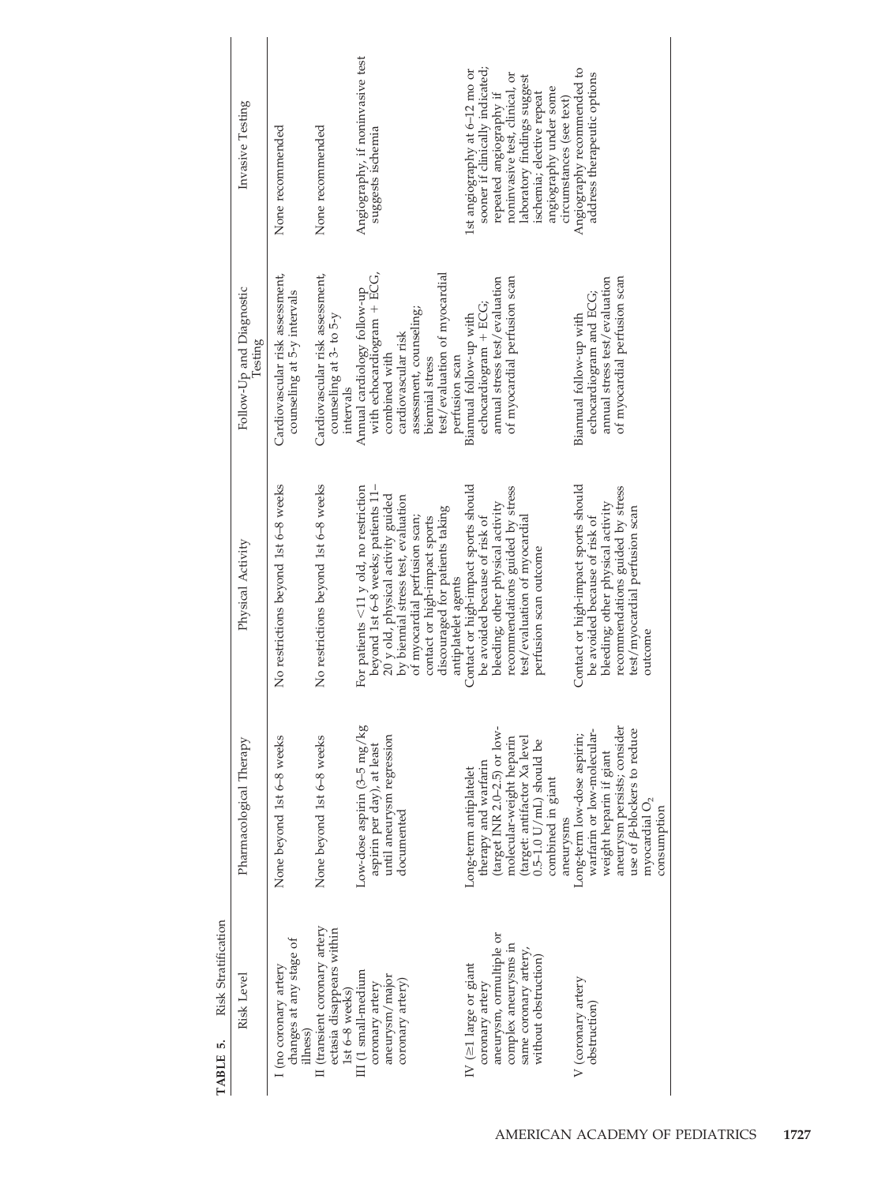**TABLE 5.** Risk Stratification

| Risk Level | Pharmacological Therapy | Physical Activity | Follow-Up and Diagnostic Testing | Invasive Testing |
|---|---|---|---|---|
| I (no coronary artery changes at any stage of illness) | None beyond 1st 6–8 weeks | No restrictions beyond 1st 6–8 weeks | Cardiovascular risk assessment, counseling at 5-y intervals | None recommended |
| II (transient coronary artery ectasia disappears within 1st 6–8 weeks) | None beyond 1st 6–8 weeks | No restrictions beyond 1st 6–8 weeks | Cardiovascular risk assessment, counseling at 3- to 5-y intervals | None recommended |
| III (1 small-medium coronary artery aneurysm/major coronary artery) | Low-dose aspirin (3–5 mg/kg aspirin per day), at least until aneurysm regression documented | For patients <11 y old, no restriction beyond 1st 6–8 weeks; patients 11–20 y old, physical activity guided by biennial stress test, evaluation of myocardial perfusion scan; contact or high-impact sports discouraged for patients taking antiplatelet agents | Annual cardiology follow-up with echocardiogram + ECG, combined with cardiovascular risk assessment, counseling; biennial stress test/evaluation of myocardial perfusion scan | Angiography, if noninvasive test suggests ischemia |
| IV (≥1 large or giant coronary artery aneurysm, ormultiple or complex aneurysms in same coronary artery, without obstruction) | Long-term antiplatelet therapy and warfarin (target INR 2.0–2.5) or low-molecular-weight heparin (target: antifactor Xa level 0.5–1.0 U/mL) should be combined in giant aneurysms | Contact or high-impact sports should be avoided because of risk of bleeding; other physical activity recommendations guided by stress test/evaluation of myocardial perfusion scan outcome | Biannual follow-up with echocardiogram + ECG; annual stress test/evaluation of myocardial perfusion scan | 1st angiography at 6–12 mo or sooner if clinically indicated; repeated angiography if noninvasive test, clinical, or laboratory findings suggest ischemia; elective repeat angiography under some circumstances (see text) |
| V (coronary artery obstruction) | Long-term low-dose aspirin; warfarin or low-molecular-weight heparin if giant aneurysm persists; consider use of β-blockers to reduce myocardial $O_2$ consumption | Contact or high-impact sports should be avoided because of risk of bleeding; other physical activity recommendations guided by stress test/myocardial perfusion scan outcome | Biannual follow-up with echocardiogram and ECG; annual stress test/evaluation of myocardial perfusion scan | Angiography recommended to address therapeutic options |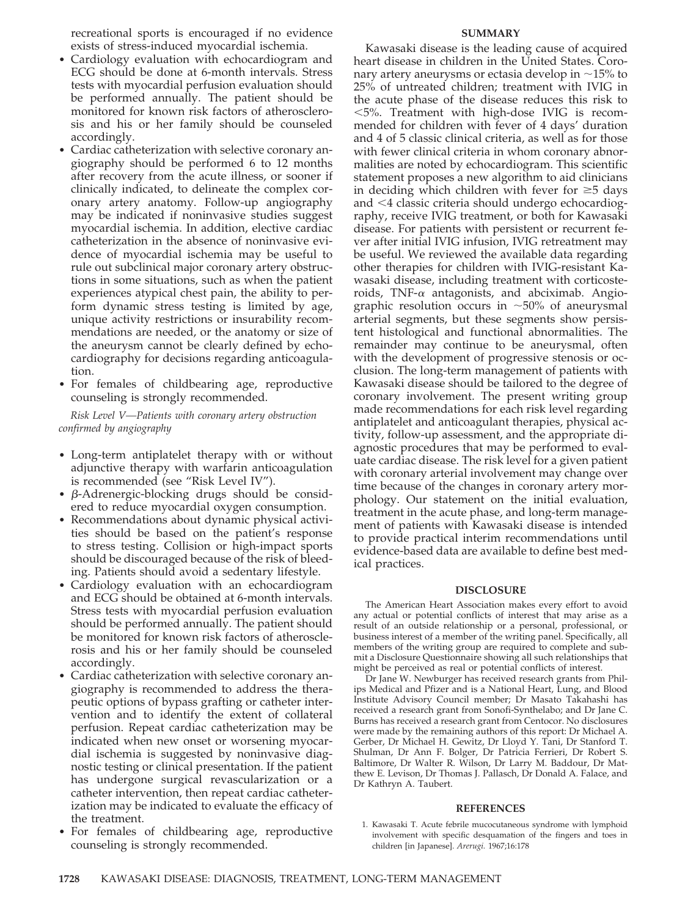recreational sports is encouraged if no evidence exists of stress-induced myocardial ischemia.

- Cardiology evaluation with echocardiogram and ECG should be done at 6-month intervals. Stress tests with myocardial perfusion evaluation should be performed annually. The patient should be monitored for known risk factors of atherosclerosis and his or her family should be counseled accordingly.
- Cardiac catheterization with selective coronary angiography should be performed 6 to 12 months after recovery from the acute illness, or sooner if clinically indicated, to delineate the complex coronary artery anatomy. Follow-up angiography may be indicated if noninvasive studies suggest myocardial ischemia. In addition, elective cardiac catheterization in the absence of noninvasive evidence of myocardial ischemia may be useful to rule out subclinical major coronary artery obstructions in some situations, such as when the patient experiences atypical chest pain, the ability to perform dynamic stress testing is limited by age, unique activity restrictions or insurability recommendations are needed, or the anatomy or size of the aneurysm cannot be clearly defined by echocardiography for decisions regarding anticoagulation.
- For females of childbearing age, reproductive counseling is strongly recommended.

*Risk Level V—Patients with coronary artery obstruction confirmed by angiography*

- Long-term antiplatelet therapy with or without adjunctive therapy with warfarin anticoagulation is recommended (see "Risk Level IV").
- $\beta$-Adrenergic-blocking drugs should be considered to reduce myocardial oxygen consumption.
- Recommendations about dynamic physical activities should be based on the patient's response to stress testing. Collision or high-impact sports should be discouraged because of the risk of bleeding. Patients should avoid a sedentary lifestyle.
- Cardiology evaluation with an echocardiogram and ECG should be obtained at 6-month intervals. Stress tests with myocardial perfusion evaluation should be performed annually. The patient should be monitored for known risk factors of atherosclerosis and his or her family should be counseled accordingly.
- Cardiac catheterization with selective coronary angiography is recommended to address the therapeutic options of bypass grafting or catheter intervention and to identify the extent of collateral perfusion. Repeat cardiac catheterization may be indicated when new onset or worsening myocardial ischemia is suggested by noninvasive diagnostic testing or clinical presentation. If the patient has undergone surgical revascularization or a catheter intervention, then repeat cardiac catheterization may be indicated to evaluate the efficacy of the treatment.
- For females of childbearing age, reproductive counseling is strongly recommended.

## SUMMARY

Kawasaki disease is the leading cause of acquired heart disease in children in the United States. Coronary artery aneurysms or ectasia develop in ~15% to 25% of untreated children; treatment with IVIG in the acute phase of the disease reduces this risk to <5%. Treatment with high-dose IVIG is recommended for children with fever of 4 days' duration and 4 of 5 classic clinical criteria, as well as for those with fewer clinical criteria in whom coronary abnormalities are noted by echocardiogram. This scientific statement proposes a new algorithm to aid clinicians in deciding which children with fever for ≥5 days and <4 classic criteria should undergo echocardiography, receive IVIG treatment, or both for Kawasaki disease. For patients with persistent or recurrent fever after initial IVIG infusion, IVIG retreatment may be useful. We reviewed the available data regarding other therapies for children with IVIG-resistant Kawasaki disease, including treatment with corticosteroids, TNF-$\alpha$ antagonists, and abciximab. Angiographic resolution occurs in ~50% of aneurysmal arterial segments, but these segments show persistent histological and functional abnormalities. The remainder may continue to be aneurysmal, often with the development of progressive stenosis or occlusion. The long-term management of patients with Kawasaki disease should be tailored to the degree of coronary involvement. The present writing group made recommendations for each risk level regarding antiplatelet and anticoagulant therapies, physical activity, follow-up assessment, and the appropriate diagnostic procedures that may be performed to evaluate cardiac disease. The risk level for a given patient with coronary arterial involvement may change over time because of the changes in coronary artery morphology. Our statement on the initial evaluation, treatment in the acute phase, and long-term management of patients with Kawasaki disease is intended to provide practical interim recommendations until evidence-based data are available to define best medical practices.

## DISCLOSURE

The American Heart Association makes every effort to avoid any actual or potential conflicts of interest that may arise as a result of an outside relationship or a personal, professional, or business interest of a member of the writing panel. Specifically, all members of the writing group are required to complete and submit a Disclosure Questionnaire showing all such relationships that might be perceived as real or potential conflicts of interest.

Dr Jane W. Newburger has received research grants from Philips Medical and Pfizer and is a National Heart, Lung, and Blood Institute Advisory Council member; Dr Masato Takahashi has received a research grant from Sonofi-Synthelabo; and Dr Jane C. Burns has received a research grant from Centocor. No disclosures were made by the remaining authors of this report: Dr Michael A. Gerber, Dr Michael H. Gewitz, Dr Lloyd Y. Tani, Dr Stanford T. Shulman, Dr Ann F. Bolger, Dr Patricia Ferrieri, Dr Robert S. Baltimore, Dr Walter R. Wilson, Dr Larry M. Baddour, Dr Matthew E. Levison, Dr Thomas J. Pallasch, Dr Donald A. Falace, and Dr Kathryn A. Taubert.

## REFERENCES

1. Kawasaki T. Acute febrile mucocutaneous syndrome with lymphoid involvement with specific desquamation of the fingers and toes in children [in Japanese]. *Arerugi.* 1967;16:178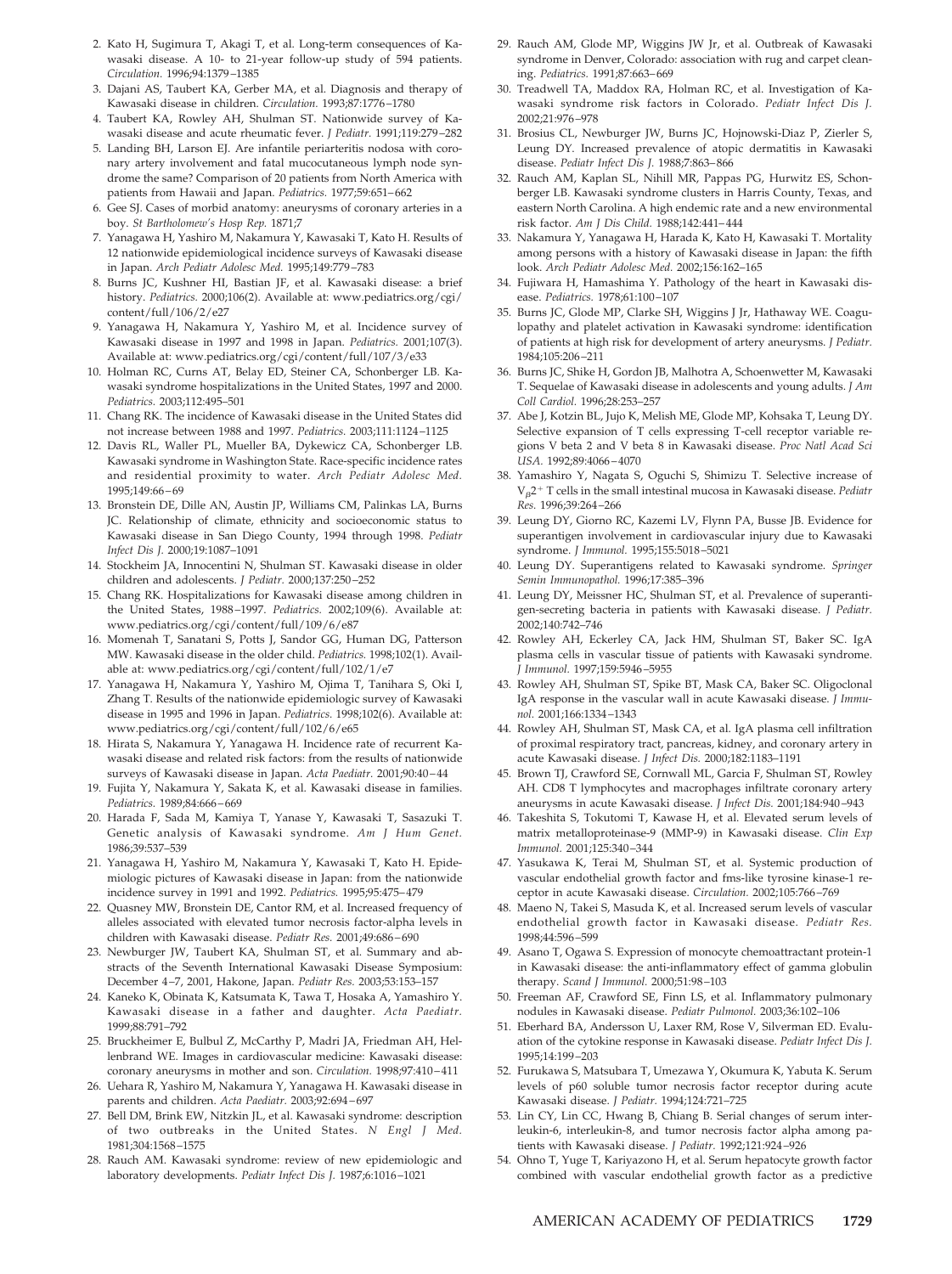2. Kato H, Sugimura T, Akagi T, et al. Long-term consequences of Kawasaki disease. A 10- to 21-year follow-up study of 594 patients. *Circulation.* 1996;94:1379–1385
3. Dajani AS, Taubert KA, Gerber MA, et al. Diagnosis and therapy of Kawasaki disease in children. *Circulation.* 1993;87:1776–1780
4. Taubert KA, Rowley AH, Shulman ST. Nationwide survey of Kawasaki disease and acute rheumatic fever. *J Pediatr.* 1991;119:279–282
5. Landing BH, Larson EJ. Are infantile periarteritis nodosa with coronary artery involvement and fatal mucocutaneous lymph node syndrome the same? Comparison of 20 patients from North America with patients from Hawaii and Japan. *Pediatrics.* 1977;59:651–662
6. Gee SJ. Cases of morbid anatomy: aneurysms of coronary arteries in a boy. *St Bartholomew's Hosp Rep.* 1871;7
7. Yanagawa H, Yashiro M, Nakamura Y, Kawasaki T, Kato H. Results of 12 nationwide epidemiological incidence surveys of Kawasaki disease in Japan. *Arch Pediatr Adolesc Med.* 1995;149:779–783
8. Burns JC, Kushner HI, Bastian JF, et al. Kawasaki disease: a brief history. *Pediatrics.* 2000;106(2). Available at: www.pediatrics.org/cgi/content/full/106/2/e27
9. Yanagawa H, Nakamura Y, Yashiro M, et al. Incidence survey of Kawasaki disease in 1997 and 1998 in Japan. *Pediatrics.* 2001;107(3). Available at: www.pediatrics.org/cgi/content/full/107/3/e33
10. Holman RC, Curns AT, Belay ED, Steiner CA, Schonberger LB. Kawasaki syndrome hospitalizations in the United States, 1997 and 2000. *Pediatrics.* 2003;112:495–501
11. Chang RK. The incidence of Kawasaki disease in the United States did not increase between 1988 and 1997. *Pediatrics.* 2003;111:1124–1125
12. Davis RL, Waller PL, Mueller BA, Dykewicz CA, Schonberger LB. Kawasaki syndrome in Washington State. Race-specific incidence rates and residential proximity to water. *Arch Pediatr Adolesc Med.* 1995;149:66–69
13. Bronstein DE, Dille AN, Austin JP, Williams CM, Palinkas LA, Burns JC. Relationship of climate, ethnicity and socioeconomic status to Kawasaki disease in San Diego County, 1994 through 1998. *Pediatr Infect Dis J.* 2000;19:1087–1091
14. Stockheim JA, Innocentini N, Shulman ST. Kawasaki disease in older children and adolescents. *J Pediatr.* 2000;137:250–252
15. Chang RK. Hospitalizations for Kawasaki disease among children in the United States, 1988–1997. *Pediatrics.* 2002;109(6). Available at: www.pediatrics.org/cgi/content/full/109/6/e87
16. Momenah T, Sanatani S, Potts J, Sandor GG, Human DG, Patterson MW. Kawasaki disease in the older child. *Pediatrics.* 1998;102(1). Available at: www.pediatrics.org/cgi/content/full/102/1/e7
17. Yanagawa H, Nakamura Y, Yashiro M, Ojima T, Tanihara S, Oki I, Zhang T. Results of the nationwide epidemiologic survey of Kawasaki disease in 1995 and 1996 in Japan. *Pediatrics.* 1998;102(6). Available at: www.pediatrics.org/cgi/content/full/102/6/e65
18. Hirata S, Nakamura Y, Yanagawa H. Incidence rate of recurrent Kawasaki disease and related risk factors: from the results of nationwide surveys of Kawasaki disease in Japan. *Acta Paediatr.* 2001;90:40–44
19. Fujita Y, Nakamura Y, Sakata K, et al. Kawasaki disease in families. *Pediatrics.* 1989;84:666–669
20. Harada F, Sada M, Kamiya T, Yanase Y, Kawasaki T, Sasazuki T. Genetic analysis of Kawasaki syndrome. *Am J Hum Genet.* 1986;39:537–539
21. Yanagawa H, Yashiro M, Nakamura Y, Kawasaki T, Kato H. Epidemiologic pictures of Kawasaki disease in Japan: from the nationwide incidence survey in 1991 and 1992. *Pediatrics.* 1995;95:475–479
22. Quasney MW, Bronstein DE, Cantor RM, et al. Increased frequency of alleles associated with elevated tumor necrosis factor-alpha levels in children with Kawasaki disease. *Pediatr Res.* 2001;49:686–690
23. Newburger JW, Taubert KA, Shulman ST, et al. Summary and abstracts of the Seventh International Kawasaki Disease Symposium: December 4–7, 2001, Hakone, Japan. *Pediatr Res.* 2003;53:153–157
24. Kaneko K, Obinata K, Katsumata K, Tawa T, Hosaka A, Yamashiro Y. Kawasaki disease in a father and daughter. *Acta Paediatr.* 1999;88:791–792
25. Bruckheimer E, Bulbul Z, McCarthy P, Madri JA, Friedman AH, Hellenbrand WE. Images in cardiovascular medicine: Kawasaki disease: coronary aneurysms in mother and son. *Circulation.* 1998;97:410–411
26. Uehara R, Yashiro M, Nakamura Y, Yanagawa H. Kawasaki disease in parents and children. *Acta Paediatr.* 2003;92:694–697
27. Bell DM, Brink EW, Nitzkin JL, et al. Kawasaki syndrome: description of two outbreaks in the United States. *N Engl J Med.* 1981;304:1568–1575
28. Rauch AM. Kawasaki syndrome: review of new epidemiologic and laboratory developments. *Pediatr Infect Dis J.* 1987;6:1016–1021
29. Rauch AM, Glode MP, Wiggins JW Jr, et al. Outbreak of Kawasaki syndrome in Denver, Colorado: association with rug and carpet cleaning. *Pediatrics.* 1991;87:663–669
30. Treadwell TA, Maddox RA, Holman RC, et al. Investigation of Kawasaki syndrome risk factors in Colorado. *Pediatr Infect Dis J.* 2002;21:976–978
31. Brosius CL, Newburger JW, Burns JC, Hojnowski-Diaz P, Zierler S, Leung DY. Increased prevalence of atopic dermatitis in Kawasaki disease. *Pediatr Infect Dis J.* 1988;7:863–866
32. Rauch AM, Kaplan SL, Nihill MR, Pappas PG, Hurwitz ES, Schonberger LB. Kawasaki syndrome clusters in Harris County, Texas, and eastern North Carolina. A high endemic rate and a new environmental risk factor. *Am J Dis Child.* 1988;142:441–444
33. Nakamura Y, Yanagawa H, Harada K, Kato H, Kawasaki T. Mortality among persons with a history of Kawasaki disease in Japan: the fifth look. *Arch Pediatr Adolesc Med.* 2002;156:162–165
34. Fujiwara H, Hamashima Y. Pathology of the heart in Kawasaki disease. *Pediatrics.* 1978;61:100–107
35. Burns JC, Glode MP, Clarke SH, Wiggins J Jr, Hathaway WE. Coagulopathy and platelet activation in Kawasaki syndrome: identification of patients at high risk for development of artery aneurysms. *J Pediatr.* 1984;105:206–211
36. Burns JC, Shike H, Gordon JB, Malhotra A, Schoenwetter M, Kawasaki T. Sequelae of Kawasaki disease in adolescents and young adults. *J Am Coll Cardiol.* 1996;28:253–257
37. Abe J, Kotzin BL, Jujo K, Melish ME, Glode MP, Kohsaka T, Leung DY. Selective expansion of T cells expressing T-cell receptor variable regions V beta 2 and V beta 8 in Kawasaki disease. *Proc Natl Acad Sci USA.* 1992;89:4066–4070
38. Yamashiro Y, Nagata S, Oguchi S, Shimizu T. Selective increase of $V_{\beta}2^{+}$ T cells in the small intestinal mucosa in Kawasaki disease. *Pediatr Res.* 1996;39:264–266
39. Leung DY, Giorno RC, Kazemi LV, Flynn PA, Busse JB. Evidence for superantigen involvement in cardiovascular injury due to Kawasaki syndrome. *J Immunol.* 1995;155:5018–5021
40. Leung DY. Superantigens related to Kawasaki syndrome. *Springer Semin Immunopathol.* 1996;17:385–396
41. Leung DY, Meissner HC, Shulman ST, et al. Prevalence of superantigen-secreting bacteria in patients with Kawasaki disease. *J Pediatr.* 2002;140:742–746
42. Rowley AH, Eckerley CA, Jack HM, Shulman ST, Baker SC. IgA plasma cells in vascular tissue of patients with Kawasaki syndrome. *J Immunol.* 1997;159:5946–5955
43. Rowley AH, Shulman ST, Spike BT, Mask CA, Baker SC. Oligoclonal IgA response in the vascular wall in acute Kawasaki disease. *J Immunol.* 2001;166:1334–1343
44. Rowley AH, Shulman ST, Mask CA, et al. IgA plasma cell infiltration of proximal respiratory tract, pancreas, kidney, and coronary artery in acute Kawasaki disease. *J Infect Dis.* 2000;182:1183–1191
45. Brown TJ, Crawford SE, Cornwall ML, Garcia F, Shulman ST, Rowley AH. CD8 T lymphocytes and macrophages infiltrate coronary artery aneurysms in acute Kawasaki disease. *J Infect Dis.* 2001;184:940–943
46. Takeshita S, Tokutomi T, Kawase H, et al. Elevated serum levels of matrix metalloproteinase-9 (MMP-9) in Kawasaki disease. *Clin Exp Immunol.* 2001;125:340–344
47. Yasukawa K, Terai M, Shulman ST, et al. Systemic production of vascular endothelial growth factor and fms-like tyrosine kinase-1 receptor in acute Kawasaki disease. *Circulation.* 2002;105:766–769
48. Maeno N, Takei S, Masuda K, et al. Increased serum levels of vascular endothelial growth factor in Kawasaki disease. *Pediatr Res.* 1998;44:596–599
49. Asano T, Ogawa S. Expression of monocyte chemoattractant protein-1 in Kawasaki disease: the anti-inflammatory effect of gamma globulin therapy. *Scand J Immunol.* 2000;51:98–103
50. Freeman AF, Crawford SE, Finn LS, et al. Inflammatory pulmonary nodules in Kawasaki disease. *Pediatr Pulmonol.* 2003;36:102–106
51. Eberhard BA, Andersson U, Laxer RM, Rose V, Silverman ED. Evaluation of the cytokine response in Kawasaki disease. *Pediatr Infect Dis J.* 1995;14:199–203
52. Furukawa S, Matsubara T, Umezawa Y, Okumura K, Yabuta K. Serum levels of p60 soluble tumor necrosis factor receptor during acute Kawasaki disease. *J Pediatr.* 1994;124:721–725
53. Lin CY, Lin CC, Hwang B, Chiang B. Serial changes of serum interleukin-6, interleukin-8, and tumor necrosis factor alpha among patients with Kawasaki disease. *J Pediatr.* 1992;121:924–926
54. Ohno T, Yuge T, Kariyazono H, et al. Serum hepatocyte growth factor combined with vascular endothelial growth factor as a predictive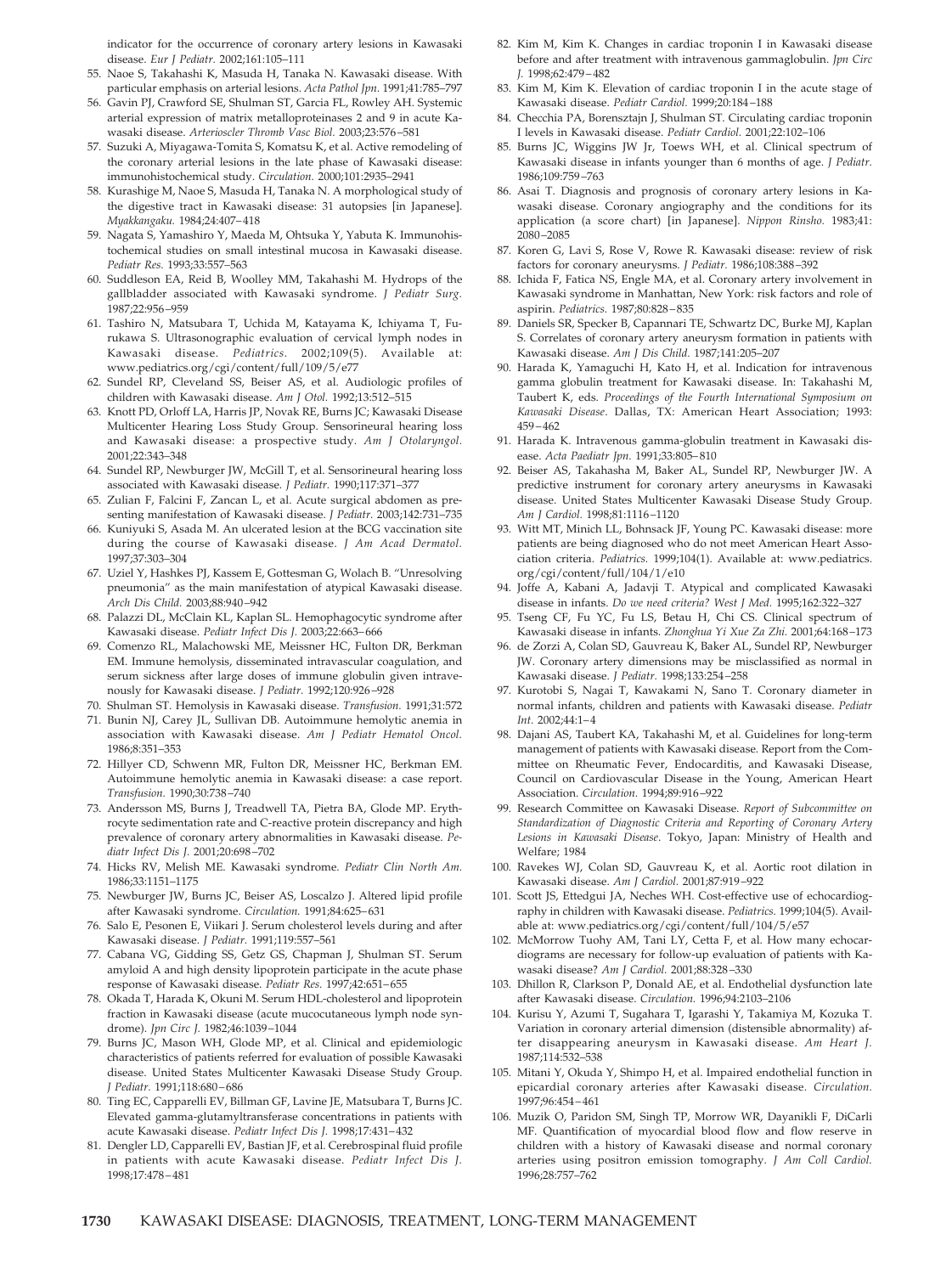indicator for the occurrence of coronary artery lesions in Kawasaki disease. *Eur J Pediatr.* 2002;161:105–111

55. Naoe S, Takahashi K, Masuda H, Tanaka N. Kawasaki disease. With particular emphasis on arterial lesions. *Acta Pathol Jpn.* 1991;41:785–797
56. Gavin PJ, Crawford SE, Shulman ST, Garcia FL, Rowley AH. Systemic arterial expression of matrix metalloproteinases 2 and 9 in acute Kawasaki disease. *Arterioscler Thromb Vasc Biol.* 2003;23:576–581
57. Suzuki A, Miyagawa-Tomita S, Komatsu K, et al. Active remodeling of the coronary arterial lesions in the late phase of Kawasaki disease: immunohistochemical study. *Circulation.* 2000;101:2935–2941
58. Kurashige M, Naoe S, Masuda H, Tanaka N. A morphological study of the digestive tract in Kawasaki disease: 31 autopsies [in Japanese]. *Myakkangaku.* 1984;24:407–418
59. Nagata S, Yamashiro Y, Maeda M, Ohtsuka Y, Yabuta K. Immunohistochemical studies on small intestinal mucosa in Kawasaki disease. *Pediatr Res.* 1993;33:557–563
60. Suddleson EA, Reid B, Woolley MM, Takahashi M. Hydrops of the gallbladder associated with Kawasaki syndrome. *J Pediatr Surg.* 1987;22:956–959
61. Tashiro N, Matsubara T, Uchida M, Katayama K, Ichiyama T, Furukawa S. Ultrasonographic evaluation of cervical lymph nodes in Kawasaki disease. *Pediatrics.* 2002;109(5). Available at: www.pediatrics.org/cgi/content/full/109/5/e77
62. Sundel RP, Cleveland SS, Beiser AS, et al. Audiologic profiles of children with Kawasaki disease. *Am J Otol.* 1992;13:512–515
63. Knott PD, Orloff LA, Harris JP, Novak RE, Burns JC; Kawasaki Disease Multicenter Hearing Loss Study Group. Sensorineural hearing loss and Kawasaki disease: a prospective study. *Am J Otolaryngol.* 2001;22:343–348
64. Sundel RP, Newburger JW, McGill T, et al. Sensorineural hearing loss associated with Kawasaki disease. *J Pediatr.* 1990;117:371–377
65. Zulian F, Falcini F, Zancan L, et al. Acute surgical abdomen as presenting manifestation of Kawasaki disease. *J Pediatr.* 2003;142:731–735
66. Kuniyuki S, Asada M. An ulcerated lesion at the BCG vaccination site during the course of Kawasaki disease. *J Am Acad Dermatol.* 1997;37:303–304
67. Uziel Y, Hashkes PJ, Kassem E, Gottesman G, Wolach B. "Unresolving pneumonia" as the main manifestation of atypical Kawasaki disease. *Arch Dis Child.* 2003;88:940–942
68. Palazzi DL, McClain KL, Kaplan SL. Hemophagocytic syndrome after Kawasaki disease. *Pediatr Infect Dis J.* 2003;22:663–666
69. Comenzo RL, Malachowski ME, Meissner HC, Fulton DR, Berkman EM. Immune hemolysis, disseminated intravascular coagulation, and serum sickness after large doses of immune globulin given intravenously for Kawasaki disease. *J Pediatr.* 1992;120:926–928
70. Shulman ST. Hemolysis in Kawasaki disease. *Transfusion.* 1991;31:572
71. Bunin NJ, Carey JL, Sullivan DB. Autoimmune hemolytic anemia in association with Kawasaki disease. *Am J Pediatr Hematol Oncol.* 1986;8:351–353
72. Hillyer CD, Schwenn MR, Fulton DR, Meissner HC, Berkman EM. Autoimmune hemolytic anemia in Kawasaki disease: a case report. *Transfusion.* 1990;30:738–740
73. Andersson MS, Burns J, Treadwell TA, Pietra BA, Glode MP. Erythrocyte sedimentation rate and C-reactive protein discrepancy and high prevalence of coronary artery abnormalities in Kawasaki disease. *Pediatr Infect Dis J.* 2001;20:698–702
74. Hicks RV, Melish ME. Kawasaki syndrome. *Pediatr Clin North Am.* 1986;33:1151–1175
75. Newburger JW, Burns JC, Beiser AS, Loscalzo J. Altered lipid profile after Kawasaki syndrome. *Circulation.* 1991;84:625–631
76. Salo E, Pesonen E, Viikari J. Serum cholesterol levels during and after Kawasaki disease. *J Pediatr.* 1991;119:557–561
77. Cabana VG, Gidding SS, Getz GS, Chapman J, Shulman ST. Serum amyloid A and high density lipoprotein participate in the acute phase response of Kawasaki disease. *Pediatr Res.* 1997;42:651–655
78. Okada T, Harada K, Okuni M. Serum HDL-cholesterol and lipoprotein fraction in Kawasaki disease (acute mucocutaneous lymph node syndrome). *Jpn Circ J.* 1982;46:1039–1044
79. Burns JC, Mason WH, Glode MP, et al. Clinical and epidemiologic characteristics of patients referred for evaluation of possible Kawasaki disease. United States Multicenter Kawasaki Disease Study Group. *J Pediatr.* 1991;118:680–686
80. Ting EC, Capparelli EV, Billman GF, Lavine JE, Matsubara T, Burns JC. Elevated gamma-glutamyltransferase concentrations in patients with acute Kawasaki disease. *Pediatr Infect Dis J.* 1998;17:431–432
81. Dengler LD, Capparelli EV, Bastian JF, et al. Cerebrospinal fluid profile in patients with acute Kawasaki disease. *Pediatr Infect Dis J.* 1998;17:478–481
82. Kim M, Kim K. Changes in cardiac troponin I in Kawasaki disease before and after treatment with intravenous gammaglobulin. *Jpn Circ J.* 1998;62:479–482
83. Kim M, Kim K. Elevation of cardiac troponin I in the acute stage of Kawasaki disease. *Pediatr Cardiol.* 1999;20:184–188
84. Checchia PA, Borensztajn J, Shulman ST. Circulating cardiac troponin I levels in Kawasaki disease. *Pediatr Cardiol.* 2001;22:102–106
85. Burns JC, Wiggins JW Jr, Toews WH, et al. Clinical spectrum of Kawasaki disease in infants younger than 6 months of age. *J Pediatr.* 1986;109:759–763
86. Asai T. Diagnosis and prognosis of coronary artery lesions in Kawasaki disease. Coronary angiography and the conditions for its application (a score chart) [in Japanese]. *Nippon Rinsho.* 1983;41: 2080–2085
87. Koren G, Lavi S, Rose V, Rowe R. Kawasaki disease: review of risk factors for coronary aneurysms. *J Pediatr.* 1986;108:388–392
88. Ichida F, Fatica NS, Engle MA, et al. Coronary artery involvement in Kawasaki syndrome in Manhattan, New York: risk factors and role of aspirin. *Pediatrics.* 1987;80:828–835
89. Daniels SR, Specker B, Capannari TE, Schwartz DC, Burke MJ, Kaplan S. Correlates of coronary artery aneurysm formation in patients with Kawasaki disease. *Am J Dis Child.* 1987;141:205–207
90. Harada K, Yamaguchi H, Kato H, et al. Indication for intravenous gamma globulin treatment for Kawasaki disease. In: Takahashi M, Taubert K, eds. *Proceedings of the Fourth International Symposium on Kawasaki Disease*. Dallas, TX: American Heart Association; 1993: 459–462
91. Harada K. Intravenous gamma-globulin treatment in Kawasaki disease. *Acta Paediatr Jpn.* 1991;33:805–810
92. Beiser AS, Takahasha M, Baker AL, Sundel RP, Newburger JW. A predictive instrument for coronary artery aneurysms in Kawasaki disease. United States Multicenter Kawasaki Disease Study Group. *Am J Cardiol.* 1998;81:1116–1120
93. Witt MT, Minich LL, Bohnsack JF, Young PC. Kawasaki disease: more patients are being diagnosed who do not meet American Heart Association criteria. *Pediatrics.* 1999;104(1). Available at: www.pediatrics.org/cgi/content/full/104/1/e10
94. Joffe A, Kabani A, Jadavji T. Atypical and complicated Kawasaki disease in infants. *Do we need criteria? West J Med.* 1995;162:322–327
95. Tseng CF, Fu YC, Fu LS, Betau H, Chi CS. Clinical spectrum of Kawasaki disease in infants. *Zhonghua Yi Xue Za Zhi.* 2001;64:168–173
96. de Zorzi A, Colan SD, Gauvreau K, Baker AL, Sundel RP, Newburger JW. Coronary artery dimensions may be misclassified as normal in Kawasaki disease. *J Pediatr.* 1998;133:254–258
97. Kurotobi S, Nagai T, Kawakami N, Sano T. Coronary diameter in normal infants, children and patients with Kawasaki disease. *Pediatr Int.* 2002;44:1–4
98. Dajani AS, Taubert KA, Takahashi M, et al. Guidelines for long-term management of patients with Kawasaki disease. Report from the Committee on Rheumatic Fever, Endocarditis, and Kawasaki Disease, Council on Cardiovascular Disease in the Young, American Heart Association. *Circulation.* 1994;89:916–922
99. Research Committee on Kawasaki Disease. *Report of Subcommittee on Standardization of Diagnostic Criteria and Reporting of Coronary Artery Lesions in Kawasaki Disease*. Tokyo, Japan: Ministry of Health and Welfare; 1984
100. Ravekes WJ, Colan SD, Gauvreau K, et al. Aortic root dilation in Kawasaki disease. *Am J Cardiol.* 2001;87:919–922
101. Scott JS, Ettedgui JA, Neches WH. Cost-effective use of echocardiography in children with Kawasaki disease. *Pediatrics.* 1999;104(5). Available at: www.pediatrics.org/cgi/content/full/104/5/e57
102. McMorrow Tuohy AM, Tani LY, Cetta F, et al. How many echocardiograms are necessary for follow-up evaluation of patients with Kawasaki disease? *Am J Cardiol.* 2001;88:328–330
103. Dhillon R, Clarkson P, Donald AE, et al. Endothelial dysfunction late after Kawasaki disease. *Circulation.* 1996;94:2103–2106
104. Kurisu Y, Azumi T, Sugahara T, Igarashi Y, Takamiya M, Kozuka T. Variation in coronary arterial dimension (distensible abnormality) after disappearing aneurysm in Kawasaki disease. *Am Heart J.* 1987;114:532–538
105. Mitani Y, Okuda Y, Shimpo H, et al. Impaired endothelial function in epicardial coronary arteries after Kawasaki disease. *Circulation.* 1997;96:454–461
106. Muzik O, Paridon SM, Singh TP, Morrow WR, Dayanikli F, DiCarli MF. Quantification of myocardial blood flow and flow reserve in children with a history of Kawasaki disease and normal coronary arteries using positron emission tomography. *J Am Coll Cardiol.* 1996;28:757–762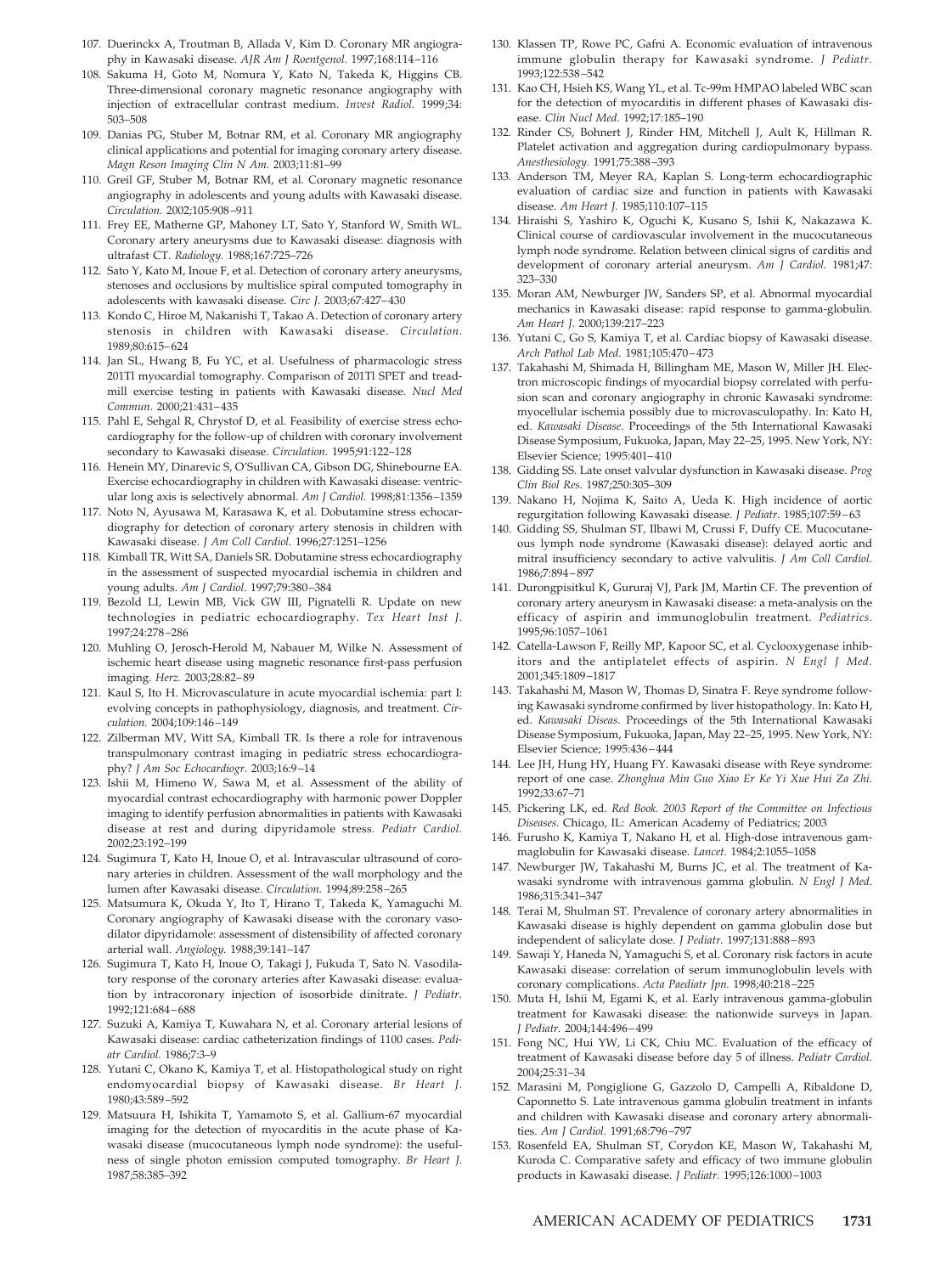107. Duerinckx A, Troutman B, Allada V, Kim D. Coronary MR angiography in Kawasaki disease. *AJR Am J Roentgenol.* 1997;168:114–116
108. Sakuma H, Goto M, Nomura Y, Kato N, Takeda K, Higgins CB. Three-dimensional coronary magnetic resonance angiography with injection of extracellular contrast medium. *Invest Radiol.* 1999;34: 503–508
109. Danias PG, Stuber M, Botnar RM, et al. Coronary MR angiography clinical applications and potential for imaging coronary artery disease. *Magn Reson Imaging Clin N Am.* 2003;11:81–99
110. Greil GF, Stuber M, Botnar RM, et al. Coronary magnetic resonance angiography in adolescents and young adults with Kawasaki disease. *Circulation.* 2002;105:908–911
111. Frey EE, Matherne GP, Mahoney LT, Sato Y, Stanford W, Smith WL. Coronary artery aneurysms due to Kawasaki disease: diagnosis with ultrafast CT. *Radiology.* 1988;167:725–726
112. Sato Y, Kato M, Inoue F, et al. Detection of coronary artery aneurysms, stenoses and occlusions by multislice spiral computed tomography in adolescents with kawasaki disease. *Circ J.* 2003;67:427–430
113. Kondo C, Hiroe M, Nakanishi T, Takao A. Detection of coronary artery stenosis in children with Kawasaki disease. *Circulation.* 1989;80:615–624
114. Jan SL, Hwang B, Fu YC, et al. Usefulness of pharmacologic stress 201Tl myocardial tomography. Comparison of 201Tl SPET and treadmill exercise testing in patients with Kawasaki disease. *Nucl Med Commun.* 2000;21:431–435
115. Pahl E, Sehgal R, Chrystof D, et al. Feasibility of exercise stress echocardiography for the follow-up of children with coronary involvement secondary to Kawasaki disease. *Circulation.* 1995;91:122–128
116. Henein MY, Dinarevic S, O'Sullivan CA, Gibson DG, Shinebourne EA. Exercise echocardiography in children with Kawasaki disease: ventricular long axis is selectively abnormal. *Am J Cardiol.* 1998;81:1356–1359
117. Noto N, Ayusawa M, Karasawa K, et al. Dobutamine stress echocardiography for detection of coronary artery stenosis in children with Kawasaki disease. *J Am Coll Cardiol.* 1996;27:1251–1256
118. Kimball TR, Witt SA, Daniels SR. Dobutamine stress echocardiography in the assessment of suspected myocardial ischemia in children and young adults. *Am J Cardiol.* 1997;79:380–384
119. Bezold LI, Lewin MB, Vick GW III, Pignatelli R. Update on new technologies in pediatric echocardiography. *Tex Heart Inst J.* 1997;24:278–286
120. Muhling O, Jerosch-Herold M, Nabauer M, Wilke N. Assessment of ischemic heart disease using magnetic resonance first-pass perfusion imaging. *Herz.* 2003;28:82–89
121. Kaul S, Ito H. Microvasculature in acute myocardial ischemia: part I: evolving concepts in pathophysiology, diagnosis, and treatment. *Circulation.* 2004;109:146–149
122. Zilberman MV, Witt SA, Kimball TR. Is there a role for intravenous transpulmonary contrast imaging in pediatric stress echocardiography? *J Am Soc Echocardiogr.* 2003;16:9–14
123. Ishii M, Himeno W, Sawa M, et al. Assessment of the ability of myocardial contrast echocardiography with harmonic power Doppler imaging to identify perfusion abnormalities in patients with Kawasaki disease at rest and during dipyridamole stress. *Pediatr Cardiol.* 2002;23:192–199
124. Sugimura T, Kato H, Inoue O, et al. Intravascular ultrasound of coronary arteries in children. Assessment of the wall morphology and the lumen after Kawasaki disease. *Circulation.* 1994;89:258–265
125. Matsumura K, Okuda Y, Ito T, Hirano T, Takeda K, Yamaguchi M. Coronary angiography of Kawasaki disease with the coronary vasodilator dipyridamole: assessment of distensibility of affected coronary arterial wall. *Angiology.* 1988;39:141–147
126. Sugimura T, Kato H, Inoue O, Takagi J, Fukuda T, Sato N. Vasodilatory response of the coronary arteries after Kawasaki disease: evaluation by intracoronary injection of isosorbide dinitrate. *J Pediatr.* 1992;121:684–688
127. Suzuki A, Kamiya T, Kuwahara N, et al. Coronary arterial lesions of Kawasaki disease: cardiac catheterization findings of 1100 cases. *Pediatr Cardiol.* 1986;7:3–9
128. Yutani C, Okano K, Kamiya T, et al. Histopathological study on right endomyocardial biopsy of Kawasaki disease. *Br Heart J.* 1980;43:589–592
129. Matsuura H, Ishikita T, Yamamoto S, et al. Gallium-67 myocardial imaging for the detection of myocarditis in the acute phase of Kawasaki disease (mucocutaneous lymph node syndrome): the usefulness of single photon emission computed tomography. *Br Heart J.* 1987;58:385–392
130. Klassen TP, Rowe PC, Gafni A. Economic evaluation of intravenous immune globulin therapy for Kawasaki syndrome. *J Pediatr.* 1993;122:538–542
131. Kao CH, Hsieh KS, Wang YL, et al. Tc-99m HMPAO labeled WBC scan for the detection of myocarditis in different phases of Kawasaki disease. *Clin Nucl Med.* 1992;17:185–190
132. Rinder CS, Bohnert J, Rinder HM, Mitchell J, Ault K, Hillman R. Platelet activation and aggregation during cardiopulmonary bypass. *Anesthesiology.* 1991;75:388–393
133. Anderson TM, Meyer RA, Kaplan S. Long-term echocardiographic evaluation of cardiac size and function in patients with Kawasaki disease. *Am Heart J.* 1985;110:107–115
134. Hiraishi S, Yashiro K, Oguchi K, Kusano S, Ishii K, Nakazawa K. Clinical course of cardiovascular involvement in the mucocutaneous lymph node syndrome. Relation between clinical signs of carditis and development of coronary arterial aneurysm. *Am J Cardiol.* 1981;47: 323–330
135. Moran AM, Newburger JW, Sanders SP, et al. Abnormal myocardial mechanics in Kawasaki disease: rapid response to gamma-globulin. *Am Heart J.* 2000;139:217–223
136. Yutani C, Go S, Kamiya T, et al. Cardiac biopsy of Kawasaki disease. *Arch Pathol Lab Med.* 1981;105:470–473
137. Takahashi M, Shimada H, Billingham ME, Mason W, Miller JH. Electron microscopic findings of myocardial biopsy correlated with perfusion scan and coronary angiography in chronic Kawasaki syndrome: myocellular ischemia possibly due to microvasculopathy. In: Kato H, ed. *Kawasaki Disease*. Proceedings of the 5th International Kawasaki Disease Symposium, Fukuoka, Japan, May 22–25, 1995. New York, NY: Elsevier Science; 1995:401–410
138. Gidding SS. Late onset valvular dysfunction in Kawasaki disease. *Prog Clin Biol Res.* 1987;250:305–309
139. Nakano H, Nojima K, Saito A, Ueda K. High incidence of aortic regurgitation following Kawasaki disease. *J Pediatr.* 1985;107:59–63
140. Gidding SS, Shulman ST, Ilbawi M, Crussi F, Duffy CE. Mucocutaneous lymph node syndrome (Kawasaki disease): delayed aortic and mitral insufficiency secondary to active valvulitis. *J Am Coll Cardiol.* 1986;7:894–897
141. Durongpisitkul K, Gururaj VJ, Park JM, Martin CF. The prevention of coronary artery aneurysm in Kawasaki disease: a meta-analysis on the efficacy of aspirin and immunoglobulin treatment. *Pediatrics.* 1995;96:1057–1061
142. Catella-Lawson F, Reilly MP, Kapoor SC, et al. Cyclooxygenase inhibitors and the antiplatelet effects of aspirin. *N Engl J Med.* 2001;345:1809–1817
143. Takahashi M, Mason W, Thomas D, Sinatra F. Reye syndrome following Kawasaki syndrome confirmed by liver histopathology. In: Kato H, ed. *Kawasaki Diseas*. Proceedings of the 5th International Kawasaki Disease Symposium, Fukuoka, Japan, May 22–25, 1995. New York, NY: Elsevier Science; 1995:436–444
144. Lee JH, Hung HY, Huang FY. Kawasaki disease with Reye syndrome: report of one case. *Zhonghua Min Guo Xiao Er Ke Yi Xue Hui Za Zhi.* 1992;33:67–71
145. Pickering LK, ed. *Red Book. 2003 Report of the Committee on Infectious Diseases*. Chicago, IL: American Academy of Pediatrics; 2003
146. Furusho K, Kamiya T, Nakano H, et al. High-dose intravenous gammaglobulin for Kawasaki disease. *Lancet.* 1984;2:1055–1058
147. Newburger JW, Takahashi M, Burns JC, et al. The treatment of Kawasaki syndrome with intravenous gamma globulin. *N Engl J Med.* 1986;315:341–347
148. Terai M, Shulman ST. Prevalence of coronary artery abnormalities in Kawasaki disease is highly dependent on gamma globulin dose but independent of salicylate dose. *J Pediatr.* 1997;131:888–893
149. Sawaji Y, Haneda N, Yamaguchi S, et al. Coronary risk factors in acute Kawasaki disease: correlation of serum immunoglobulin levels with coronary complications. *Acta Paediatr Jpn.* 1998;40:218–225
150. Muta H, Ishii M, Egami K, et al. Early intravenous gamma-globulin treatment for Kawasaki disease: the nationwide surveys in Japan. *J Pediatr.* 2004;144:496–499
151. Fong NC, Hui YW, Li CK, Chiu MC. Evaluation of the efficacy of treatment of Kawasaki disease before day 5 of illness. *Pediatr Cardiol.* 2004;25:31–34
152. Marasini M, Pongiglione G, Gazzolo D, Campelli A, Ribaldone D, Caponnetto S. Late intravenous gamma globulin treatment in infants and children with Kawasaki disease and coronary artery abnormalities. *Am J Cardiol.* 1991;68:796–797
153. Rosenfeld EA, Shulman ST, Corydon KE, Mason W, Takahashi M, Kuroda C. Comparative safety and efficacy of two immune globulin products in Kawasaki disease. *J Pediatr.* 1995;126:1000–1003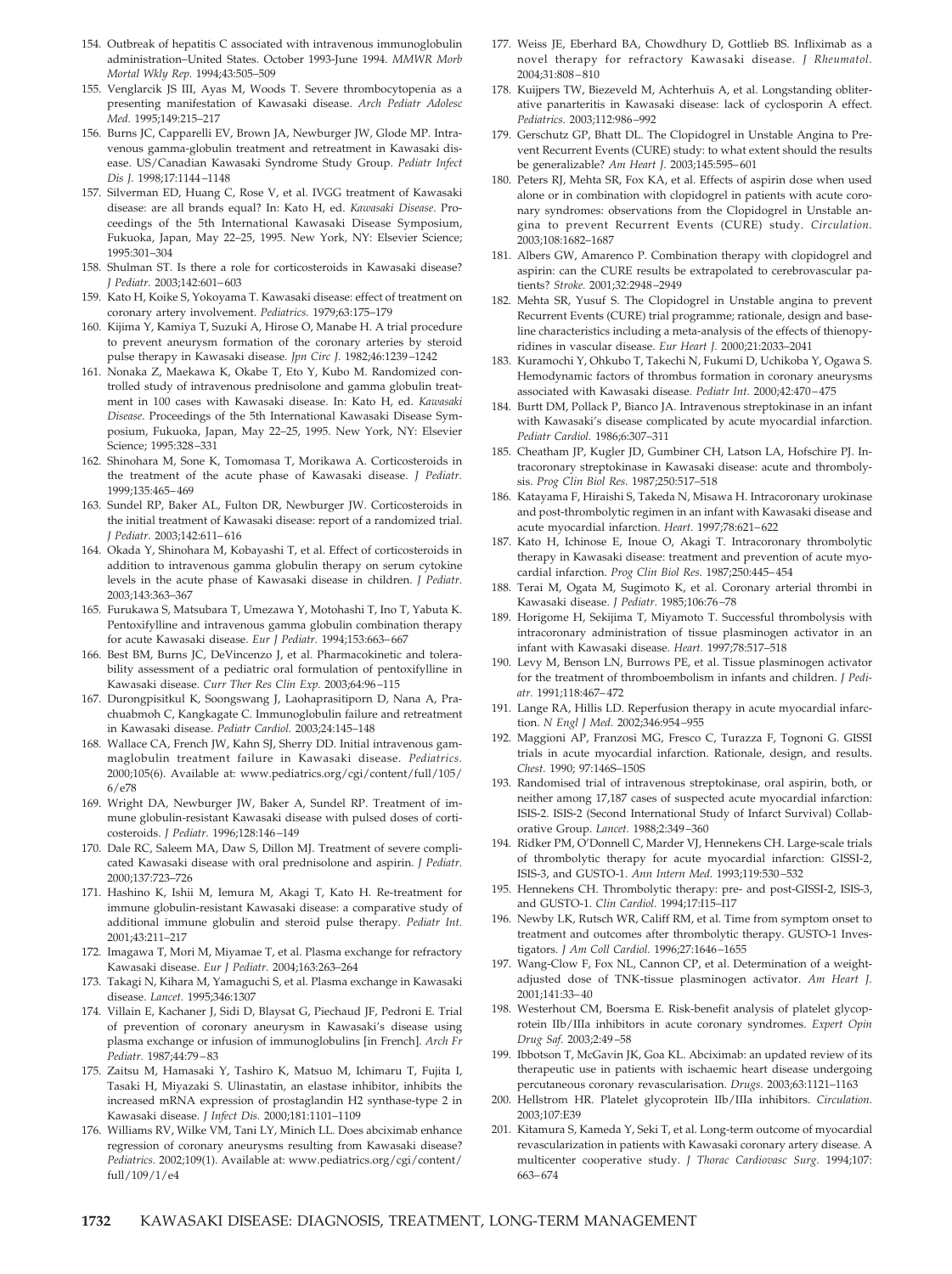154. Outbreak of hepatitis C associated with intravenous immunoglobulin administration–United States. October 1993-June 1994. *MMWR Morb Mortal Wkly Rep.* 1994;43:505–509

155. Venglarcik JS III, Ayas M, Woods T. Severe thrombocytopenia as a presenting manifestation of Kawasaki disease. *Arch Pediatr Adolesc Med.* 1995;149:215–217

156. Burns JC, Capparelli EV, Brown JA, Newburger JW, Glode MP. Intravenous gamma-globulin treatment and retreatment in Kawasaki disease. US/Canadian Kawasaki Syndrome Study Group. *Pediatr Infect Dis J.* 1998;17:1144–1148

157. Silverman ED, Huang C, Rose V, et al. IVGG treatment of Kawasaki disease: are all brands equal? In: Kato H, ed. *Kawasaki Disease*. Proceedings of the 5th International Kawasaki Disease Symposium, Fukuoka, Japan, May 22–25, 1995. New York, NY: Elsevier Science; 1995:301–304

158. Shulman ST. Is there a role for corticosteroids in Kawasaki disease? *J Pediatr.* 2003;142:601–603

159. Kato H, Koike S, Yokoyama T. Kawasaki disease: effect of treatment on coronary artery involvement. *Pediatrics.* 1979;63:175–179

160. Kijima Y, Kamiya T, Suzuki A, Hirose O, Manabe H. A trial procedure to prevent aneurysm formation of the coronary arteries by steroid pulse therapy in Kawasaki disease. *Jpn Circ J.* 1982;46:1239–1242

161. Nonaka Z, Maekawa K, Okabe T, Eto Y, Kubo M. Randomized controlled study of intravenous prednisolone and gamma globulin treatment in 100 cases with Kawasaki disease. In: Kato H, ed. *Kawasaki Disease*. Proceedings of the 5th International Kawasaki Disease Symposium, Fukuoka, Japan, May 22–25, 1995. New York, NY: Elsevier Science; 1995:328–331

162. Shinohara M, Sone K, Tomomasa T, Morikawa A. Corticosteroids in the treatment of the acute phase of Kawasaki disease. *J Pediatr.* 1999;135:465–469

163. Sundel RP, Baker AL, Fulton DR, Newburger JW. Corticosteroids in the initial treatment of Kawasaki disease: report of a randomized trial. *J Pediatr.* 2003;142:611–616

164. Okada Y, Shinohara M, Kobayashi T, et al. Effect of corticosteroids in addition to intravenous gamma globulin therapy on serum cytokine levels in the acute phase of Kawasaki disease in children. *J Pediatr.* 2003;143:363–367

165. Furukawa S, Matsubara T, Umezawa Y, Motohashi T, Ino T, Yabuta K. Pentoxifylline and intravenous gamma globulin combination therapy for acute Kawasaki disease. *Eur J Pediatr.* 1994;153:663–667

166. Best BM, Burns JC, DeVincenzo J, et al. Pharmacokinetic and tolerability assessment of a pediatric oral formulation of pentoxifylline in Kawasaki disease. *Curr Ther Res Clin Exp.* 2003;64:96–115

167. Durongpisitkul K, Soongswang J, Laohaprasitiporn D, Nana A, Prachuabmoh C, Kangkagate C. Immunoglobulin failure and retreatment in Kawasaki disease. *Pediatr Cardiol.* 2003;24:145–148

168. Wallace CA, French JW, Kahn SJ, Sherry DD. Initial intravenous gammaglobulin treatment failure in Kawasaki disease. *Pediatrics.* 2000;105(6). Available at: www.pediatrics.org/cgi/content/full/105/6/e78

169. Wright DA, Newburger JW, Baker A, Sundel RP. Treatment of immune globulin-resistant Kawasaki disease with pulsed doses of corticosteroids. *J Pediatr.* 1996;128:146–149

170. Dale RC, Saleem MA, Daw S, Dillon MJ. Treatment of severe complicated Kawasaki disease with oral prednisolone and aspirin. *J Pediatr.* 2000;137:723–726

171. Hashino K, Ishii M, Iemura M, Akagi T, Kato H. Re-treatment for immune globulin-resistant Kawasaki disease: a comparative study of additional immune globulin and steroid pulse therapy. *Pediatr Int.* 2001;43:211–217

172. Imagawa T, Mori M, Miyamae T, et al. Plasma exchange for refractory Kawasaki disease. *Eur J Pediatr.* 2004;163:263–264

173. Takagi N, Kihara M, Yamaguchi S, et al. Plasma exchange in Kawasaki disease. *Lancet.* 1995;346:1307

174. Villain E, Kachaner J, Sidi D, Blaysat G, Piechaud JF, Pedroni E. Trial of prevention of coronary aneurysm in Kawasaki's disease using plasma exchange or infusion of immunoglobulins [in French]. *Arch Fr Pediatr.* 1987;44:79–83

175. Zaitsu M, Hamasaki Y, Tashiro K, Matsuo M, Ichimaru T, Fujita I, Tasaki H, Miyazaki S. Ulinastatin, an elastase inhibitor, inhibits the increased mRNA expression of prostaglandin H2 synthase-type 2 in Kawasaki disease. *J Infect Dis.* 2000;181:1101–1109

176. Williams RV, Wilke VM, Tani LY, Minich LL. Does abciximab enhance regression of coronary aneurysms resulting from Kawasaki disease? *Pediatrics.* 2002;109(1). Available at: www.pediatrics.org/cgi/content/full/109/1/e4

177. Weiss JE, Eberhard BA, Chowdhury D, Gottlieb BS. Infliximab as a novel therapy for refractory Kawasaki disease. *J Rheumatol.* 2004;31:808–810

178. Kuijpers TW, Biezeveld M, Achterhuis A, et al. Longstanding obliterative panarteritis in Kawasaki disease: lack of cyclosporin A effect. *Pediatrics.* 2003;112:986–992

179. Gerschutz GP, Bhatt DL. The Clopidogrel in Unstable Angina to Prevent Recurrent Events (CURE) study: to what extent should the results be generalizable? *Am Heart J.* 2003;145:595–601

180. Peters RJ, Mehta SR, Fox KA, et al. Effects of aspirin dose when used alone or in combination with clopidogrel in patients with acute coronary syndromes: observations from the Clopidogrel in Unstable angina to prevent Recurrent Events (CURE) study. *Circulation.* 2003;108:1682–1687

181. Albers GW, Amarenco P. Combination therapy with clopidogrel and aspirin: can the CURE results be extrapolated to cerebrovascular patients? *Stroke.* 2001;32:2948–2949

182. Mehta SR, Yusuf S. The Clopidogrel in Unstable angina to prevent Recurrent Events (CURE) trial programme; rationale, design and baseline characteristics including a meta-analysis of the effects of thienopyridines in vascular disease. *Eur Heart J.* 2000;21:2033–2041

183. Kuramochi Y, Ohkubo T, Takechi N, Fukumi D, Uchikoba Y, Ogawa S. Hemodynamic factors of thrombus formation in coronary aneurysms associated with Kawasaki disease. *Pediatr Int.* 2000;42:470–475

184. Burtt DM, Pollack P, Bianco JA. Intravenous streptokinase in an infant with Kawasaki's disease complicated by acute myocardial infarction. *Pediatr Cardiol.* 1986;6:307–311

185. Cheatham JP, Kugler JD, Gumbiner CH, Latson LA, Hofschire PJ. Intracoronary streptokinase in Kawasaki disease: acute and thrombolysis. *Prog Clin Biol Res.* 1987;250:517–518

186. Katayama F, Hiraishi S, Takeda N, Misawa H. Intracoronary urokinase and post-thrombolytic regimen in an infant with Kawasaki disease and acute myocardial infarction. *Heart.* 1997;78:621–622

187. Kato H, Ichinose E, Inoue O, Akagi T. Intracoronary thrombolytic therapy in Kawasaki disease: treatment and prevention of acute myocardial infarction. *Prog Clin Biol Res.* 1987;250:445–454

188. Terai M, Ogata M, Sugimoto K, et al. Coronary arterial thrombi in Kawasaki disease. *J Pediatr.* 1985;106:76–78

189. Horigome H, Sekijima T, Miyamoto T. Successful thrombolysis with intracoronary administration of tissue plasminogen activator in an infant with Kawasaki disease. *Heart.* 1997;78:517–518

190. Levy M, Benson LN, Burrows PE, et al. Tissue plasminogen activator for the treatment of thromboembolism in infants and children. *J Pediatr.* 1991;118:467–472

191. Lange RA, Hillis LD. Reperfusion therapy in acute myocardial infarction. *N Engl J Med.* 2002;346:954–955

192. Maggioni AP, Franzosi MG, Fresco C, Turazza F, Tognoni G. GISSI trials in acute myocardial infarction. Rationale, design, and results. *Chest.* 1990; 97:146S–150S

193. Randomised trial of intravenous streptokinase, oral aspirin, both, or neither among 17,187 cases of suspected acute myocardial infarction: ISIS-2. ISIS-2 (Second International Study of Infarct Survival) Collaborative Group. *Lancet.* 1988;2:349–360

194. Ridker PM, O'Donnell C, Marder VJ, Hennekens CH. Large-scale trials of thrombolytic therapy for acute myocardial infarction: GISSI-2, ISIS-3, and GUSTO-1. *Ann Intern Med.* 1993;119:530–532

195. Hennekens CH. Thrombolytic therapy: pre- and post-GISSI-2, ISIS-3, and GUSTO-1. *Clin Cardiol.* 1994;17:I15–I17

196. Newby LK, Rutsch WR, Califf RM, et al. Time from symptom onset to treatment and outcomes after thrombolytic therapy. GUSTO-1 Investigators. *J Am Coll Cardiol.* 1996;27:1646–1655

197. Wang-Clow F, Fox NL, Cannon CP, et al. Determination of a weight-adjusted dose of TNK-tissue plasminogen activator. *Am Heart J.* 2001;141:33–40

198. Westerhout CM, Boersma E. Risk-benefit analysis of platelet glycoprotein IIb/IIIa inhibitors in acute coronary syndromes. *Expert Opin Drug Saf.* 2003;2:49–58

199. Ibbotson T, McGavin JK, Goa KL. Abciximab: an updated review of its therapeutic use in patients with ischaemic heart disease undergoing percutaneous coronary revascularisation. *Drugs.* 2003;63:1121–1163

200. Hellstrom HR. Platelet glycoprotein IIb/IIIa inhibitors. *Circulation.* 2003;107:E39

201. Kitamura S, Kameda Y, Seki T, et al. Long-term outcome of myocardial revascularization in patients with Kawasaki coronary artery disease. A multicenter cooperative study. *J Thorac Cardiovasc Surg.* 1994;107:663–674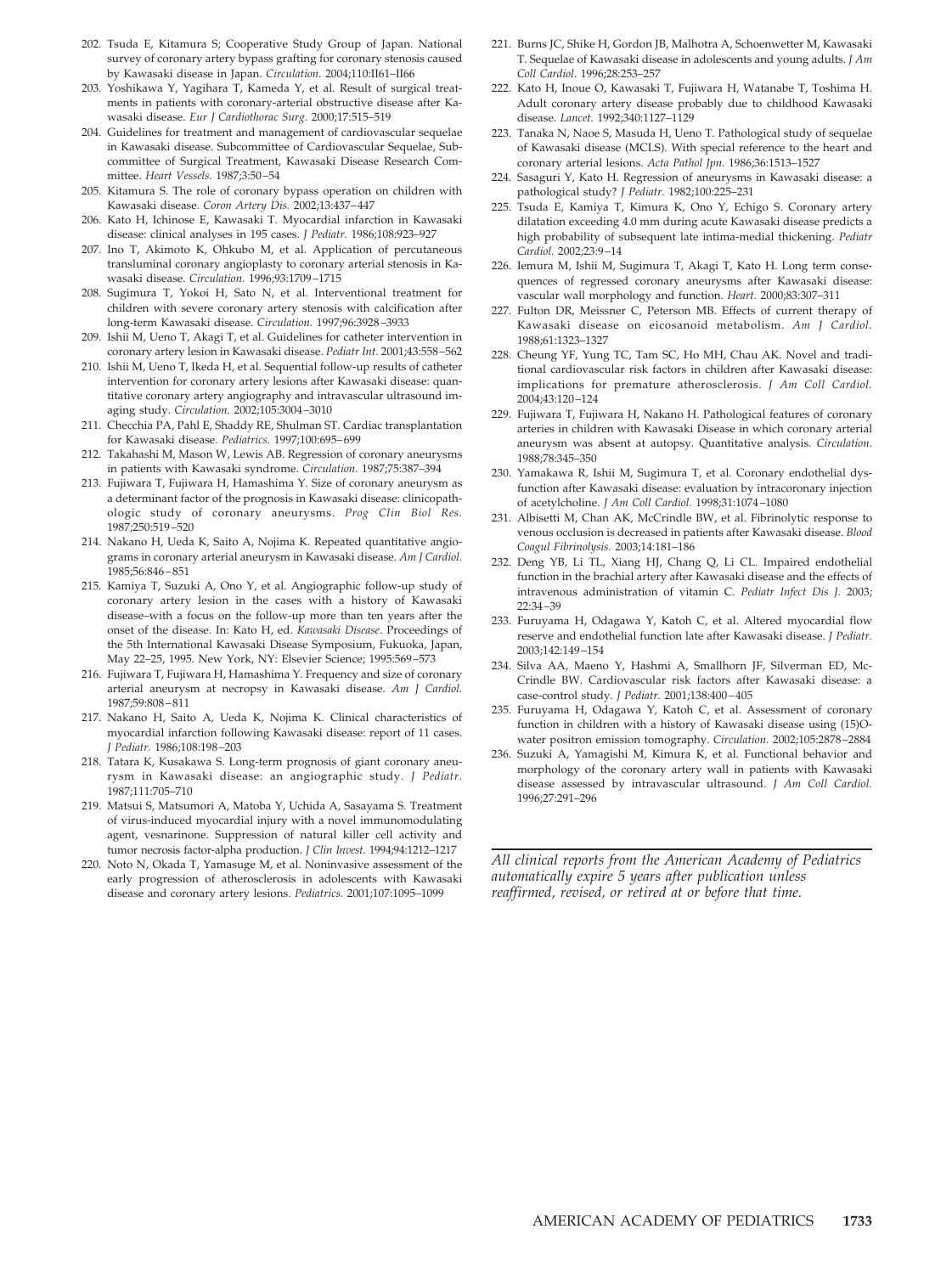202. Tsuda E, Kitamura S; Cooperative Study Group of Japan. National survey of coronary artery bypass grafting for coronary stenosis caused by Kawasaki disease in Japan. *Circulation.* 2004;110:II61–II66

203. Yoshikawa Y, Yagihara T, Kameda Y, et al. Result of surgical treatments in patients with coronary-arterial obstructive disease after Kawasaki disease. *Eur J Cardiothorac Surg.* 2000;17:515–519

204. Guidelines for treatment and management of cardiovascular sequelae in Kawasaki disease. Subcommittee of Cardiovascular Sequelae, Subcommittee of Surgical Treatment, Kawasaki Disease Research Committee. *Heart Vessels.* 1987;3:50–54

205. Kitamura S. The role of coronary bypass operation on children with Kawasaki disease. *Coron Artery Dis.* 2002;13:437–447

206. Kato H, Ichinose E, Kawasaki T. Myocardial infarction in Kawasaki disease: clinical analyses in 195 cases. *J Pediatr.* 1986;108:923–927

207. Ino T, Akimoto K, Ohkubo M, et al. Application of percutaneous transluminal coronary angioplasty to coronary arterial stenosis in Kawasaki disease. *Circulation.* 1996;93:1709–1715

208. Sugimura T, Yokoi H, Sato N, et al. Interventional treatment for children with severe coronary artery stenosis with calcification after long-term Kawasaki disease. *Circulation.* 1997;96:3928–3933

209. Ishii M, Ueno T, Akagi T, et al. Guidelines for catheter intervention in coronary artery lesion in Kawasaki disease. *Pediatr Int.* 2001;43:558–562

210. Ishii M, Ueno T, Ikeda H, et al. Sequential follow-up results of catheter intervention for coronary artery lesions after Kawasaki disease: quantitative coronary artery angiography and intravascular ultrasound imaging study. *Circulation.* 2002;105:3004–3010

211. Checchia PA, Pahl E, Shaddy RE, Shulman ST. Cardiac transplantation for Kawasaki disease. *Pediatrics.* 1997;100:695–699

212. Takahashi M, Mason W, Lewis AB. Regression of coronary aneurysms in patients with Kawasaki syndrome. *Circulation.* 1987;75:387–394

213. Fujiwara T, Fujiwara H, Hamashima Y. Size of coronary aneurysm as a determinant factor of the prognosis in Kawasaki disease: clinicopathologic study of coronary aneurysms. *Prog Clin Biol Res.* 1987;250:519–520

214. Nakano H, Ueda K, Saito A, Nojima K. Repeated quantitative angiograms in coronary arterial aneurysm in Kawasaki disease. *Am J Cardiol.* 1985;56:846–851

215. Kamiya T, Suzuki A, Ono Y, et al. Angiographic follow-up study of coronary artery lesion in the cases with a history of Kawasaki disease–with a focus on the follow-up more than ten years after the onset of the disease. In: Kato H, ed. *Kawasaki Disease*. Proceedings of the 5th International Kawasaki Disease Symposium, Fukuoka, Japan, May 22–25, 1995. New York, NY: Elsevier Science; 1995:569–573

216. Fujiwara T, Fujiwara H, Hamashima Y. Frequency and size of coronary arterial aneurysm at necropsy in Kawasaki disease. *Am J Cardiol.* 1987;59:808–811

217. Nakano H, Saito A, Ueda K, Nojima K. Clinical characteristics of myocardial infarction following Kawasaki disease: report of 11 cases. *J Pediatr.* 1986;108:198–203

218. Tatara K, Kusakawa S. Long-term prognosis of giant coronary aneurysm in Kawasaki disease: an angiographic study. *J Pediatr.* 1987;111:705–710

219. Matsui S, Matsumori A, Matoba Y, Uchida A, Sasayama S. Treatment of virus-induced myocardial injury with a novel immunomodulating agent, vesnarinone. Suppression of natural killer cell activity and tumor necrosis factor-alpha production. *J Clin Invest.* 1994;94:1212–1217

220. Noto N, Okada T, Yamasuge M, et al. Noninvasive assessment of the early progression of atherosclerosis in adolescents with Kawasaki disease and coronary artery lesions. *Pediatrics.* 2001;107:1095–1099

221. Burns JC, Shike H, Gordon JB, Malhotra A, Schoenwetter M, Kawasaki T. Sequelae of Kawasaki disease in adolescents and young adults. *J Am Coll Cardiol.* 1996;28:253–257

222. Kato H, Inoue O, Kawasaki T, Fujiwara H, Watanabe T, Toshima H. Adult coronary artery disease probably due to childhood Kawasaki disease. *Lancet.* 1992;340:1127–1129

223. Tanaka N, Naoe S, Masuda H, Ueno T. Pathological study of sequelae of Kawasaki disease (MCLS). With special reference to the heart and coronary arterial lesions. *Acta Pathol Jpn.* 1986;36:1513–1527

224. Sasaguri Y, Kato H. Regression of aneurysms in Kawasaki disease: a pathological study? *J Pediatr.* 1982;100:225–231

225. Tsuda E, Kamiya T, Kimura K, Ono Y, Echigo S. Coronary artery dilatation exceeding 4.0 mm during acute Kawasaki disease predicts a high probability of subsequent late intima-medial thickening. *Pediatr Cardiol.* 2002;23:9–14

226. Iemura M, Ishii M, Sugimura T, Akagi T, Kato H. Long term consequences of regressed coronary aneurysms after Kawasaki disease: vascular wall morphology and function. *Heart.* 2000;83:307–311

227. Fulton DR, Meissner C, Peterson MB. Effects of current therapy of Kawasaki disease on eicosanoid metabolism. *Am J Cardiol.* 1988;61:1323–1327

228. Cheung YF, Yung TC, Tam SC, Ho MH, Chau AK. Novel and traditional cardiovascular risk factors in children after Kawasaki disease: implications for premature atherosclerosis. *J Am Coll Cardiol.* 2004;43:120–124

229. Fujiwara T, Fujiwara H, Nakano H. Pathological features of coronary arteries in children with Kawasaki Disease in which coronary arterial aneurysm was absent at autopsy. Quantitative analysis. *Circulation.* 1988;78:345–350

230. Yamakawa R, Ishii M, Sugimura T, et al. Coronary endothelial dysfunction after Kawasaki disease: evaluation by intracoronary injection of acetylcholine. *J Am Coll Cardiol.* 1998;31:1074–1080

231. Albisetti M, Chan AK, McCrindle BW, et al. Fibrinolytic response to venous occlusion is decreased in patients after Kawasaki disease. *Blood Coagul Fibrinolysis.* 2003;14:181–186

232. Deng YB, Li TL, Xiang HJ, Chang Q, Li CL. Impaired endothelial function in the brachial artery after Kawasaki disease and the effects of intravenous administration of vitamin C. *Pediatr Infect Dis J.* 2003;22:34–39

233. Furuyama H, Odagawa Y, Katoh C, et al. Altered myocardial flow reserve and endothelial function late after Kawasaki disease. *J Pediatr.* 2003;142:149–154

234. Silva AA, Maeno Y, Hashmi A, Smallhorn JF, Silverman ED, McCrindle BW. Cardiovascular risk factors after Kawasaki disease: a case-control study. *J Pediatr.* 2001;138:400–405

235. Furuyama H, Odagawa Y, Katoh C, et al. Assessment of coronary function in children with a history of Kawasaki disease using (15)O-water positron emission tomography. *Circulation.* 2002;105:2878–2884

236. Suzuki A, Yamagishi M, Kimura K, et al. Functional behavior and morphology of the coronary artery wall in patients with Kawasaki disease assessed by intravascular ultrasound. *J Am Coll Cardiol.* 1996;27:291–296

*All clinical reports from the American Academy of Pediatrics automatically expire 5 years after publication unless reaffirmed, revised, or retired at or before that time.*